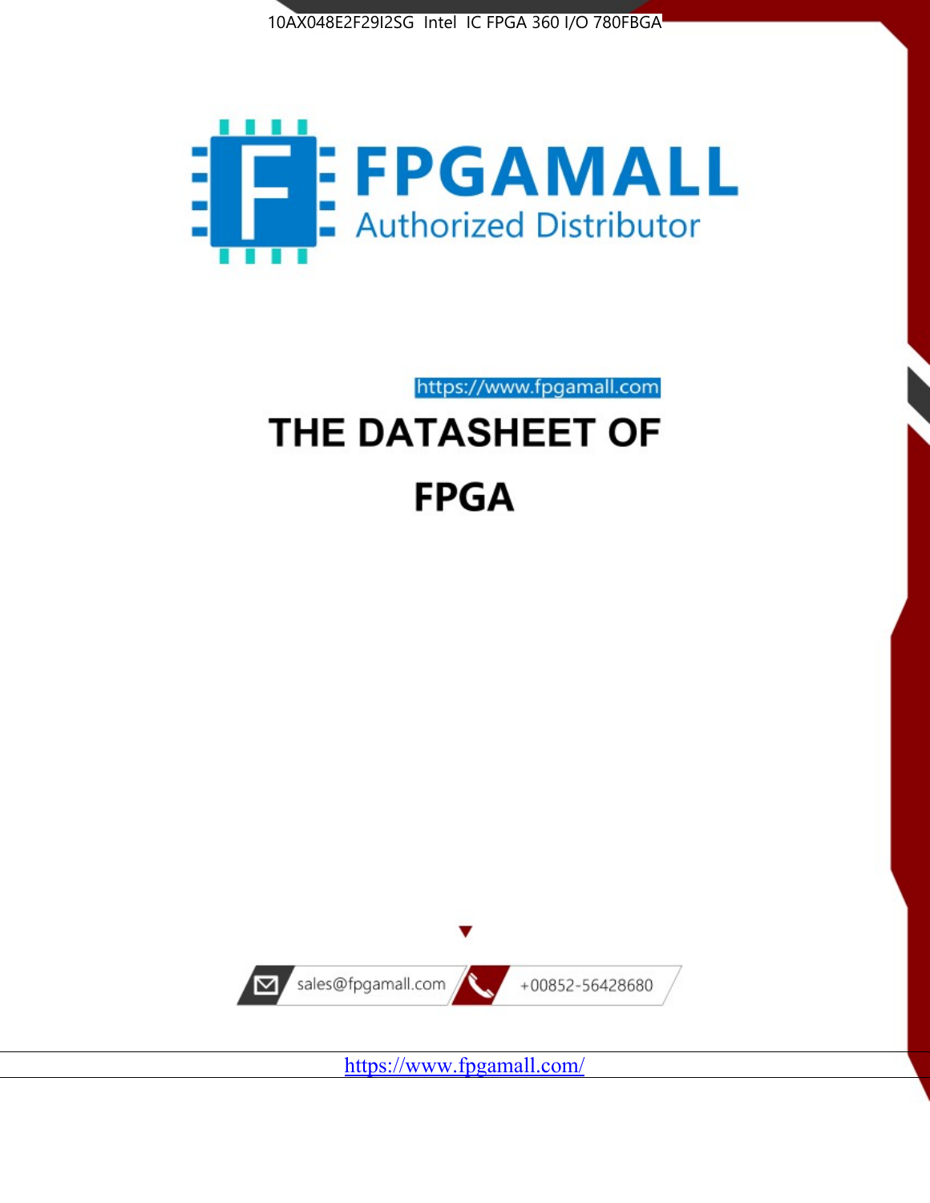10AX048E2F29I2SG Intel IC FPGA 360 I/O 780FBGA

FPGAMALL
Authorized Distributor

https://www.fpgamall.com

# THE DATASHEET OF

# FPGA

sales@fpgamall.com

+00852-56428680

https://www.fpgamall.com/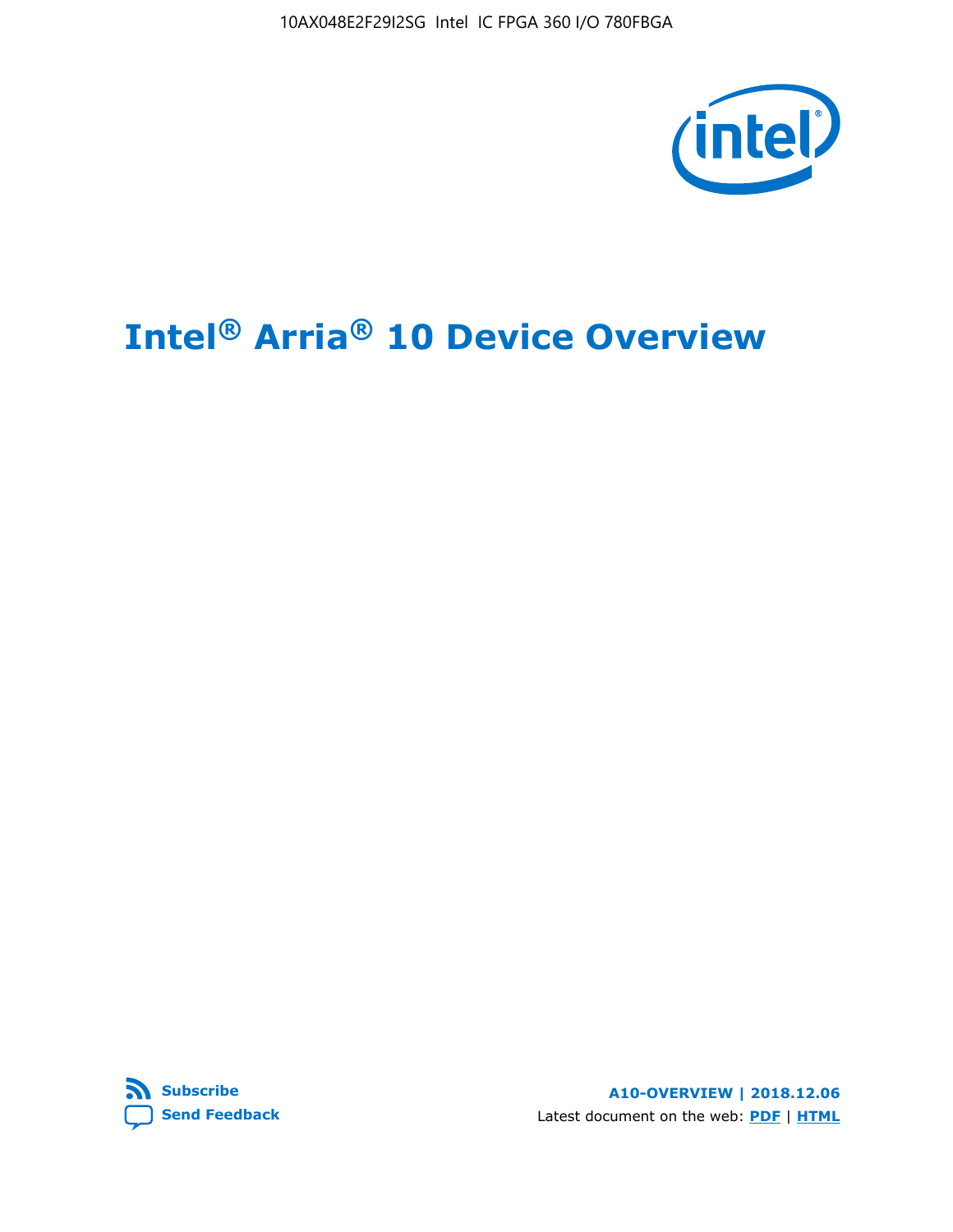# Intel® Arria® 10 Device Overview

Subscribe

Send Feedback

A10-OVERVIEW | 2018.12.06

Latest document on the web: PDF | HTML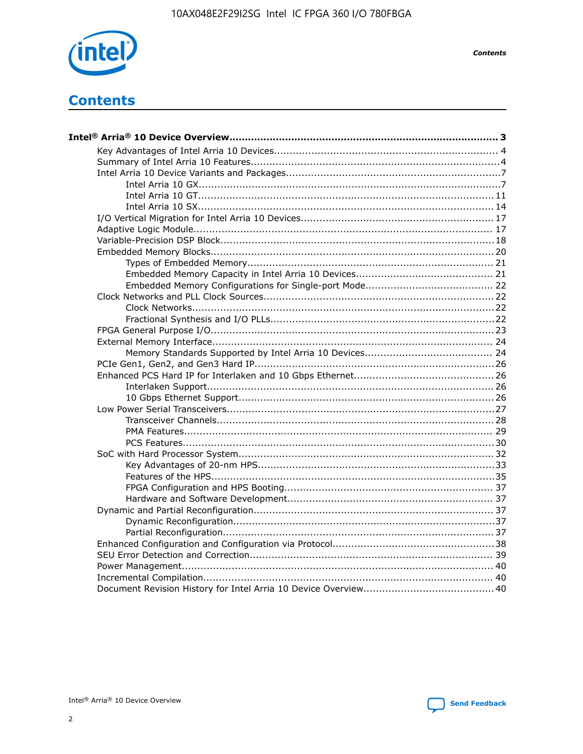# Contents

- **Intel® Arria® 10 Device Overview...................................................................................... 3**
  - Key Advantages of Intel Arria 10 Devices........................................................................ 4
  - Summary of Intel Arria 10 Features................................................................................4
  - Intel Arria 10 Device Variants and Packages.....................................................................7
    - Intel Arria 10 GX.................................................................................................7
    - Intel Arria 10 GT............................................................................................... 11
    - Intel Arria 10 SX............................................................................................... 14
  - I/O Vertical Migration for Intel Arria 10 Devices.............................................................. 17
  - Adaptive Logic Module................................................................................................ 17
  - Variable-Precision DSP Block........................................................................................18
  - Embedded Memory Blocks........................................................................................... 20
    - Types of Embedded Memory............................................................................... 21
    - Embedded Memory Capacity in Intel Arria 10 Devices............................................ 21
    - Embedded Memory Configurations for Single-port Mode......................................... 22
  - Clock Networks and PLL Clock Sources.......................................................................... 22
    - Clock Networks................................................................................................. 22
    - Fractional Synthesis and I/O PLLs........................................................................ 22
  - FPGA General Purpose I/O.......................................................................................... 23
  - External Memory Interface.......................................................................................... 24
    - Memory Standards Supported by Intel Arria 10 Devices......................................... 24
  - PCIe Gen1, Gen2, and Gen3 Hard IP............................................................................. 26
  - Enhanced PCS Hard IP for Interlaken and 10 Gbps Ethernet............................................. 26
    - Interlaken Support............................................................................................ 26
    - 10 Gbps Ethernet Support.................................................................................. 26
  - Low Power Serial Transceivers..................................................................................... 27
    - Transceiver Channels......................................................................................... 28
    - PMA Features................................................................................................... 29
    - PCS Features.................................................................................................... 30
  - SoC with Hard Processor System.................................................................................. 32
    - Key Advantages of 20-nm HPS............................................................................ 33
    - Features of the HPS........................................................................................... 35
    - FPGA Configuration and HPS Booting................................................................... 37
    - Hardware and Software Development.................................................................. 37
  - Dynamic and Partial Reconfiguration............................................................................. 37
    - Dynamic Reconfiguration.................................................................................... 37
    - Partial Reconfiguration....................................................................................... 37
  - Enhanced Configuration and Configuration via Protocol.................................................... 38
  - SEU Error Detection and Correction.............................................................................. 39
  - Power Management.................................................................................................... 40
  - Incremental Compilation............................................................................................. 40
  - Document Revision History for Intel Arria 10 Device Overview.......................................... 40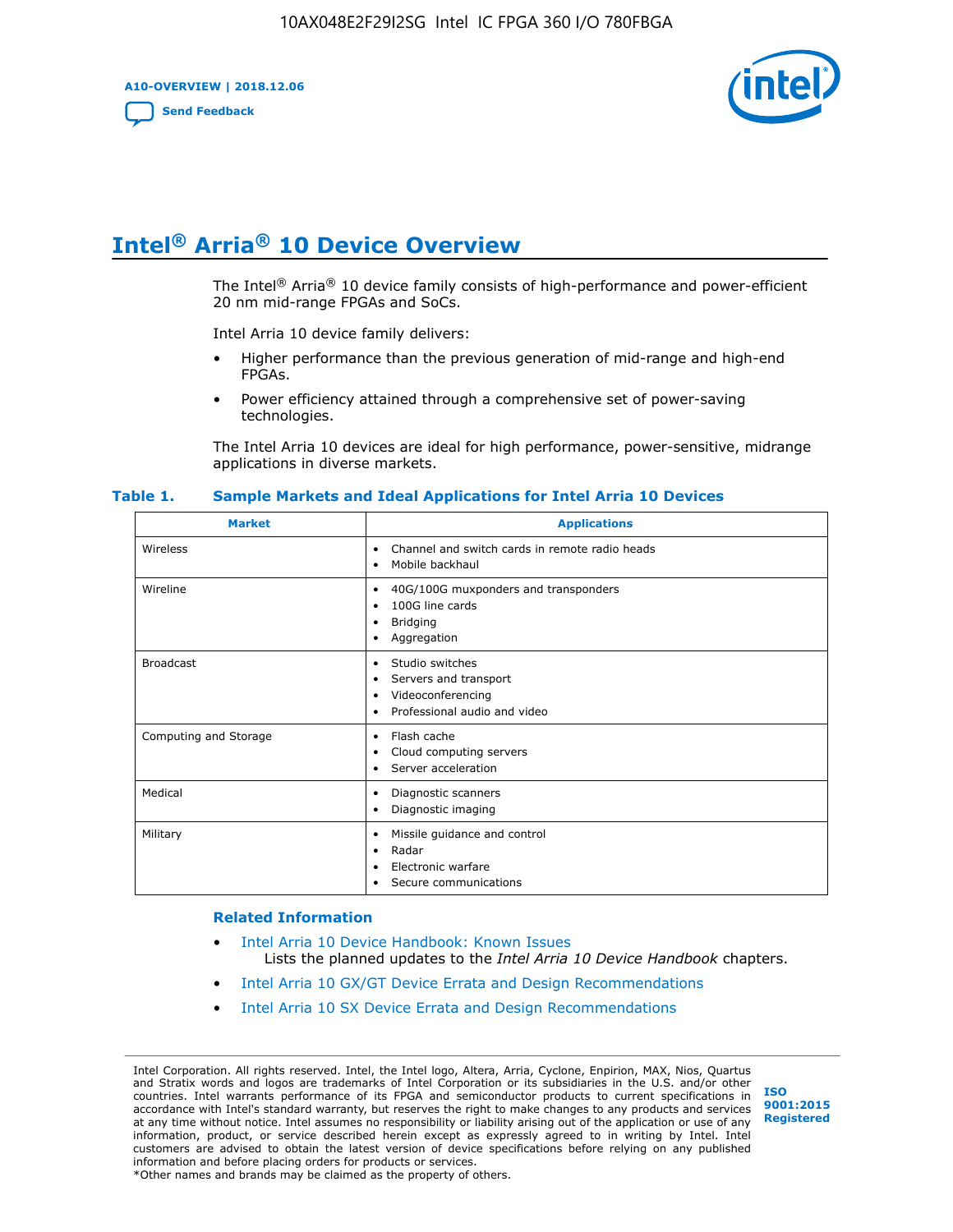# Intel® Arria® 10 Device Overview

The Intel® Arria® 10 device family consists of high-performance and power-efficient 20 nm mid-range FPGAs and SoCs.

Intel Arria 10 device family delivers:

- Higher performance than the previous generation of mid-range and high-end FPGAs.
- Power efficiency attained through a comprehensive set of power-saving technologies.

The Intel Arria 10 devices are ideal for high performance, power-sensitive, midrange applications in diverse markets.

**Table 1. Sample Markets and Ideal Applications for Intel Arria 10 Devices**

| Market | Applications |
| --- | --- |
| Wireless | • Channel and switch cards in remote radio heads<br>• Mobile backhaul |
| Wireline | • 40G/100G muxponders and transponders<br>• 100G line cards<br>• Bridging<br>• Aggregation |
| Broadcast | • Studio switches<br>• Servers and transport<br>• Videoconferencing<br>• Professional audio and video |
| Computing and Storage | • Flash cache<br>• Cloud computing servers<br>• Server acceleration |
| Medical | • Diagnostic scanners<br>• Diagnostic imaging |
| Military | • Missile guidance and control<br>• Radar<br>• Electronic warfare<br>• Secure communications |

## Related Information

- Intel Arria 10 Device Handbook: Known Issues
  Lists the planned updates to the *Intel Arria 10 Device Handbook* chapters.
- Intel Arria 10 GX/GT Device Errata and Design Recommendations
- Intel Arria 10 SX Device Errata and Design Recommendations

Intel Corporation. All rights reserved. Intel, the Intel logo, Altera, Arria, Cyclone, Enpirion, MAX, Nios, Quartus and Stratix words and logos are trademarks of Intel Corporation or its subsidiaries in the U.S. and/or other countries. Intel warrants performance of its FPGA and semiconductor products to current specifications in accordance with Intel's standard warranty, but reserves the right to make changes to any products and services at any time without notice. Intel assumes no responsibility or liability arising out of the application or use of any information, product, or service described herein except as expressly agreed to in writing by Intel. Intel customers are advised to obtain the latest version of device specifications before relying on any published information and before placing orders for products or services.
*Other names and brands may be claimed as the property of others.

ISO 9001:2015 Registered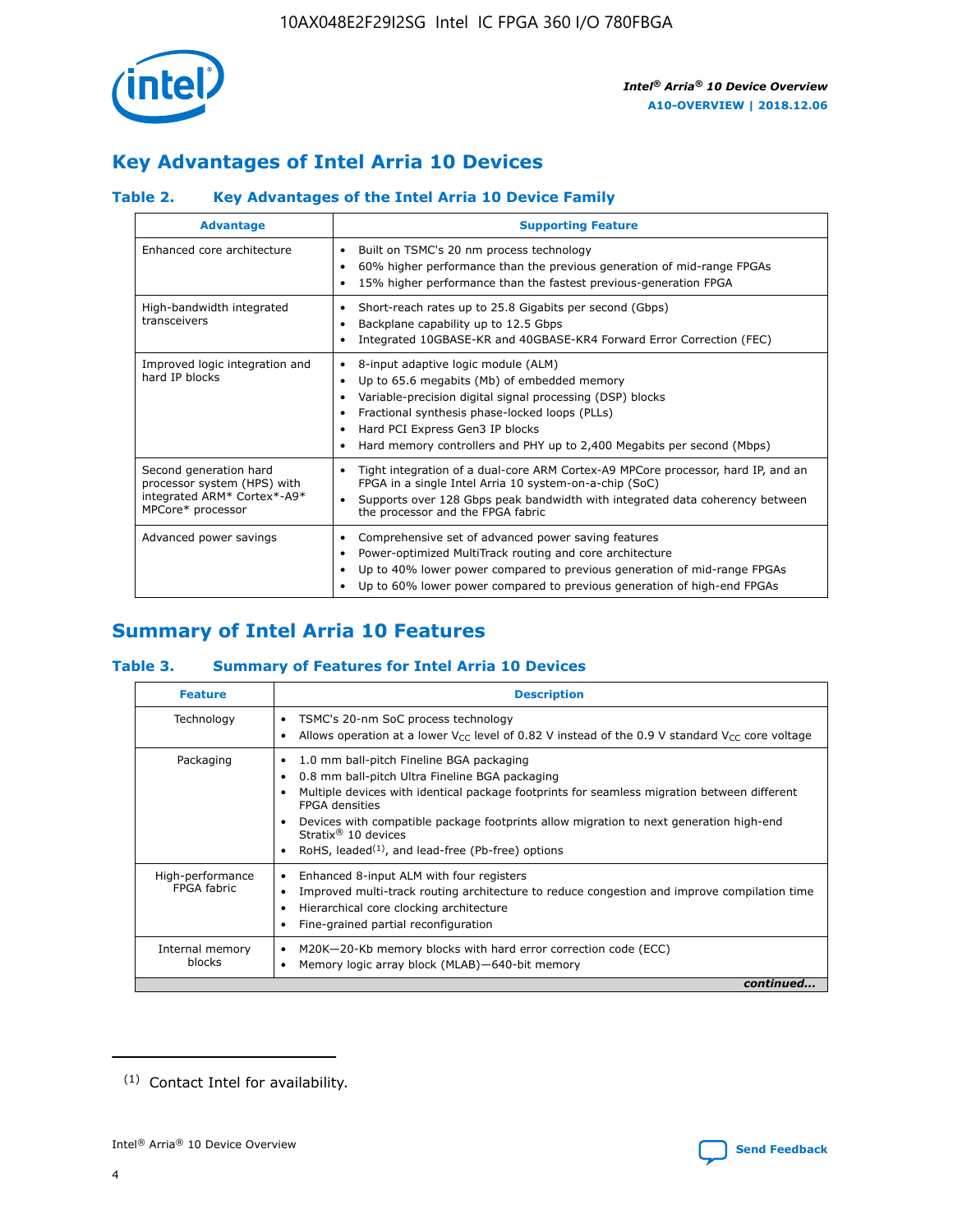## Key Advantages of Intel Arria 10 Devices

### Table 2. Key Advantages of the Intel Arria 10 Device Family

| Advantage | Supporting Feature |
| --- | --- |
| Enhanced core architecture | • Built on TSMC's 20 nm process technology<br>• 60% higher performance than the previous generation of mid-range FPGAs<br>• 15% higher performance than the fastest previous-generation FPGA |
| High-bandwidth integrated transceivers | • Short-reach rates up to 25.8 Gigabits per second (Gbps)<br>• Backplane capability up to 12.5 Gbps<br>• Integrated 10GBASE-KR and 40GBASE-KR4 Forward Error Correction (FEC) |
| Improved logic integration and hard IP blocks | • 8-input adaptive logic module (ALM)<br>• Up to 65.6 megabits (Mb) of embedded memory<br>• Variable-precision digital signal processing (DSP) blocks<br>• Fractional synthesis phase-locked loops (PLLs)<br>• Hard PCI Express Gen3 IP blocks<br>• Hard memory controllers and PHY up to 2,400 Megabits per second (Mbps) |
| Second generation hard processor system (HPS) with integrated ARM* Cortex*-A9* MPCore* processor | • Tight integration of a dual-core ARM Cortex-A9 MPCore processor, hard IP, and an FPGA in a single Intel Arria 10 system-on-a-chip (SoC)<br>• Supports over 128 Gbps peak bandwidth with integrated data coherency between the processor and the FPGA fabric |
| Advanced power savings | • Comprehensive set of advanced power saving features<br>• Power-optimized MultiTrack routing and core architecture<br>• Up to 40% lower power compared to previous generation of mid-range FPGAs<br>• Up to 60% lower power compared to previous generation of high-end FPGAs |

## Summary of Intel Arria 10 Features

### Table 3. Summary of Features for Intel Arria 10 Devices

| Feature | Description |
| --- | --- |
| Technology | • TSMC's 20-nm SoC process technology<br>• Allows operation at a lower $V_{CC}$ level of 0.82 V instead of the 0.9 V standard $V_{CC}$ core voltage |
| Packaging | • 1.0 mm ball-pitch Fineline BGA packaging<br>• 0.8 mm ball-pitch Ultra Fineline BGA packaging<br>• Multiple devices with identical package footprints for seamless migration between different FPGA densities<br>• Devices with compatible package footprints allow migration to next generation high-end Stratix® 10 devices<br>• RoHS, leaded[(1)], and lead-free (Pb-free) options |
| High-performance FPGA fabric | • Enhanced 8-input ALM with four registers<br>• Improved multi-track routing architecture to reduce congestion and improve compilation time<br>• Hierarchical core clocking architecture<br>• Fine-grained partial reconfiguration |
| Internal memory blocks | • M20K—20-Kb memory blocks with hard error correction code (ECC)<br>• Memory logic array block (MLAB)—640-bit memory |

*continued...*

(1) Contact Intel for availability.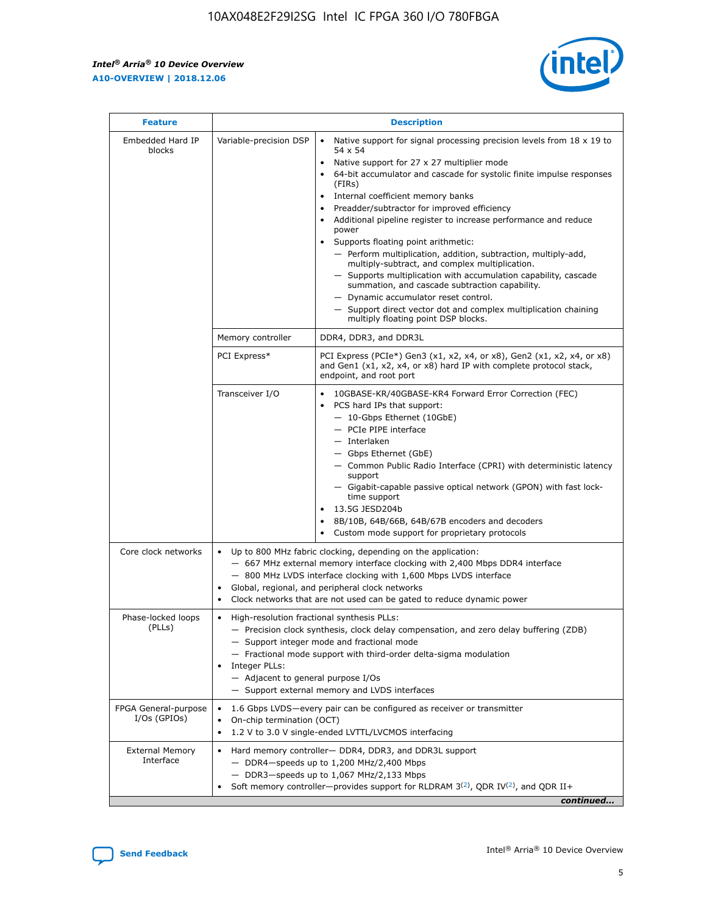| Feature | Description | |
|---|---|---|
| Embedded Hard IP blocks | Variable-precision DSP | • Native support for signal processing precision levels from 18 x 19 to 54 x 54<br>• Native support for 27 x 27 multiplier mode<br>• 64-bit accumulator and cascade for systolic finite impulse responses (FIRs)<br>• Internal coefficient memory banks<br>• Preadder/subtractor for improved efficiency<br>• Additional pipeline register to increase performance and reduce power<br>• Supports floating point arithmetic:<br>— Perform multiplication, addition, subtraction, multiply-add, multiply-subtract, and complex multiplication.<br>— Supports multiplication with accumulation capability, cascade summation, and cascade subtraction capability.<br>— Dynamic accumulator reset control.<br>— Support direct vector dot and complex multiplication chaining multiply floating point DSP blocks. |
| | Memory controller | DDR4, DDR3, and DDR3L |
| | PCI Express* | PCI Express (PCIe*) Gen3 (x1, x2, x4, or x8), Gen2 (x1, x2, x4, or x8) and Gen1 (x1, x2, x4, or x8) hard IP with complete protocol stack, endpoint, and root port |
| | Transceiver I/O | • 10GBASE-KR/40GBASE-KR4 Forward Error Correction (FEC)<br>• PCS hard IPs that support:<br>— 10-Gbps Ethernet (10GbE)<br>— PCIe PIPE interface<br>— Interlaken<br>— Gbps Ethernet (GbE)<br>— Common Public Radio Interface (CPRI) with deterministic latency support<br>— Gigabit-capable passive optical network (GPON) with fast lock-time support<br>• 13.5G JESD204b<br>• 8B/10B, 64B/66B, 64B/67B encoders and decoders<br>• Custom mode support for proprietary protocols |
| Core clock networks | • Up to 800 MHz fabric clocking, depending on the application:<br>— 667 MHz external memory interface clocking with 2,400 Mbps DDR4 interface<br>— 800 MHz LVDS interface clocking with 1,600 Mbps LVDS interface<br>• Global, regional, and peripheral clock networks<br>• Clock networks that are not used can be gated to reduce dynamic power | |
| Phase-locked loops (PLLs) | • High-resolution fractional synthesis PLLs:<br>— Precision clock synthesis, clock delay compensation, and zero delay buffering (ZDB)<br>— Support integer mode and fractional mode<br>— Fractional mode support with third-order delta-sigma modulation<br>• Integer PLLs:<br>— Adjacent to general purpose I/Os<br>— Support external memory and LVDS interfaces | |
| FPGA General-purpose I/Os (GPIOs) | • 1.6 Gbps LVDS—every pair can be configured as receiver or transmitter<br>• On-chip termination (OCT)<br>• 1.2 V to 3.0 V single-ended LVTTL/LVCMOS interfacing | |
| External Memory Interface | • Hard memory controller— DDR4, DDR3, and DDR3L support<br>— DDR4—speeds up to 1,200 MHz/2,400 Mbps<br>— DDR3—speeds up to 1,067 MHz/2,133 Mbps<br>• Soft memory controller—provides support for RLDRAM 3[(2)], QDR IV[(2)], and QDR II+ | |

*continued...*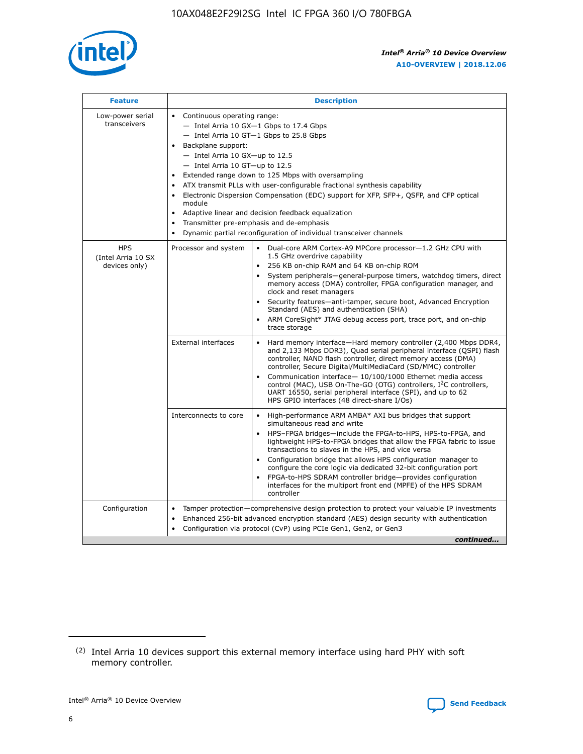| Feature | Description | |
|---|---|---|
| Low-power serial transceivers | • Continuous operating range:<br>— Intel Arria 10 GX—1 Gbps to 17.4 Gbps<br>— Intel Arria 10 GT—1 Gbps to 25.8 Gbps<br>• Backplane support:<br>— Intel Arria 10 GX—up to 12.5<br>— Intel Arria 10 GT—up to 12.5<br>• Extended range down to 125 Mbps with oversampling<br>• ATX transmit PLLs with user-configurable fractional synthesis capability<br>• Electronic Dispersion Compensation (EDC) support for XFP, SFP+, QSFP, and CFP optical module<br>• Adaptive linear and decision feedback equalization<br>• Transmitter pre-emphasis and de-emphasis<br>• Dynamic partial reconfiguration of individual transceiver channels | |
| HPS (Intel Arria 10 SX devices only) | Processor and system | • Dual-core ARM Cortex-A9 MPCore processor—1.2 GHz CPU with 1.5 GHz overdrive capability<br>• 256 KB on-chip RAM and 64 KB on-chip ROM<br>• System peripherals—general-purpose timers, watchdog timers, direct memory access (DMA) controller, FPGA configuration manager, and clock and reset managers<br>• Security features—anti-tamper, secure boot, Advanced Encryption Standard (AES) and authentication (SHA)<br>• ARM CoreSight* JTAG debug access port, trace port, and on-chip trace storage |
| | External interfaces | • Hard memory interface—Hard memory controller (2,400 Mbps DDR4, and 2,133 Mbps DDR3), Quad serial peripheral interface (QSPI) flash controller, NAND flash controller, direct memory access (DMA) controller, Secure Digital/MultiMediaCard (SD/MMC) controller<br>• Communication interface— 10/100/1000 Ethernet media access control (MAC), USB On-The-GO (OTG) controllers, I²C controllers, UART 16550, serial peripheral interface (SPI), and up to 62 HPS GPIO interfaces (48 direct-share I/Os) |
| | Interconnects to core | • High-performance ARM AMBA* AXI bus bridges that support simultaneous read and write<br>• HPS–FPGA bridges—include the FPGA-to-HPS, HPS-to-FPGA, and lightweight HPS-to-FPGA bridges that allow the FPGA fabric to issue transactions to slaves in the HPS, and vice versa<br>• Configuration bridge that allows HPS configuration manager to configure the core logic via dedicated 32-bit configuration port<br>• FPGA-to-HPS SDRAM controller bridge—provides configuration interfaces for the multiport front end (MPFE) of the HPS SDRAM controller |
| Configuration | • Tamper protection—comprehensive design protection to protect your valuable IP investments<br>• Enhanced 256-bit advanced encryption standard (AES) design security with authentication<br>• Configuration via protocol (CvP) using PCIe Gen1, Gen2, or Gen3 | |

*continued...*

(2) Intel Arria 10 devices support this external memory interface using hard PHY with soft memory controller.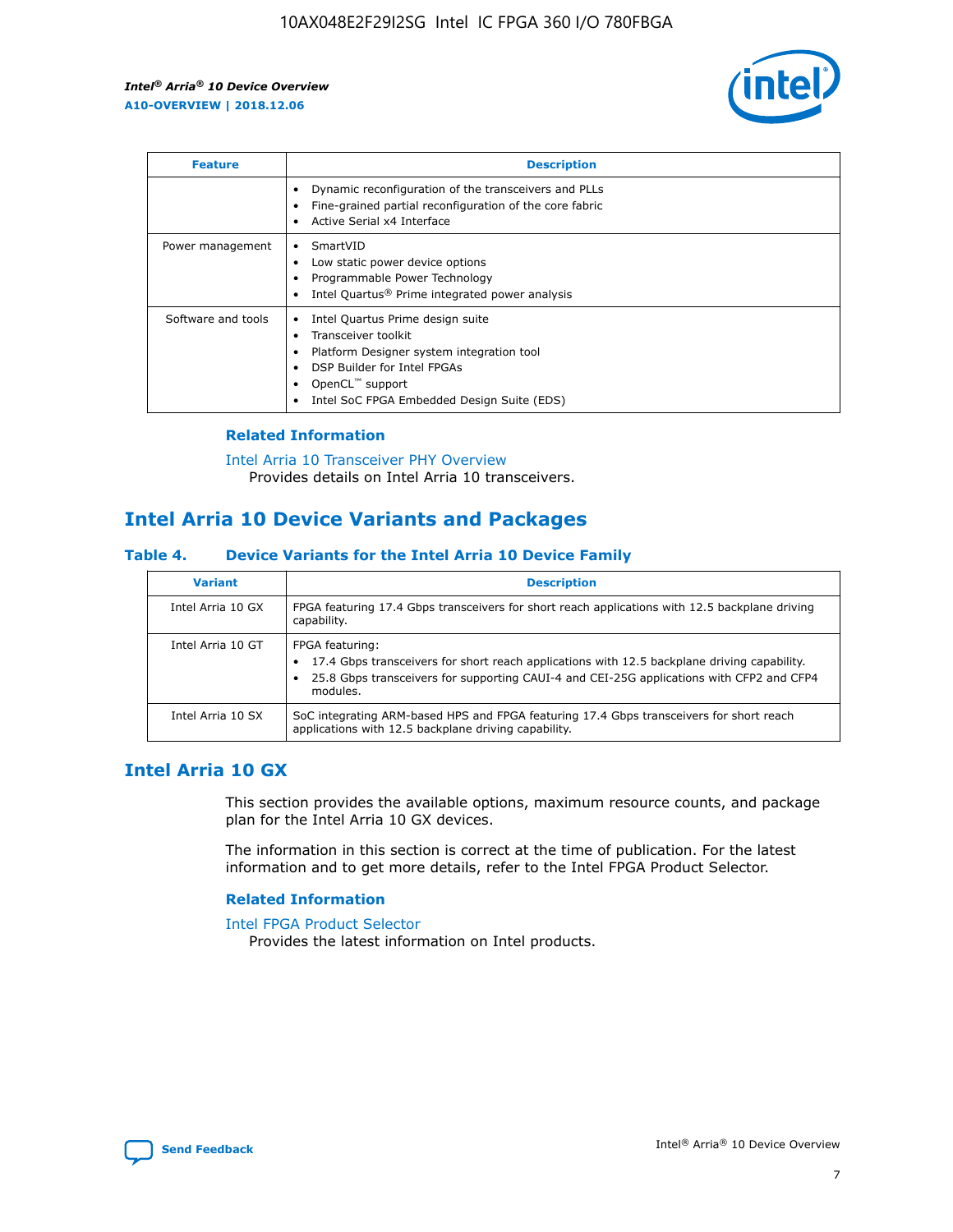| Feature | Description |
| --- | --- |
| | • Dynamic reconfiguration of the transceivers and PLLs<br>• Fine-grained partial reconfiguration of the core fabric<br>• Active Serial x4 Interface |
| Power management | • SmartVID<br>• Low static power device options<br>• Programmable Power Technology<br>• Intel Quartus® Prime integrated power analysis |
| Software and tools | • Intel Quartus Prime design suite<br>• Transceiver toolkit<br>• Platform Designer system integration tool<br>• DSP Builder for Intel FPGAs<br>• OpenCL™ support<br>• Intel SoC FPGA Embedded Design Suite (EDS) |

### Related Information

Intel Arria 10 Transceiver PHY Overview
Provides details on Intel Arria 10 transceivers.

## Intel Arria 10 Device Variants and Packages

**Table 4. Device Variants for the Intel Arria 10 Device Family**

| Variant | Description |
| --- | --- |
| Intel Arria 10 GX | FPGA featuring 17.4 Gbps transceivers for short reach applications with 12.5 backplane driving capability. |
| Intel Arria 10 GT | FPGA featuring:<br>• 17.4 Gbps transceivers for short reach applications with 12.5 backplane driving capability.<br>• 25.8 Gbps transceivers for supporting CAUI-4 and CEI-25G applications with CFP2 and CFP4 modules. |
| Intel Arria 10 SX | SoC integrating ARM-based HPS and FPGA featuring 17.4 Gbps transceivers for short reach applications with 12.5 backplane driving capability. |

## Intel Arria 10 GX

This section provides the available options, maximum resource counts, and package plan for the Intel Arria 10 GX devices.

The information in this section is correct at the time of publication. For the latest information and to get more details, refer to the Intel FPGA Product Selector.

### Related Information

Intel FPGA Product Selector
Provides the latest information on Intel products.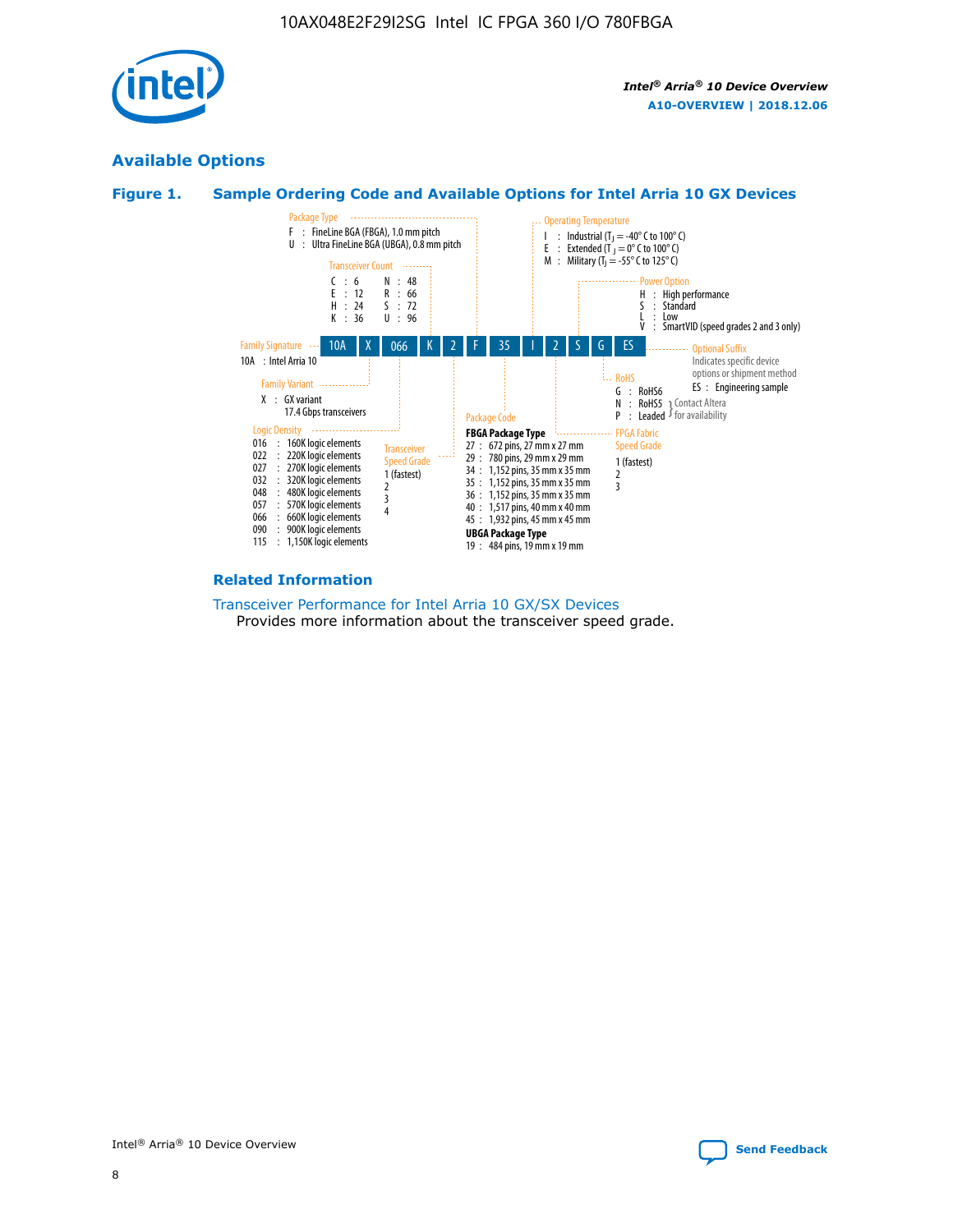## Available Options

### Figure 1. Sample Ordering Code and Available Options for Intel Arria 10 GX Devices

| 10A | X | 066 | K | 2 | F | 35 | I | 2 | S | G | ES |
|---|---|---|---|---|---|---|---|---|---|---|---|

**Family Signature**
10A : Intel Arria 10

**Family Variant**
X : GX variant
17.4 Gbps transceivers

**Logic Density**
016 : 160K logic elements
022 : 220K logic elements
027 : 270K logic elements
032 : 320K logic elements
048 : 480K logic elements
057 : 570K logic elements
066 : 660K logic elements
090 : 900K logic elements
115 : 1,150K logic elements

**Transceiver Count**
C : 6
E : 12
H : 24
K : 36
N : 48
R : 66
S : 72
U : 96

**Transceiver Speed Grade**
1 (fastest)
2
3
4

**Package Type**
F : FineLine BGA (FBGA), 1.0 mm pitch
U : Ultra FineLine BGA (UBGA), 0.8 mm pitch

**Package Code**

**FBGA Package Type**
27 : 672 pins, 27 mm x 27 mm
29 : 780 pins, 29 mm x 29 mm
34 : 1,152 pins, 35 mm x 35 mm
35 : 1,152 pins, 35 mm x 35 mm
36 : 1,152 pins, 35 mm x 35 mm
40 : 1,517 pins, 40 mm x 40 mm
45 : 1,932 pins, 45 mm x 45 mm

**UBGA Package Type**
19 : 484 pins, 19 mm x 19 mm

**Operating Temperature**
I : Industrial ($T_J$ = -40° C to 100° C)
E : Extended ($T_J$ = 0° C to 100° C)
M : Military ($T_J$ = -55° C to 125° C)

**FPGA Fabric Speed Grade**
1 (fastest)
2
3

**Power Option**
H : High performance
S : Standard
L : Low
V : SmartVID (speed grades 2 and 3 only)

**RoHS**
G : RoHS6
N : RoHS5 (Contact Altera for availability)
P : Leaded (Contact Altera for availability)

**Optional Suffix**
Indicates specific device options or shipment method
ES : Engineering sample

### Related Information

Transceiver Performance for Intel Arria 10 GX/SX Devices
Provides more information about the transceiver speed grade.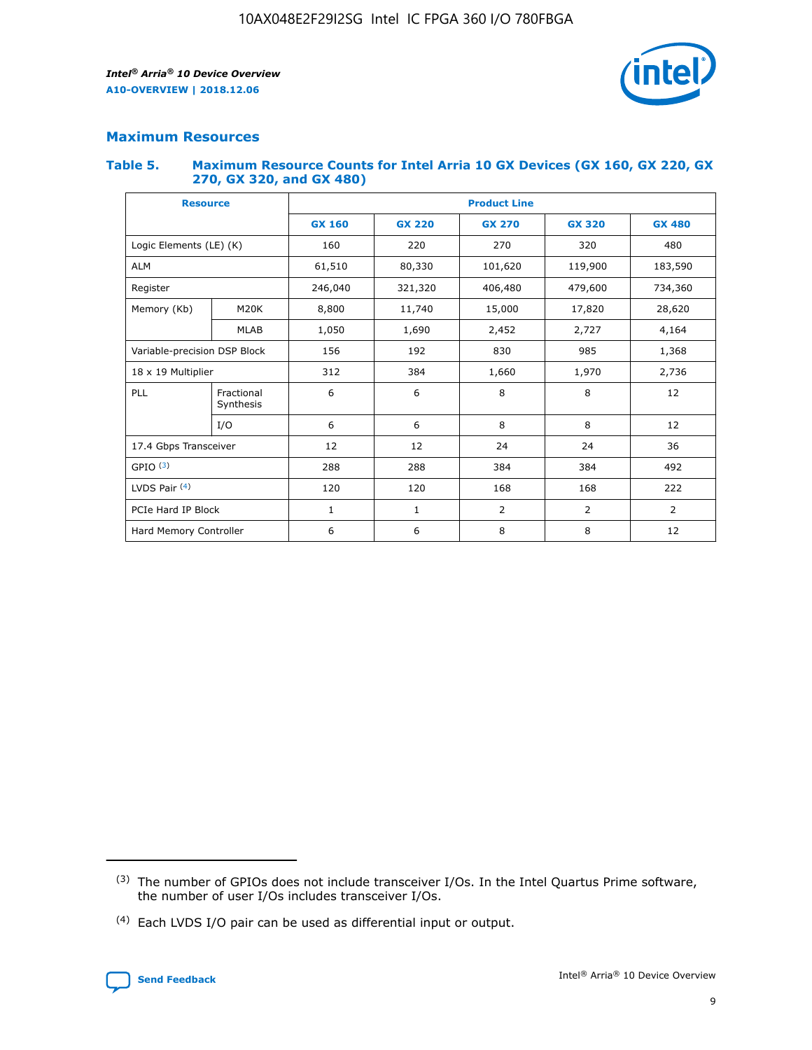## Maximum Resources

### Table 5. Maximum Resource Counts for Intel Arria 10 GX Devices (GX 160, GX 220, GX 270, GX 320, and GX 480)

| Resource | | Product Line | | | | |
|---|---|---|---|---|---|---|
| | | GX 160 | GX 220 | GX 270 | GX 320 | GX 480 |
| Logic Elements (LE) (K) | | 160 | 220 | 270 | 320 | 480 |
| ALM | | 61,510 | 80,330 | 101,620 | 119,900 | 183,590 |
| Register | | 246,040 | 321,320 | 406,480 | 479,600 | 734,360 |
| Memory (Kb) | M20K | 8,800 | 11,740 | 15,000 | 17,820 | 28,620 |
| | MLAB | 1,050 | 1,690 | 2,452 | 2,727 | 4,164 |
| Variable-precision DSP Block | | 156 | 192 | 830 | 985 | 1,368 |
| 18 x 19 Multiplier | | 312 | 384 | 1,660 | 1,970 | 2,736 |
| PLL | Fractional Synthesis | 6 | 6 | 8 | 8 | 12 |
| | I/O | 6 | 6 | 8 | 8 | 12 |
| 17.4 Gbps Transceiver | | 12 | 12 | 24 | 24 | 36 |
| GPIO [(3)] | | 288 | 288 | 384 | 384 | 492 |
| LVDS Pair [(4)] | | 120 | 120 | 168 | 168 | 222 |
| PCIe Hard IP Block | | 1 | 1 | 2 | 2 | 2 |
| Hard Memory Controller | | 6 | 6 | 8 | 8 | 12 |

(3) The number of GPIOs does not include transceiver I/Os. In the Intel Quartus Prime software, the number of user I/Os includes transceiver I/Os.

(4) Each LVDS I/O pair can be used as differential input or output.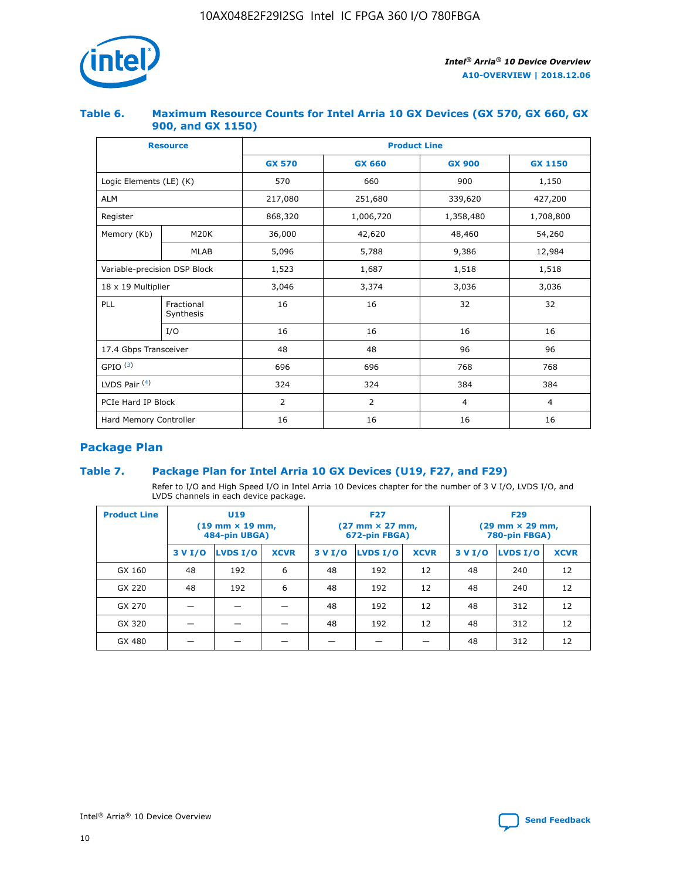### Table 6. Maximum Resource Counts for Intel Arria 10 GX Devices (GX 570, GX 660, GX 900, and GX 1150)

| Resource | | Product Line | | | |
|---|---|---|---|---|---|
| | | GX 570 | GX 660 | GX 900 | GX 1150 |
| Logic Elements (LE) (K) | | 570 | 660 | 900 | 1,150 |
| ALM | | 217,080 | 251,680 | 339,620 | 427,200 |
| Register | | 868,320 | 1,006,720 | 1,358,480 | 1,708,800 |
| Memory (Kb) | M20K | 36,000 | 42,620 | 48,460 | 54,260 |
| | MLAB | 5,096 | 5,788 | 9,386 | 12,984 |
| Variable-precision DSP Block | | 1,523 | 1,687 | 1,518 | 1,518 |
| 18 x 19 Multiplier | | 3,046 | 3,374 | 3,036 | 3,036 |
| PLL | Fractional Synthesis | 16 | 16 | 32 | 32 |
| | I/O | 16 | 16 | 16 | 16 |
| 17.4 Gbps Transceiver | | 48 | 48 | 96 | 96 |
| GPIO [(3)] | | 696 | 696 | 768 | 768 |
| LVDS Pair [(4)] | | 324 | 324 | 384 | 384 |
| PCIe Hard IP Block | | 2 | 2 | 4 | 4 |
| Hard Memory Controller | | 16 | 16 | 16 | 16 |

## Package Plan

### Table 7. Package Plan for Intel Arria 10 GX Devices (U19, F27, and F29)

Refer to I/O and High Speed I/O in Intel Arria 10 Devices chapter for the number of 3 V I/O, LVDS I/O, and LVDS channels in each device package.

| Product Line | U19 (19 mm × 19 mm, 484-pin UBGA) | | | F27 (27 mm × 27 mm, 672-pin FBGA) | | | F29 (29 mm × 29 mm, 780-pin FBGA) | | |
|---|---|---|---|---|---|---|---|---|---|
| | 3 V I/O | LVDS I/O | XCVR | 3 V I/O | LVDS I/O | XCVR | 3 V I/O | LVDS I/O | XCVR |
| GX 160 | 48 | 192 | 6 | 48 | 192 | 12 | 48 | 240 | 12 |
| GX 220 | 48 | 192 | 6 | 48 | 192 | 12 | 48 | 240 | 12 |
| GX 270 | — | — | — | 48 | 192 | 12 | 48 | 312 | 12 |
| GX 320 | — | — | — | 48 | 192 | 12 | 48 | 312 | 12 |
| GX 480 | — | — | — | — | — | — | 48 | 312 | 12 |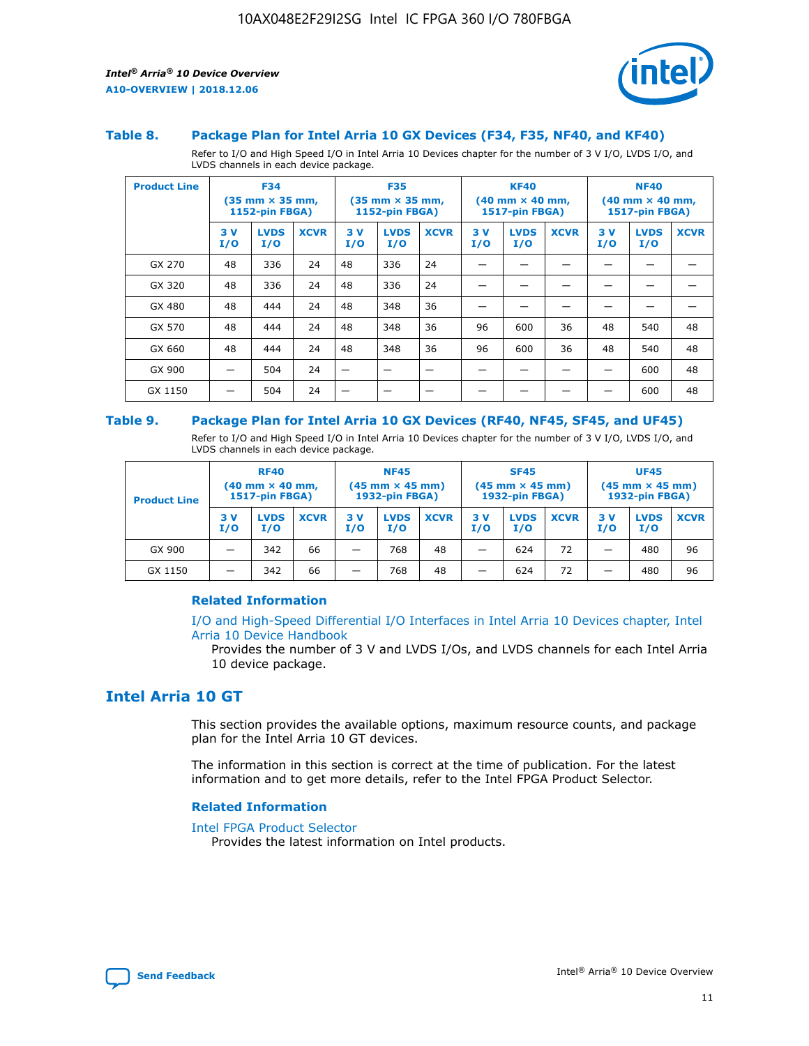### Table 8. Package Plan for Intel Arria 10 GX Devices (F34, F35, NF40, and KF40)

Refer to I/O and High Speed I/O in Intel Arria 10 Devices chapter for the number of 3 V I/O, LVDS I/O, and LVDS channels in each device package.

| Product Line | F34 (35 mm × 35 mm, 1152-pin FBGA) | | | F35 (35 mm × 35 mm, 1152-pin FBGA) | | | KF40 (40 mm × 40 mm, 1517-pin FBGA) | | | NF40 (40 mm × 40 mm, 1517-pin FBGA) | | |
|---|---|---|---|---|---|---|---|---|---|---|---|---|
| | 3 V I/O | LVDS I/O | XCVR | 3 V I/O | LVDS I/O | XCVR | 3 V I/O | LVDS I/O | XCVR | 3 V I/O | LVDS I/O | XCVR |
| GX 270 | 48 | 336 | 24 | 48 | 336 | 24 | — | — | — | — | — | — |
| GX 320 | 48 | 336 | 24 | 48 | 336 | 24 | — | — | — | — | — | — |
| GX 480 | 48 | 444 | 24 | 48 | 348 | 36 | — | — | — | — | — | — |
| GX 570 | 48 | 444 | 24 | 48 | 348 | 36 | 96 | 600 | 36 | 48 | 540 | 48 |
| GX 660 | 48 | 444 | 24 | 48 | 348 | 36 | 96 | 600 | 36 | 48 | 540 | 48 |
| GX 900 | — | 504 | 24 | — | — | — | — | — | — | — | 600 | 48 |
| GX 1150 | — | 504 | 24 | — | — | — | — | — | — | — | 600 | 48 |

### Table 9. Package Plan for Intel Arria 10 GX Devices (RF40, NF45, SF45, and UF45)

Refer to I/O and High Speed I/O in Intel Arria 10 Devices chapter for the number of 3 V I/O, LVDS I/O, and LVDS channels in each device package.

| Product Line | RF40 (40 mm × 40 mm, 1517-pin FBGA) | | | NF45 (45 mm × 45 mm) 1932-pin FBGA) | | | SF45 (45 mm × 45 mm) 1932-pin FBGA) | | | UF45 (45 mm × 45 mm) 1932-pin FBGA) | | |
|---|---|---|---|---|---|---|---|---|---|---|---|---|
| | 3 V I/O | LVDS I/O | XCVR | 3 V I/O | LVDS I/O | XCVR | 3 V I/O | LVDS I/O | XCVR | 3 V I/O | LVDS I/O | XCVR |
| GX 900 | — | 342 | 66 | — | 768 | 48 | — | 624 | 72 | — | 480 | 96 |
| GX 1150 | — | 342 | 66 | — | 768 | 48 | — | 624 | 72 | — | 480 | 96 |

#### Related Information

I/O and High-Speed Differential I/O Interfaces in Intel Arria 10 Devices chapter, Intel Arria 10 Device Handbook

Provides the number of 3 V and LVDS I/Os, and LVDS channels for each Intel Arria 10 device package.

## Intel Arria 10 GT

This section provides the available options, maximum resource counts, and package plan for the Intel Arria 10 GT devices.

The information in this section is correct at the time of publication. For the latest information and to get more details, refer to the Intel FPGA Product Selector.

#### Related Information

Intel FPGA Product Selector

Provides the latest information on Intel products.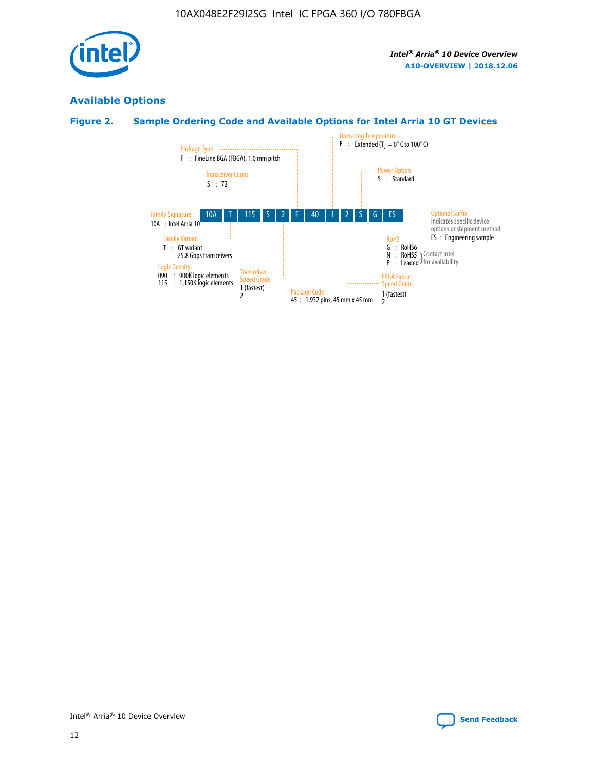## Available Options

### Figure 2. Sample Ordering Code and Available Options for Intel Arria 10 GT Devices

| 10A | T | 115 | S | 2 | F | 40 | I | 2 | S | G | ES |
|---|---|---|---|---|---|---|---|---|---|---|---|

**Family Signature**
10A : Intel Arria 10

**Family Variant**
T : GT variant
25.8 Gbps transceivers

**Logic Density**
090 : 900K logic elements
115 : 1,150K logic elements

**Transceiver Count**
S : 72

**Transceiver Speed Grade**
1 (fastest)
2

**Package Type**
F : FineLine BGA (FBGA), 1.0 mm pitch

**Package Code**
45 : 1,932 pins, 45 mm x 45 mm

**Operating Temperature**
E : Extended ($T_J$ = 0° C to 100° C)

**FPGA Fabric Speed Grade**
1 (fastest)
2

**Power Option**
S : Standard

**RoHS**
G : RoHS6
N : RoHS5 (Contact Intel for availability)
P : Leaded (Contact Intel for availability)

**Optional Suffix**
Indicates specific device options or shipment method
ES : Engineering sample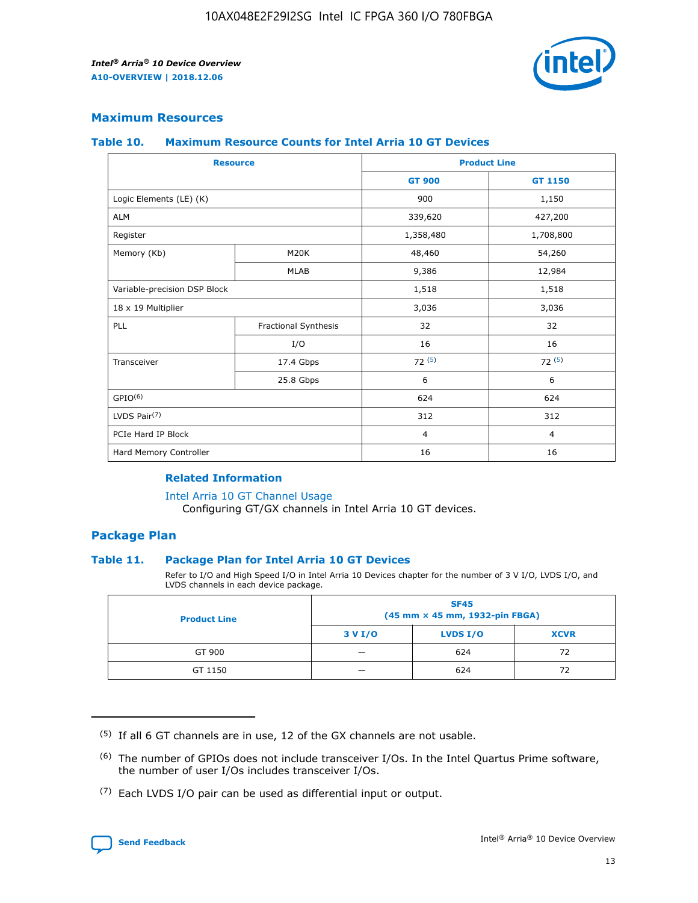## Maximum Resources

### Table 10. Maximum Resource Counts for Intel Arria 10 GT Devices

| Resource | | Product Line | |
|---|---|---|---|
| | | GT 900 | GT 1150 |
| Logic Elements (LE) (K) | | 900 | 1,150 |
| ALM | | 339,620 | 427,200 |
| Register | | 1,358,480 | 1,708,800 |
| Memory (Kb) | M20K | 48,460 | 54,260 |
| | MLAB | 9,386 | 12,984 |
| Variable-precision DSP Block | | 1,518 | 1,518 |
| 18 x 19 Multiplier | | 3,036 | 3,036 |
| PLL | Fractional Synthesis | 32 | 32 |
| | I/O | 16 | 16 |
| Transceiver | 17.4 Gbps | 72 (5) | 72 (5) |
| | 25.8 Gbps | 6 | 6 |
| GPIO(6) | | 624 | 624 |
| LVDS Pair(7) | | 312 | 312 |
| PCIe Hard IP Block | | 4 | 4 |
| Hard Memory Controller | | 16 | 16 |

#### Related Information

Intel Arria 10 GT Channel Usage
Configuring GT/GX channels in Intel Arria 10 GT devices.

## Package Plan

### Table 11. Package Plan for Intel Arria 10 GT Devices

Refer to I/O and High Speed I/O in Intel Arria 10 Devices chapter for the number of 3 V I/O, LVDS I/O, and LVDS channels in each device package.

| Product Line | SF45 (45 mm × 45 mm, 1932-pin FBGA) | | |
|---|---|---|---|
| | 3 V I/O | LVDS I/O | XCVR |
| GT 900 | — | 624 | 72 |
| GT 1150 | — | 624 | 72 |

(5) If all 6 GT channels are in use, 12 of the GX channels are not usable.

(6) The number of GPIOs does not include transceiver I/Os. In the Intel Quartus Prime software, the number of user I/Os includes transceiver I/Os.

(7) Each LVDS I/O pair can be used as differential input or output.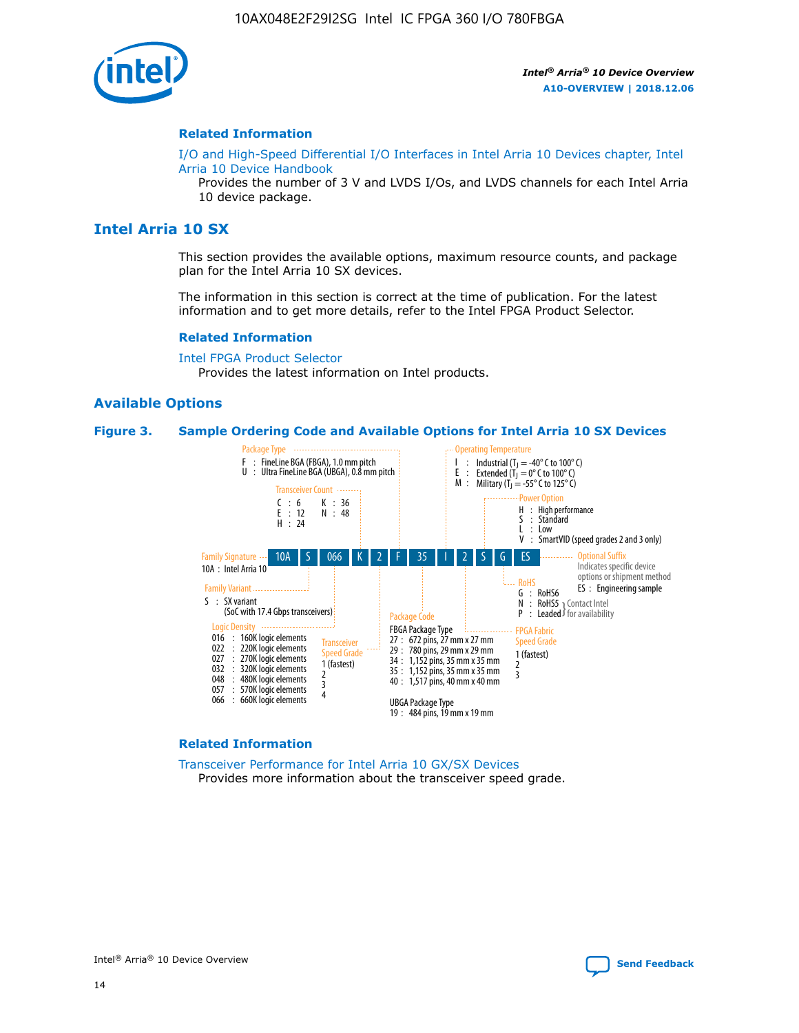#### Related Information

I/O and High-Speed Differential I/O Interfaces in Intel Arria 10 Devices chapter, Intel Arria 10 Device Handbook
Provides the number of 3 V and LVDS I/Os, and LVDS channels for each Intel Arria 10 device package.

## Intel Arria 10 SX

This section provides the available options, maximum resource counts, and package plan for the Intel Arria 10 SX devices.

The information in this section is correct at the time of publication. For the latest information and to get more details, refer to the Intel FPGA Product Selector.

#### Related Information

Intel FPGA Product Selector
Provides the latest information on Intel products.

### Available Options

**Figure 3. Sample Ordering Code and Available Options for Intel Arria 10 SX Devices**

Sample ordering code: 10A S 066 K 2 F 35 I 2 S G ES

- **Family Signature**
  - 10A : Intel Arria 10
- **Family Variant**
  - S : SX variant (SoC with 17.4 Gbps transceivers)
- **Logic Density**
  - 016 : 160K logic elements
  - 022 : 220K logic elements
  - 027 : 270K logic elements
  - 032 : 320K logic elements
  - 048 : 480K logic elements
  - 057 : 570K logic elements
  - 066 : 660K logic elements
- **Transceiver Count**
  - C : 6
  - E : 12
  - H : 24
  - K : 36
  - N : 48
- **Transceiver Speed Grade**
  - 1 (fastest)
  - 2
  - 3
  - 4
- **Package Type**
  - F : FineLine BGA (FBGA), 1.0 mm pitch
  - U : Ultra FineLine BGA (UBGA), 0.8 mm pitch
- **Package Code**
  - FBGA Package Type
    - 27 : 672 pins, 27 mm x 27 mm
    - 29 : 780 pins, 29 mm x 29 mm
    - 34 : 1,152 pins, 35 mm x 35 mm
    - 35 : 1,152 pins, 35 mm x 35 mm
    - 40 : 1,517 pins, 40 mm x 40 mm
  - UBGA Package Type
    - 19 : 484 pins, 19 mm x 19 mm
- **Operating Temperature**
  - I : Industrial ($T_J$ = -40° C to 100° C)
  - E : Extended ($T_J$ = 0° C to 100° C)
  - M : Military ($T_J$ = -55° C to 125° C)
- **FPGA Fabric Speed Grade**
  - 1 (fastest)
  - 2
  - 3
- **Power Option**
  - H : High performance
  - S : Standard
  - L : Low
  - V : SmartVID (speed grades 2 and 3 only)
- **RoHS**
  - G : RoHS6
  - N : RoHS5 (Contact Intel for availability)
  - P : Leaded (Contact Intel for availability)
- **Optional Suffix**
  - Indicates specific device options or shipment method
  - ES : Engineering sample

#### Related Information

Transceiver Performance for Intel Arria 10 GX/SX Devices
Provides more information about the transceiver speed grade.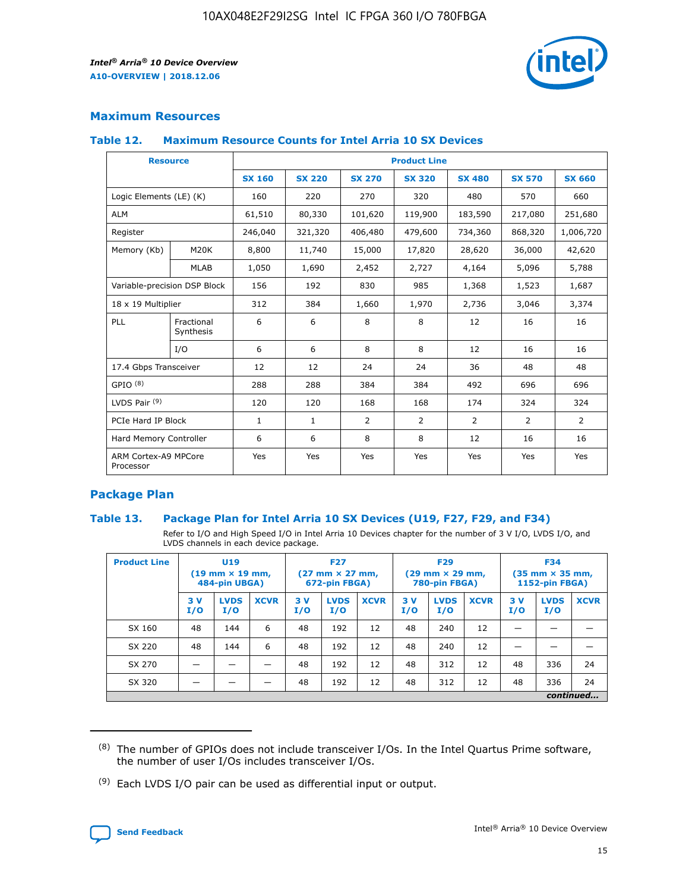## Maximum Resources

### Table 12. Maximum Resource Counts for Intel Arria 10 SX Devices

| Resource | | Product Line | | | | | | |
|---|---|---|---|---|---|---|---|---|
| | | SX 160 | SX 220 | SX 270 | SX 320 | SX 480 | SX 570 | SX 660 |
| Logic Elements (LE) (K) | | 160 | 220 | 270 | 320 | 480 | 570 | 660 |
| ALM | | 61,510 | 80,330 | 101,620 | 119,900 | 183,590 | 217,080 | 251,680 |
| Register | | 246,040 | 321,320 | 406,480 | 479,600 | 734,360 | 868,320 | 1,006,720 |
| Memory (Kb) | M20K | 8,800 | 11,740 | 15,000 | 17,820 | 28,620 | 36,000 | 42,620 |
| | MLAB | 1,050 | 1,690 | 2,452 | 2,727 | 4,164 | 5,096 | 5,788 |
| Variable-precision DSP Block | | 156 | 192 | 830 | 985 | 1,368 | 1,523 | 1,687 |
| 18 x 19 Multiplier | | 312 | 384 | 1,660 | 1,970 | 2,736 | 3,046 | 3,374 |
| PLL | Fractional Synthesis | 6 | 6 | 8 | 8 | 12 | 16 | 16 |
| | I/O | 6 | 6 | 8 | 8 | 12 | 16 | 16 |
| 17.4 Gbps Transceiver | | 12 | 12 | 24 | 24 | 36 | 48 | 48 |
| GPIO [8] | | 288 | 288 | 384 | 384 | 492 | 696 | 696 |
| LVDS Pair [9] | | 120 | 120 | 168 | 168 | 174 | 324 | 324 |
| PCIe Hard IP Block | | 1 | 1 | 2 | 2 | 2 | 2 | 2 |
| Hard Memory Controller | | 6 | 6 | 8 | 8 | 12 | 16 | 16 |
| ARM Cortex-A9 MPCore Processor | | Yes | Yes | Yes | Yes | Yes | Yes | Yes |

## Package Plan

### Table 13. Package Plan for Intel Arria 10 SX Devices (U19, F27, F29, and F34)

Refer to I/O and High Speed I/O in Intel Arria 10 Devices chapter for the number of 3 V I/O, LVDS I/O, and LVDS channels in each device package.

| Product Line | U19 (19 mm × 19 mm, 484-pin UBGA) | | | F27 (27 mm × 27 mm, 672-pin FBGA) | | | F29 (29 mm × 29 mm, 780-pin FBGA) | | | F34 (35 mm × 35 mm, 1152-pin FBGA) | | |
|---|---|---|---|---|---|---|---|---|---|---|---|---|
| | 3 V I/O | LVDS I/O | XCVR | 3 V I/O | LVDS I/O | XCVR | 3 V I/O | LVDS I/O | XCVR | 3 V I/O | LVDS I/O | XCVR |
| SX 160 | 48 | 144 | 6 | 48 | 192 | 12 | 48 | 240 | 12 | — | — | — |
| SX 220 | 48 | 144 | 6 | 48 | 192 | 12 | 48 | 240 | 12 | — | — | — |
| SX 270 | — | — | — | 48 | 192 | 12 | 48 | 312 | 12 | 48 | 336 | 24 |
| SX 320 | — | — | — | 48 | 192 | 12 | 48 | 312 | 12 | 48 | 336 | 24 |

*continued...*

(8) The number of GPIOs does not include transceiver I/Os. In the Intel Quartus Prime software, the number of user I/Os includes transceiver I/Os.

(9) Each LVDS I/O pair can be used as differential input or output.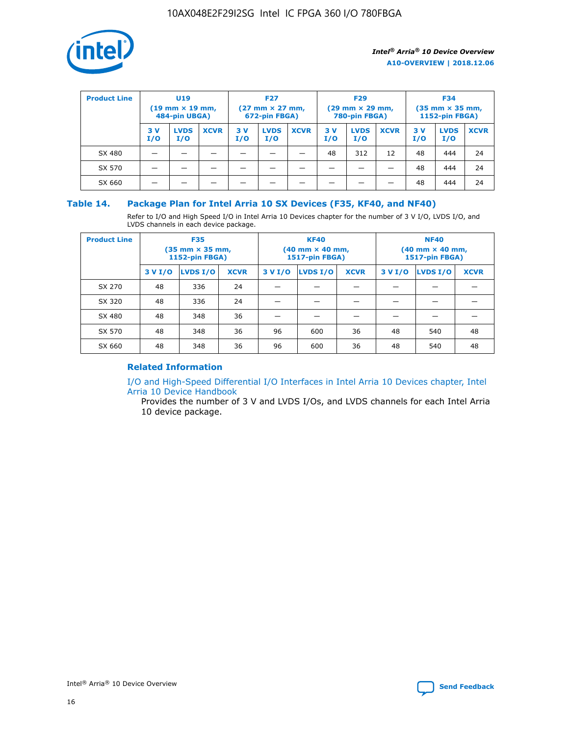| Product Line | U19 (19 mm × 19 mm, 484-pin UBGA) | | | F27 (27 mm × 27 mm, 672-pin FBGA) | | | F29 (29 mm × 29 mm, 780-pin FBGA) | | | F34 (35 mm × 35 mm, 1152-pin FBGA) | | |
|---|---|---|---|---|---|---|---|---|---|---|---|---|
| | 3 V I/O | LVDS I/O | XCVR | 3 V I/O | LVDS I/O | XCVR | 3 V I/O | LVDS I/O | XCVR | 3 V I/O | LVDS I/O | XCVR |
| SX 480 | — | — | — | — | — | — | 48 | 312 | 12 | 48 | 444 | 24 |
| SX 570 | — | — | — | — | — | — | — | — | — | 48 | 444 | 24 |
| SX 660 | — | — | — | — | — | — | — | — | — | 48 | 444 | 24 |

## Table 14. Package Plan for Intel Arria 10 SX Devices (F35, KF40, and NF40)

Refer to I/O and High Speed I/O in Intel Arria 10 Devices chapter for the number of 3 V I/O, LVDS I/O, and LVDS channels in each device package.

| Product Line | F35 (35 mm × 35 mm, 1152-pin FBGA) | | | KF40 (40 mm × 40 mm, 1517-pin FBGA) | | | NF40 (40 mm × 40 mm, 1517-pin FBGA) | | |
|---|---|---|---|---|---|---|---|---|---|
| | 3 V I/O | LVDS I/O | XCVR | 3 V I/O | LVDS I/O | XCVR | 3 V I/O | LVDS I/O | XCVR |
| SX 270 | 48 | 336 | 24 | — | — | — | — | — | — |
| SX 320 | 48 | 336 | 24 | — | — | — | — | — | — |
| SX 480 | 48 | 348 | 36 | — | — | — | — | — | — |
| SX 570 | 48 | 348 | 36 | 96 | 600 | 36 | 48 | 540 | 48 |
| SX 660 | 48 | 348 | 36 | 96 | 600 | 36 | 48 | 540 | 48 |

### Related Information

I/O and High-Speed Differential I/O Interfaces in Intel Arria 10 Devices chapter, Intel Arria 10 Device Handbook

Provides the number of 3 V and LVDS I/Os, and LVDS channels for each Intel Arria 10 device package.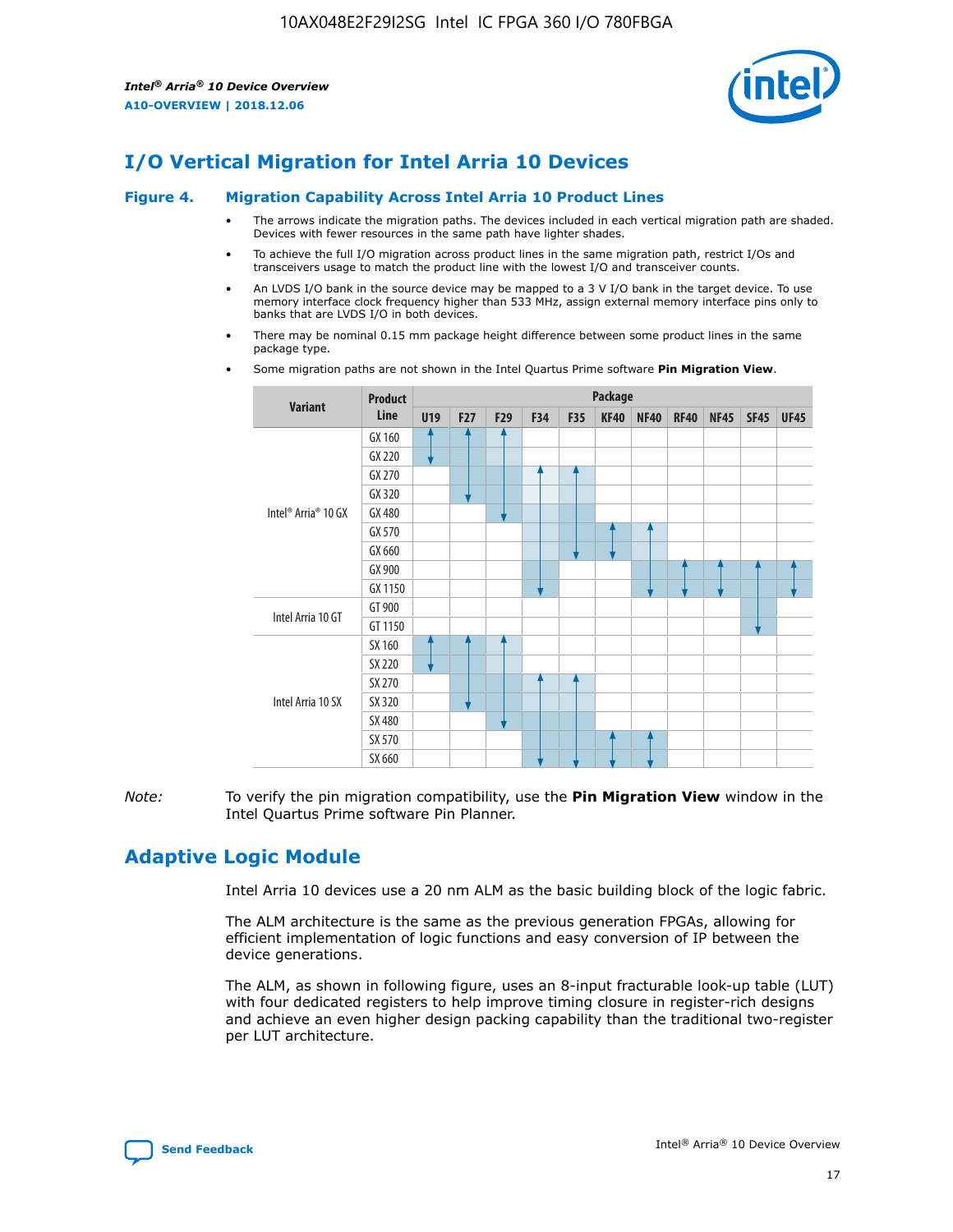# I/O Vertical Migration for Intel Arria 10 Devices

**Figure 4. Migration Capability Across Intel Arria 10 Product Lines**

- The arrows indicate the migration paths. The devices included in each vertical migration path are shaded. Devices with fewer resources in the same path have lighter shades.
- To achieve the full I/O migration across product lines in the same migration path, restrict I/Os and transceivers usage to match the product line with the lowest I/O and transceiver counts.
- An LVDS I/O bank in the source device may be mapped to a 3 V I/O bank in the target device. To use memory interface clock frequency higher than 533 MHz, assign external memory interface pins only to banks that are LVDS I/O in both devices.
- There may be nominal 0.15 mm package height difference between some product lines in the same package type.
- Some migration paths are not shown in the Intel Quartus Prime software **Pin Migration View**.

| Variant | Product Line | Package | | | | | | | | | | |
|---|---|---|---|---|---|---|---|---|---|---|---|---|
| | | U19 | F27 | F29 | F34 | F35 | KF40 | NF40 | RF40 | NF45 | SF45 | UF45 |
| Intel® Arria® 10 GX | GX 160 | | | | | | | | | | | |
| | GX 220 | | | | | | | | | | | |
| | GX 270 | | | | | | | | | | | |
| | GX 320 | | | | | | | | | | | |
| | GX 480 | | | | | | | | | | | |
| | GX 570 | | | | | | | | | | | |
| | GX 660 | | | | | | | | | | | |
| | GX 900 | | | | | | | | | | | |
| | GX 1150 | | | | | | | | | | | |
| Intel Arria 10 GT | GT 900 | | | | | | | | | | | |
| | GT 1150 | | | | | | | | | | | |
| Intel Arria 10 SX | SX 160 | | | | | | | | | | | |
| | SX 220 | | | | | | | | | | | |
| | SX 270 | | | | | | | | | | | |
| | SX 320 | | | | | | | | | | | |
| | SX 480 | | | | | | | | | | | |
| | SX 570 | | | | | | | | | | | |
| | SX 660 | | | | | | | | | | | |

*Note:* To verify the pin migration compatibility, use the **Pin Migration View** window in the Intel Quartus Prime software Pin Planner.

# Adaptive Logic Module

Intel Arria 10 devices use a 20 nm ALM as the basic building block of the logic fabric.

The ALM architecture is the same as the previous generation FPGAs, allowing for efficient implementation of logic functions and easy conversion of IP between the device generations.

The ALM, as shown in following figure, uses an 8-input fracturable look-up table (LUT) with four dedicated registers to help improve timing closure in register-rich designs and achieve an even higher design packing capability than the traditional two-register per LUT architecture.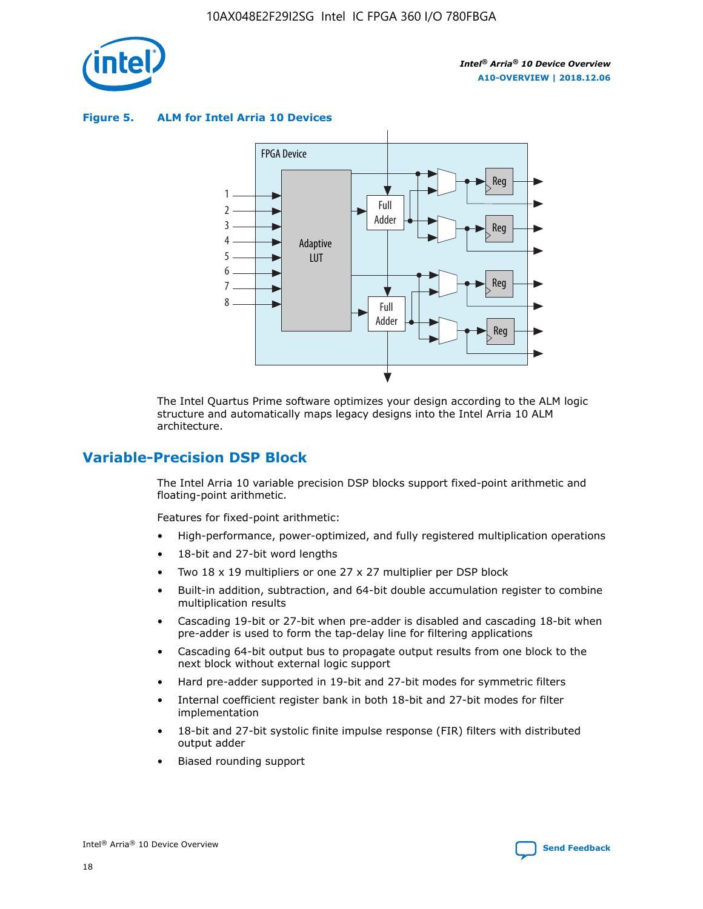**Figure 5. ALM for Intel Arria 10 Devices**

The Intel Quartus Prime software optimizes your design according to the ALM logic structure and automatically maps legacy designs into the Intel Arria 10 ALM architecture.

## Variable-Precision DSP Block

The Intel Arria 10 variable precision DSP blocks support fixed-point arithmetic and floating-point arithmetic.

Features for fixed-point arithmetic:

- High-performance, power-optimized, and fully registered multiplication operations
- 18-bit and 27-bit word lengths
- Two 18 x 19 multipliers or one 27 x 27 multiplier per DSP block
- Built-in addition, subtraction, and 64-bit double accumulation register to combine multiplication results
- Cascading 19-bit or 27-bit when pre-adder is disabled and cascading 18-bit when pre-adder is used to form the tap-delay line for filtering applications
- Cascading 64-bit output bus to propagate output results from one block to the next block without external logic support
- Hard pre-adder supported in 19-bit and 27-bit modes for symmetric filters
- Internal coefficient register bank in both 18-bit and 27-bit modes for filter implementation
- 18-bit and 27-bit systolic finite impulse response (FIR) filters with distributed output adder
- Biased rounding support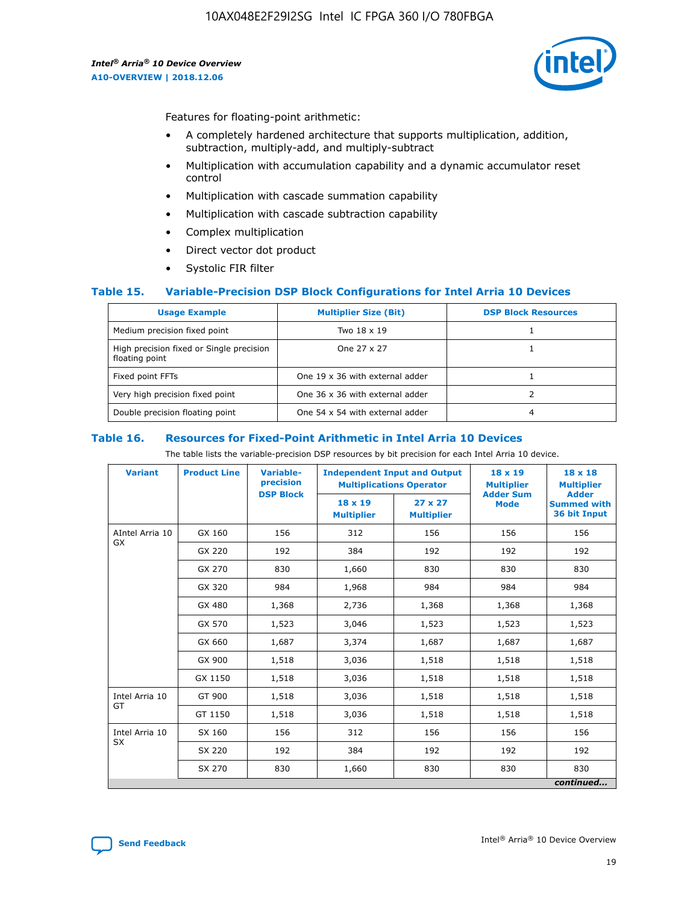Features for floating-point arithmetic:

- A completely hardened architecture that supports multiplication, addition, subtraction, multiply-add, and multiply-subtract
- Multiplication with accumulation capability and a dynamic accumulator reset control
- Multiplication with cascade summation capability
- Multiplication with cascade subtraction capability
- Complex multiplication
- Direct vector dot product
- Systolic FIR filter

### Table 15. Variable-Precision DSP Block Configurations for Intel Arria 10 Devices

| Usage Example | Multiplier Size (Bit) | DSP Block Resources |
|---|---|---|
| Medium precision fixed point | Two 18 x 19 | 1 |
| High precision fixed or Single precision floating point | One 27 x 27 | 1 |
| Fixed point FFTs | One 19 x 36 with external adder | 1 |
| Very high precision fixed point | One 36 x 36 with external adder | 2 |
| Double precision floating point | One 54 x 54 with external adder | 4 |

### Table 16. Resources for Fixed-Point Arithmetic in Intel Arria 10 Devices

The table lists the variable-precision DSP resources by bit precision for each Intel Arria 10 device.

| Variant | Product Line | Variable-precision DSP Block | Independent Input and Output Multiplications Operator | | 18 x 19 Multiplier Adder Sum Mode | 18 x 18 Multiplier Adder Summed with 36 bit Input |
|---|---|---|---|---|---|---|
| | | | 18 x 19 Multiplier | 27 x 27 Multiplier | | |
| AIntel Arria 10 GX | GX 160 | 156 | 312 | 156 | 156 | 156 |
| | GX 220 | 192 | 384 | 192 | 192 | 192 |
| | GX 270 | 830 | 1,660 | 830 | 830 | 830 |
| | GX 320 | 984 | 1,968 | 984 | 984 | 984 |
| | GX 480 | 1,368 | 2,736 | 1,368 | 1,368 | 1,368 |
| | GX 570 | 1,523 | 3,046 | 1,523 | 1,523 | 1,523 |
| | GX 660 | 1,687 | 3,374 | 1,687 | 1,687 | 1,687 |
| | GX 900 | 1,518 | 3,036 | 1,518 | 1,518 | 1,518 |
| | GX 1150 | 1,518 | 3,036 | 1,518 | 1,518 | 1,518 |
| Intel Arria 10 GT | GT 900 | 1,518 | 3,036 | 1,518 | 1,518 | 1,518 |
| | GT 1150 | 1,518 | 3,036 | 1,518 | 1,518 | 1,518 |
| Intel Arria 10 SX | SX 160 | 156 | 312 | 156 | 156 | 156 |
| | SX 220 | 192 | 384 | 192 | 192 | 192 |
| | SX 270 | 830 | 1,660 | 830 | 830 | 830 |

*continued...*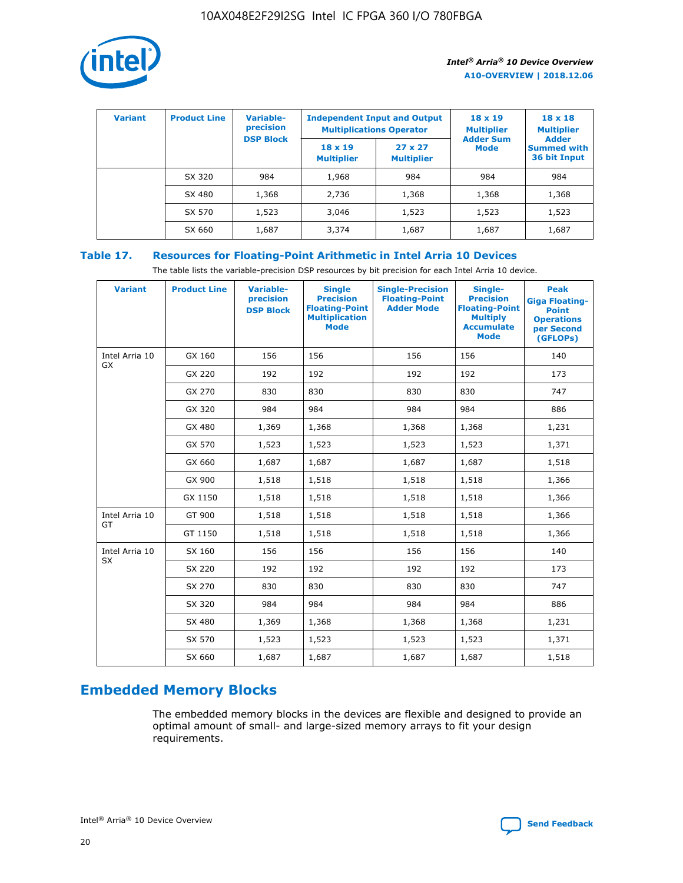| Variant | Product Line | Variable-precision DSP Block | Independent Input and Output Multiplications Operator | | 18 x 19 Multiplier Adder Sum Mode | 18 x 18 Multiplier Adder Summed with 36 bit Input |
|---|---|---|---|---|---|---|
| | | | 18 x 19 Multiplier | 27 x 27 Multiplier | | |
| | SX 320 | 984 | 1,968 | 984 | 984 | 984 |
| | SX 480 | 1,368 | 2,736 | 1,368 | 1,368 | 1,368 |
| | SX 570 | 1,523 | 3,046 | 1,523 | 1,523 | 1,523 |
| | SX 660 | 1,687 | 3,374 | 1,687 | 1,687 | 1,687 |

## Table 17. Resources for Floating-Point Arithmetic in Intel Arria 10 Devices

The table lists the variable-precision DSP resources by bit precision for each Intel Arria 10 device.

| Variant | Product Line | Variable-precision DSP Block | Single Precision Floating-Point Multiplication Mode | Single-Precision Floating-Point Adder Mode | Single-Precision Floating-Point Multiply Accumulate Mode | Peak Giga Floating-Point Operations per Second (GFLOPs) |
|---|---|---|---|---|---|---|
| Intel Arria 10 GX | GX 160 | 156 | 156 | 156 | 156 | 140 |
| | GX 220 | 192 | 192 | 192 | 192 | 173 |
| | GX 270 | 830 | 830 | 830 | 830 | 747 |
| | GX 320 | 984 | 984 | 984 | 984 | 886 |
| | GX 480 | 1,369 | 1,368 | 1,368 | 1,368 | 1,231 |
| | GX 570 | 1,523 | 1,523 | 1,523 | 1,523 | 1,371 |
| | GX 660 | 1,687 | 1,687 | 1,687 | 1,687 | 1,518 |
| | GX 900 | 1,518 | 1,518 | 1,518 | 1,518 | 1,366 |
| | GX 1150 | 1,518 | 1,518 | 1,518 | 1,518 | 1,366 |
| Intel Arria 10 GT | GT 900 | 1,518 | 1,518 | 1,518 | 1,518 | 1,366 |
| | GT 1150 | 1,518 | 1,518 | 1,518 | 1,518 | 1,366 |
| Intel Arria 10 SX | SX 160 | 156 | 156 | 156 | 156 | 140 |
| | SX 220 | 192 | 192 | 192 | 192 | 173 |
| | SX 270 | 830 | 830 | 830 | 830 | 747 |
| | SX 320 | 984 | 984 | 984 | 984 | 886 |
| | SX 480 | 1,369 | 1,368 | 1,368 | 1,368 | 1,231 |
| | SX 570 | 1,523 | 1,523 | 1,523 | 1,523 | 1,371 |
| | SX 660 | 1,687 | 1,687 | 1,687 | 1,687 | 1,518 |

## Embedded Memory Blocks

The embedded memory blocks in the devices are flexible and designed to provide an optimal amount of small- and large-sized memory arrays to fit your design requirements.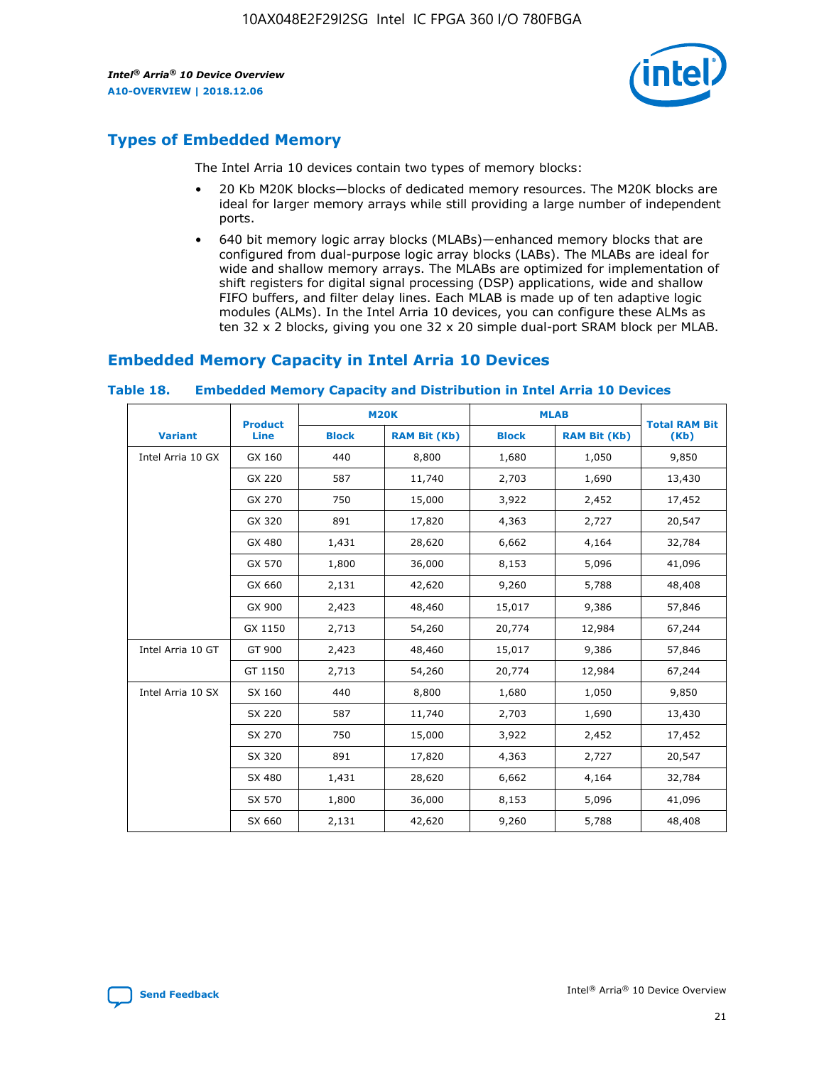## Types of Embedded Memory

The Intel Arria 10 devices contain two types of memory blocks:

- 20 Kb M20K blocks—blocks of dedicated memory resources. The M20K blocks are ideal for larger memory arrays while still providing a large number of independent ports.
- 640 bit memory logic array blocks (MLABs)—enhanced memory blocks that are configured from dual-purpose logic array blocks (LABs). The MLABs are ideal for wide and shallow memory arrays. The MLABs are optimized for implementation of shift registers for digital signal processing (DSP) applications, wide and shallow FIFO buffers, and filter delay lines. Each MLAB is made up of ten adaptive logic modules (ALMs). In the Intel Arria 10 devices, you can configure these ALMs as ten 32 x 2 blocks, giving you one 32 x 20 simple dual-port SRAM block per MLAB.

## Embedded Memory Capacity in Intel Arria 10 Devices

### Table 18. Embedded Memory Capacity and Distribution in Intel Arria 10 Devices

| Variant | Product Line | M20K | | MLAB | | Total RAM Bit (Kb) |
|---|---|---|---|---|---|---|
| | | Block | RAM Bit (Kb) | Block | RAM Bit (Kb) | |
| Intel Arria 10 GX | GX 160 | 440 | 8,800 | 1,680 | 1,050 | 9,850 |
| | GX 220 | 587 | 11,740 | 2,703 | 1,690 | 13,430 |
| | GX 270 | 750 | 15,000 | 3,922 | 2,452 | 17,452 |
| | GX 320 | 891 | 17,820 | 4,363 | 2,727 | 20,547 |
| | GX 480 | 1,431 | 28,620 | 6,662 | 4,164 | 32,784 |
| | GX 570 | 1,800 | 36,000 | 8,153 | 5,096 | 41,096 |
| | GX 660 | 2,131 | 42,620 | 9,260 | 5,788 | 48,408 |
| | GX 900 | 2,423 | 48,460 | 15,017 | 9,386 | 57,846 |
| | GX 1150 | 2,713 | 54,260 | 20,774 | 12,984 | 67,244 |
| Intel Arria 10 GT | GT 900 | 2,423 | 48,460 | 15,017 | 9,386 | 57,846 |
| | GT 1150 | 2,713 | 54,260 | 20,774 | 12,984 | 67,244 |
| Intel Arria 10 SX | SX 160 | 440 | 8,800 | 1,680 | 1,050 | 9,850 |
| | SX 220 | 587 | 11,740 | 2,703 | 1,690 | 13,430 |
| | SX 270 | 750 | 15,000 | 3,922 | 2,452 | 17,452 |
| | SX 320 | 891 | 17,820 | 4,363 | 2,727 | 20,547 |
| | SX 480 | 1,431 | 28,620 | 6,662 | 4,164 | 32,784 |
| | SX 570 | 1,800 | 36,000 | 8,153 | 5,096 | 41,096 |
| | SX 660 | 2,131 | 42,620 | 9,260 | 5,788 | 48,408 |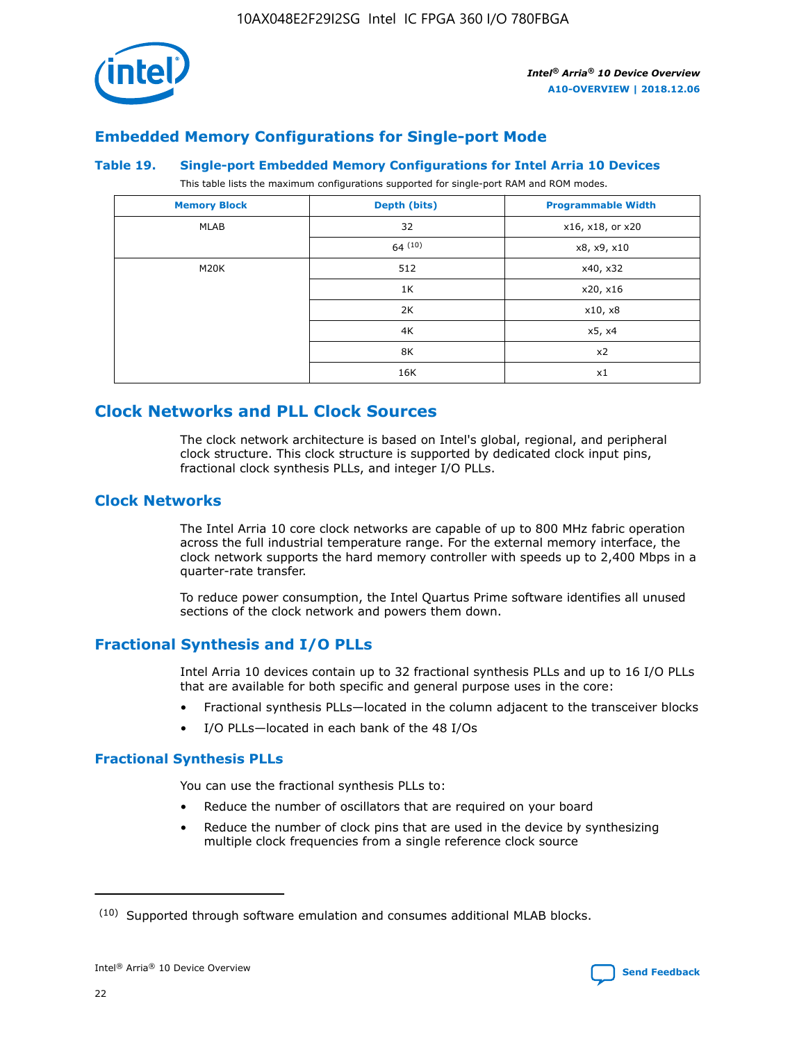## Embedded Memory Configurations for Single-port Mode

### Table 19. Single-port Embedded Memory Configurations for Intel Arria 10 Devices

This table lists the maximum configurations supported for single-port RAM and ROM modes.

| Memory Block | Depth (bits) | Programmable Width |
|---|---|---|
| MLAB | 32 | x16, x18, or x20 |
| | 64 [10] | x8, x9, x10 |
| M20K | 512 | x40, x32 |
| | 1K | x20, x16 |
| | 2K | x10, x8 |
| | 4K | x5, x4 |
| | 8K | x2 |
| | 16K | x1 |

# Clock Networks and PLL Clock Sources

The clock network architecture is based on Intel's global, regional, and peripheral clock structure. This clock structure is supported by dedicated clock input pins, fractional clock synthesis PLLs, and integer I/O PLLs.

## Clock Networks

The Intel Arria 10 core clock networks are capable of up to 800 MHz fabric operation across the full industrial temperature range. For the external memory interface, the clock network supports the hard memory controller with speeds up to 2,400 Mbps in a quarter-rate transfer.

To reduce power consumption, the Intel Quartus Prime software identifies all unused sections of the clock network and powers them down.

## Fractional Synthesis and I/O PLLs

Intel Arria 10 devices contain up to 32 fractional synthesis PLLs and up to 16 I/O PLLs that are available for both specific and general purpose uses in the core:

- Fractional synthesis PLLs—located in the column adjacent to the transceiver blocks
- I/O PLLs—located in each bank of the 48 I/Os

### Fractional Synthesis PLLs

You can use the fractional synthesis PLLs to:

- Reduce the number of oscillators that are required on your board
- Reduce the number of clock pins that are used in the device by synthesizing multiple clock frequencies from a single reference clock source

[10] Supported through software emulation and consumes additional MLAB blocks.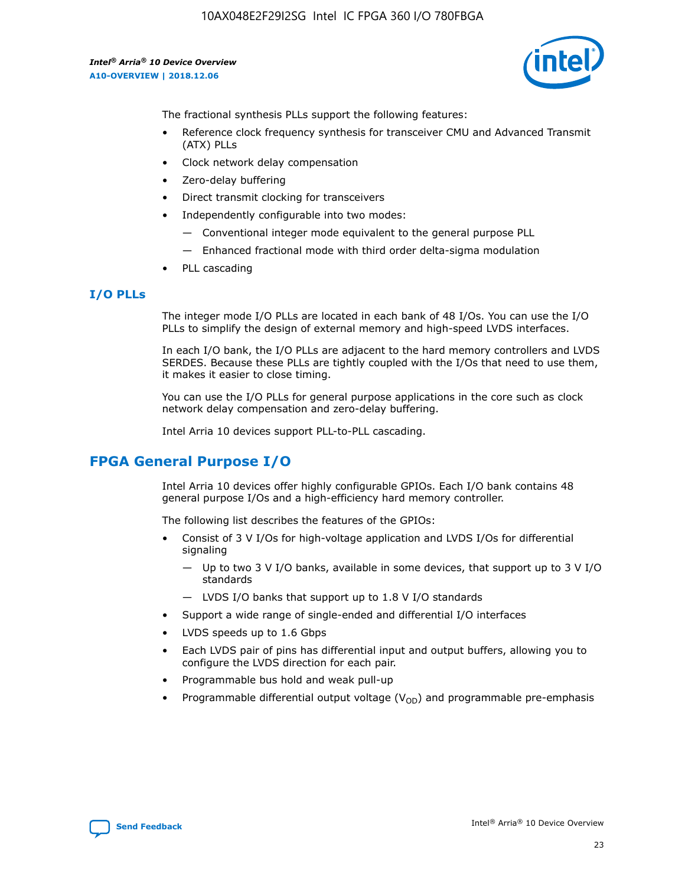The fractional synthesis PLLs support the following features:

- Reference clock frequency synthesis for transceiver CMU and Advanced Transmit (ATX) PLLs
- Clock network delay compensation
- Zero-delay buffering
- Direct transmit clocking for transceivers
- Independently configurable into two modes:
  - — Conventional integer mode equivalent to the general purpose PLL
  - — Enhanced fractional mode with third order delta-sigma modulation
- PLL cascading

### I/O PLLs

The integer mode I/O PLLs are located in each bank of 48 I/Os. You can use the I/O PLLs to simplify the design of external memory and high-speed LVDS interfaces.

In each I/O bank, the I/O PLLs are adjacent to the hard memory controllers and LVDS SERDES. Because these PLLs are tightly coupled with the I/Os that need to use them, it makes it easier to close timing.

You can use the I/O PLLs for general purpose applications in the core such as clock network delay compensation and zero-delay buffering.

Intel Arria 10 devices support PLL-to-PLL cascading.

## FPGA General Purpose I/O

Intel Arria 10 devices offer highly configurable GPIOs. Each I/O bank contains 48 general purpose I/Os and a high-efficiency hard memory controller.

The following list describes the features of the GPIOs:

- Consist of 3 V I/Os for high-voltage application and LVDS I/Os for differential signaling
  - — Up to two 3 V I/O banks, available in some devices, that support up to 3 V I/O standards
  - — LVDS I/O banks that support up to 1.8 V I/O standards
- Support a wide range of single-ended and differential I/O interfaces
- LVDS speeds up to 1.6 Gbps
- Each LVDS pair of pins has differential input and output buffers, allowing you to configure the LVDS direction for each pair.
- Programmable bus hold and weak pull-up
- Programmable differential output voltage ($V_{OD}$) and programmable pre-emphasis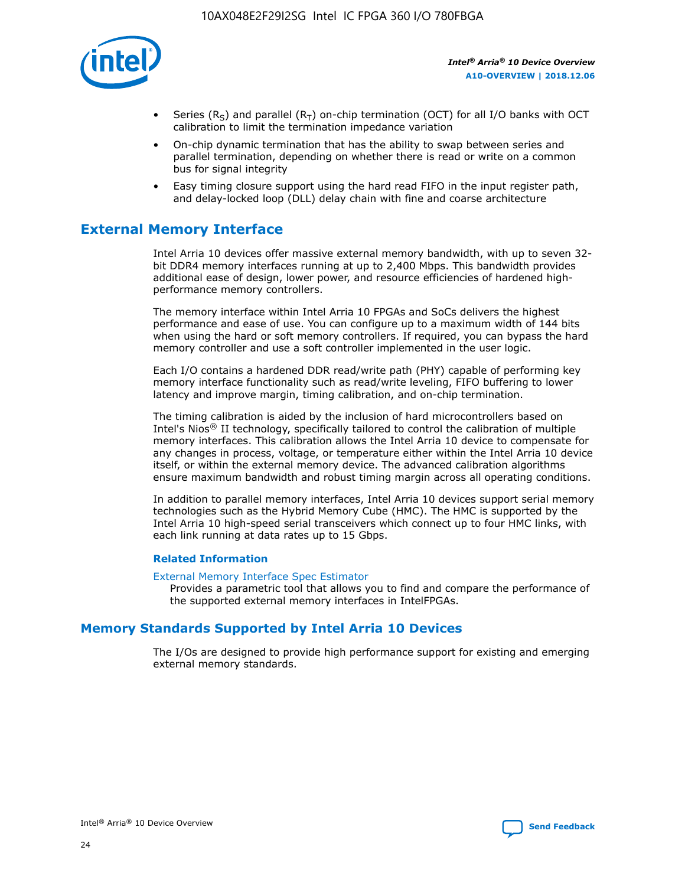- Series ($R_S$) and parallel ($R_T$) on-chip termination (OCT) for all I/O banks with OCT calibration to limit the termination impedance variation
- On-chip dynamic termination that has the ability to swap between series and parallel termination, depending on whether there is read or write on a common bus for signal integrity
- Easy timing closure support using the hard read FIFO in the input register path, and delay-locked loop (DLL) delay chain with fine and coarse architecture

## External Memory Interface

Intel Arria 10 devices offer massive external memory bandwidth, with up to seven 32-bit DDR4 memory interfaces running at up to 2,400 Mbps. This bandwidth provides additional ease of design, lower power, and resource efficiencies of hardened high-performance memory controllers.

The memory interface within Intel Arria 10 FPGAs and SoCs delivers the highest performance and ease of use. You can configure up to a maximum width of 144 bits when using the hard or soft memory controllers. If required, you can bypass the hard memory controller and use a soft controller implemented in the user logic.

Each I/O contains a hardened DDR read/write path (PHY) capable of performing key memory interface functionality such as read/write leveling, FIFO buffering to lower latency and improve margin, timing calibration, and on-chip termination.

The timing calibration is aided by the inclusion of hard microcontrollers based on Intel's Nios® II technology, specifically tailored to control the calibration of multiple memory interfaces. This calibration allows the Intel Arria 10 device to compensate for any changes in process, voltage, or temperature either within the Intel Arria 10 device itself, or within the external memory device. The advanced calibration algorithms ensure maximum bandwidth and robust timing margin across all operating conditions.

In addition to parallel memory interfaces, Intel Arria 10 devices support serial memory technologies such as the Hybrid Memory Cube (HMC). The HMC is supported by the Intel Arria 10 high-speed serial transceivers which connect up to four HMC links, with each link running at data rates up to 15 Gbps.

### Related Information

External Memory Interface Spec Estimator
Provides a parametric tool that allows you to find and compare the performance of the supported external memory interfaces in IntelFPGAs.

## Memory Standards Supported by Intel Arria 10 Devices

The I/Os are designed to provide high performance support for existing and emerging external memory standards.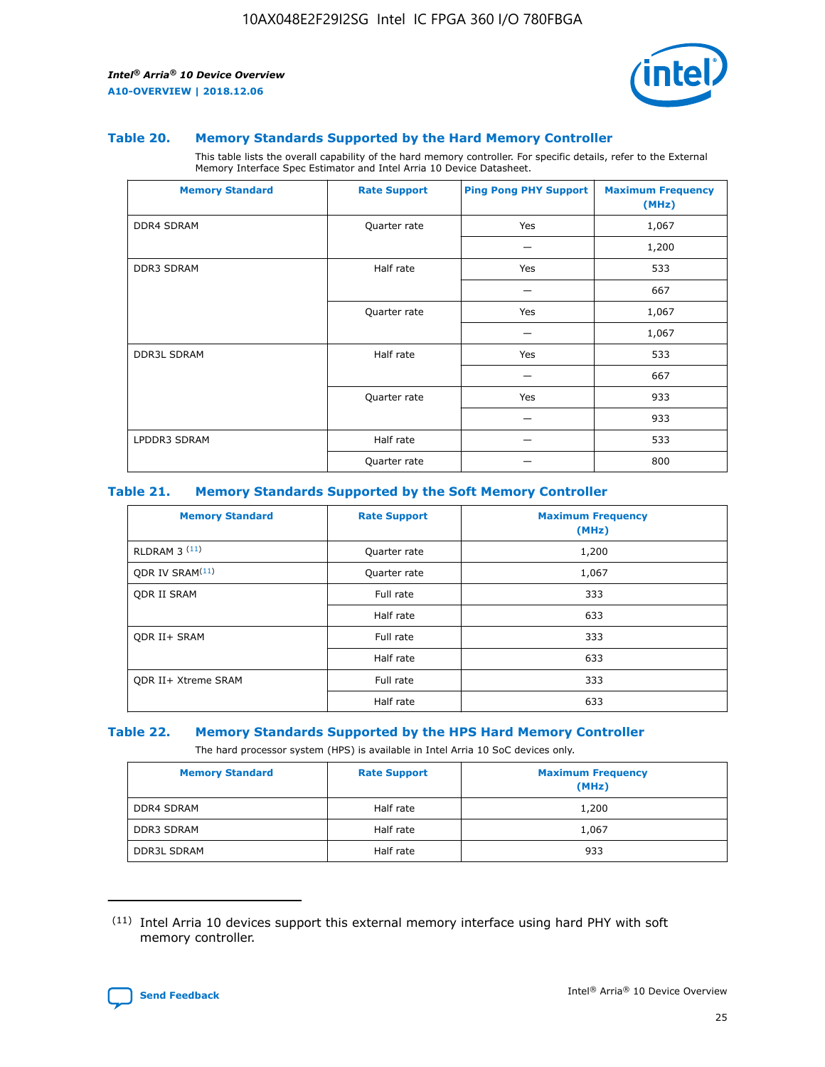### Table 20. Memory Standards Supported by the Hard Memory Controller

This table lists the overall capability of the hard memory controller. For specific details, refer to the External Memory Interface Spec Estimator and Intel Arria 10 Device Datasheet.

| Memory Standard | Rate Support | Ping Pong PHY Support | Maximum Frequency (MHz) |
|---|---|---|---|
| DDR4 SDRAM | Quarter rate | Yes | 1,067 |
| | | — | 1,200 |
| DDR3 SDRAM | Half rate | Yes | 533 |
| | | — | 667 |
| | Quarter rate | Yes | 1,067 |
| | | — | 1,067 |
| DDR3L SDRAM | Half rate | Yes | 533 |
| | | — | 667 |
| | Quarter rate | Yes | 933 |
| | | — | 933 |
| LPDDR3 SDRAM | Half rate | — | 533 |
| | Quarter rate | — | 800 |

### Table 21. Memory Standards Supported by the Soft Memory Controller

| Memory Standard | Rate Support | Maximum Frequency (MHz) |
|---|---|---|
| RLDRAM 3 [(11)] | Quarter rate | 1,200 |
| QDR IV SRAM[(11)] | Quarter rate | 1,067 |
| QDR II SRAM | Full rate | 333 |
| | Half rate | 633 |
| QDR II+ SRAM | Full rate | 333 |
| | Half rate | 633 |
| QDR II+ Xtreme SRAM | Full rate | 333 |
| | Half rate | 633 |

### Table 22. Memory Standards Supported by the HPS Hard Memory Controller

The hard processor system (HPS) is available in Intel Arria 10 SoC devices only.

| Memory Standard | Rate Support | Maximum Frequency (MHz) |
|---|---|---|
| DDR4 SDRAM | Half rate | 1,200 |
| DDR3 SDRAM | Half rate | 1,067 |
| DDR3L SDRAM | Half rate | 933 |

(11) Intel Arria 10 devices support this external memory interface using hard PHY with soft memory controller.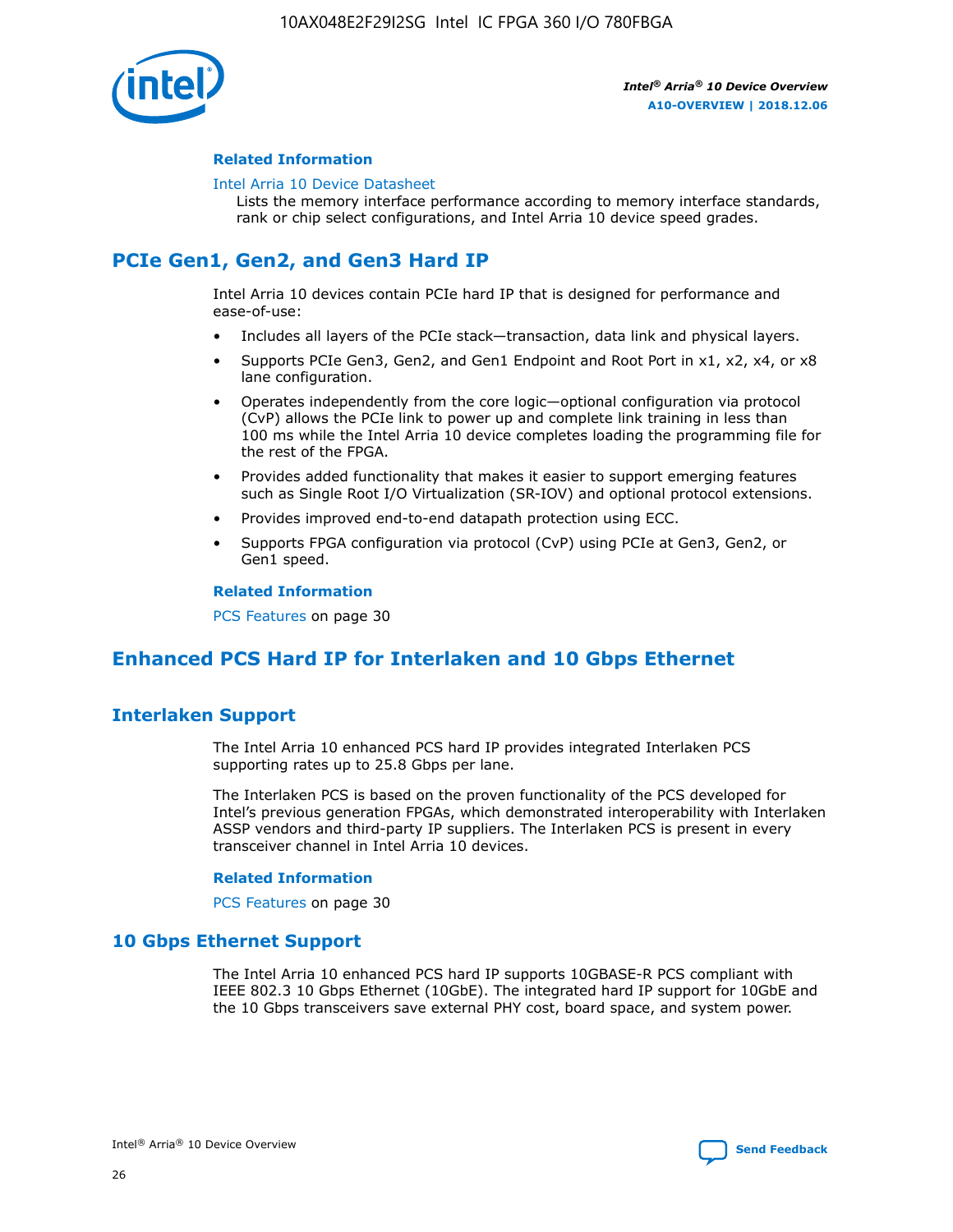#### Related Information

Intel Arria 10 Device Datasheet
Lists the memory interface performance according to memory interface standards, rank or chip select configurations, and Intel Arria 10 device speed grades.

## PCIe Gen1, Gen2, and Gen3 Hard IP

Intel Arria 10 devices contain PCIe hard IP that is designed for performance and ease-of-use:

- Includes all layers of the PCIe stack—transaction, data link and physical layers.
- Supports PCIe Gen3, Gen2, and Gen1 Endpoint and Root Port in x1, x2, x4, or x8 lane configuration.
- Operates independently from the core logic—optional configuration via protocol (CvP) allows the PCIe link to power up and complete link training in less than 100 ms while the Intel Arria 10 device completes loading the programming file for the rest of the FPGA.
- Provides added functionality that makes it easier to support emerging features such as Single Root I/O Virtualization (SR-IOV) and optional protocol extensions.
- Provides improved end-to-end datapath protection using ECC.
- Supports FPGA configuration via protocol (CvP) using PCIe at Gen3, Gen2, or Gen1 speed.

#### Related Information

PCS Features on page 30

## Enhanced PCS Hard IP for Interlaken and 10 Gbps Ethernet

### Interlaken Support

The Intel Arria 10 enhanced PCS hard IP provides integrated Interlaken PCS supporting rates up to 25.8 Gbps per lane.

The Interlaken PCS is based on the proven functionality of the PCS developed for Intel's previous generation FPGAs, which demonstrated interoperability with Interlaken ASSP vendors and third-party IP suppliers. The Interlaken PCS is present in every transceiver channel in Intel Arria 10 devices.

#### Related Information

PCS Features on page 30

### 10 Gbps Ethernet Support

The Intel Arria 10 enhanced PCS hard IP supports 10GBASE-R PCS compliant with IEEE 802.3 10 Gbps Ethernet (10GbE). The integrated hard IP support for 10GbE and the 10 Gbps transceivers save external PHY cost, board space, and system power.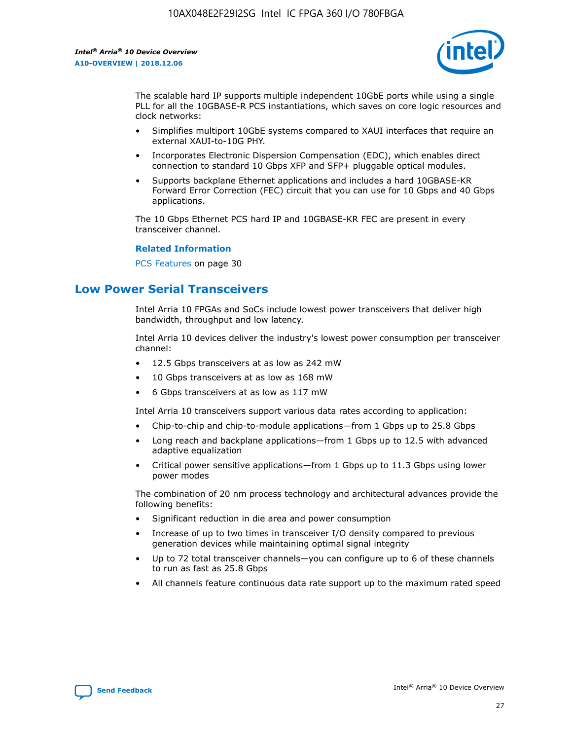The scalable hard IP supports multiple independent 10GbE ports while using a single PLL for all the 10GBASE-R PCS instantiations, which saves on core logic resources and clock networks:

- Simplifies multiport 10GbE systems compared to XAUI interfaces that require an external XAUI-to-10G PHY.
- Incorporates Electronic Dispersion Compensation (EDC), which enables direct connection to standard 10 Gbps XFP and SFP+ pluggable optical modules.
- Supports backplane Ethernet applications and includes a hard 10GBASE-KR Forward Error Correction (FEC) circuit that you can use for 10 Gbps and 40 Gbps applications.

The 10 Gbps Ethernet PCS hard IP and 10GBASE-KR FEC are present in every transceiver channel.

**Related Information**

PCS Features on page 30

## Low Power Serial Transceivers

Intel Arria 10 FPGAs and SoCs include lowest power transceivers that deliver high bandwidth, throughput and low latency.

Intel Arria 10 devices deliver the industry's lowest power consumption per transceiver channel:

- 12.5 Gbps transceivers at as low as 242 mW
- 10 Gbps transceivers at as low as 168 mW
- 6 Gbps transceivers at as low as 117 mW

Intel Arria 10 transceivers support various data rates according to application:

- Chip-to-chip and chip-to-module applications—from 1 Gbps up to 25.8 Gbps
- Long reach and backplane applications—from 1 Gbps up to 12.5 with advanced adaptive equalization
- Critical power sensitive applications—from 1 Gbps up to 11.3 Gbps using lower power modes

The combination of 20 nm process technology and architectural advances provide the following benefits:

- Significant reduction in die area and power consumption
- Increase of up to two times in transceiver I/O density compared to previous generation devices while maintaining optimal signal integrity
- Up to 72 total transceiver channels—you can configure up to 6 of these channels to run as fast as 25.8 Gbps
- All channels feature continuous data rate support up to the maximum rated speed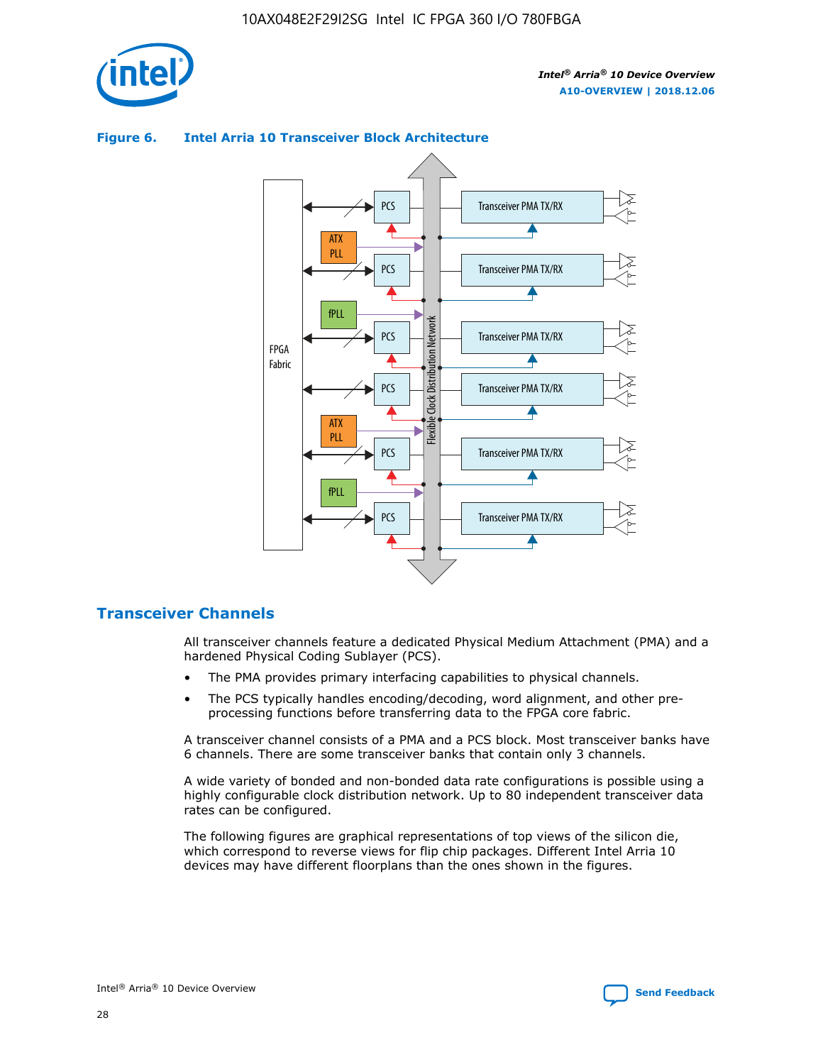**Figure 6. Intel Arria 10 Transceiver Block Architecture**

## Transceiver Channels

All transceiver channels feature a dedicated Physical Medium Attachment (PMA) and a hardened Physical Coding Sublayer (PCS).

- The PMA provides primary interfacing capabilities to physical channels.
- The PCS typically handles encoding/decoding, word alignment, and other pre-processing functions before transferring data to the FPGA core fabric.

A transceiver channel consists of a PMA and a PCS block. Most transceiver banks have 6 channels. There are some transceiver banks that contain only 3 channels.

A wide variety of bonded and non-bonded data rate configurations is possible using a highly configurable clock distribution network. Up to 80 independent transceiver data rates can be configured.

The following figures are graphical representations of top views of the silicon die, which correspond to reverse views for flip chip packages. Different Intel Arria 10 devices may have different floorplans than the ones shown in the figures.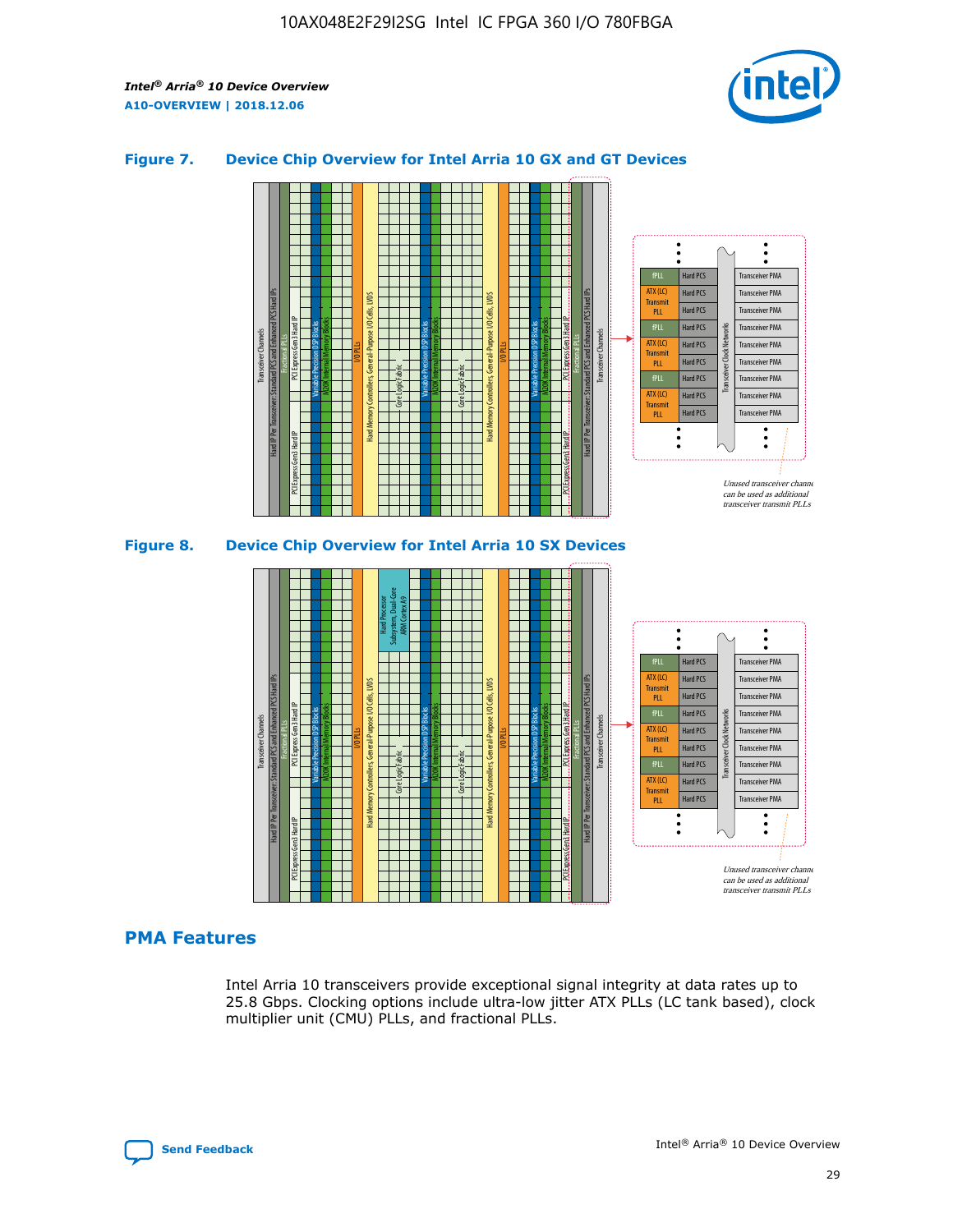### Figure 7. Device Chip Overview for Intel Arria 10 GX and GT Devices

### Figure 8. Device Chip Overview for Intel Arria 10 SX Devices

## PMA Features

Intel Arria 10 transceivers provide exceptional signal integrity at data rates up to 25.8 Gbps. Clocking options include ultra-low jitter ATX PLLs (LC tank based), clock multiplier unit (CMU) PLLs, and fractional PLLs.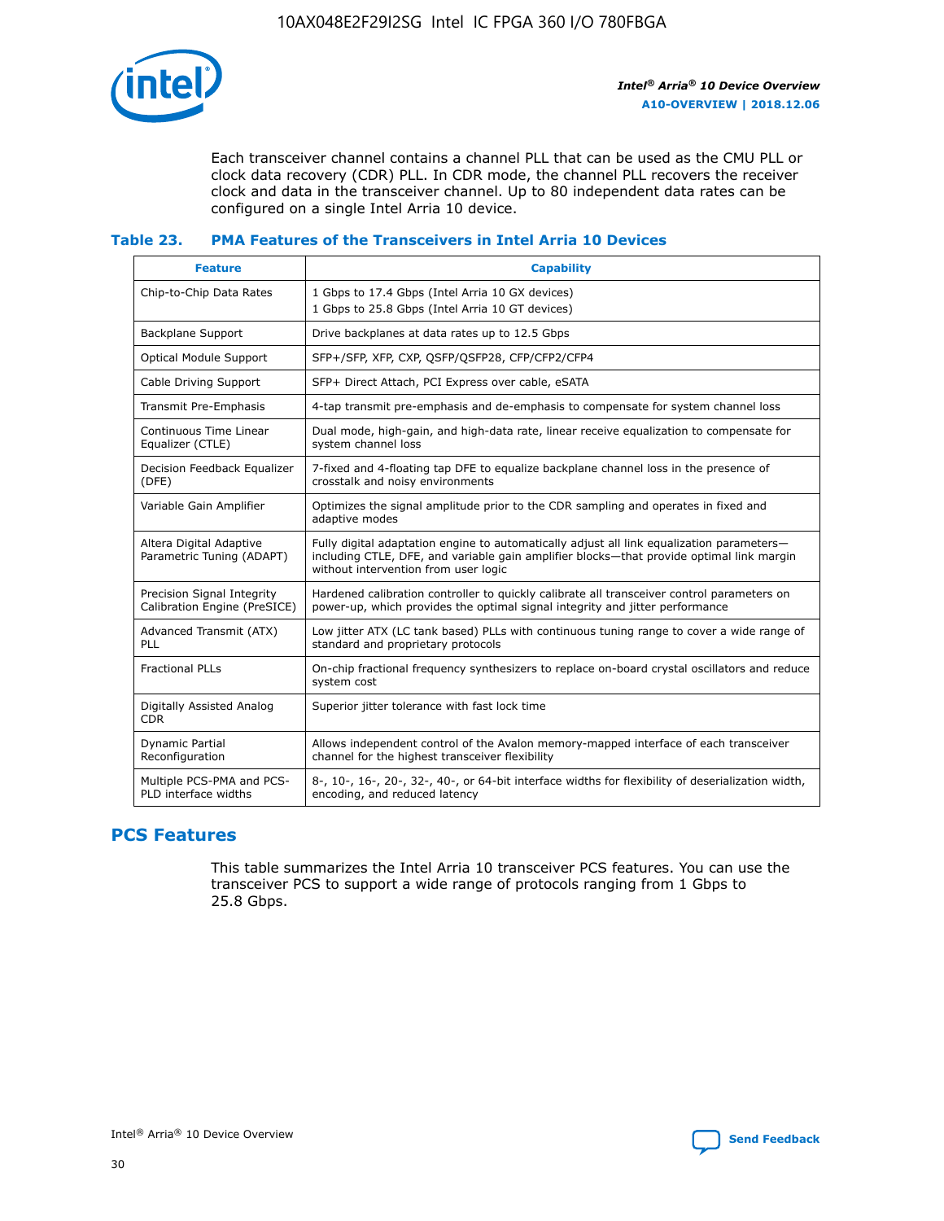Each transceiver channel contains a channel PLL that can be used as the CMU PLL or clock data recovery (CDR) PLL. In CDR mode, the channel PLL recovers the receiver clock and data in the transceiver channel. Up to 80 independent data rates can be configured on a single Intel Arria 10 device.

#### Table 23. PMA Features of the Transceivers in Intel Arria 10 Devices

| Feature | Capability |
| --- | --- |
| Chip-to-Chip Data Rates | 1 Gbps to 17.4 Gbps (Intel Arria 10 GX devices)<br>1 Gbps to 25.8 Gbps (Intel Arria 10 GT devices) |
| Backplane Support | Drive backplanes at data rates up to 12.5 Gbps |
| Optical Module Support | SFP+/SFP, XFP, CXP, QSFP/QSFP28, CFP/CFP2/CFP4 |
| Cable Driving Support | SFP+ Direct Attach, PCI Express over cable, eSATA |
| Transmit Pre-Emphasis | 4-tap transmit pre-emphasis and de-emphasis to compensate for system channel loss |
| Continuous Time Linear Equalizer (CTLE) | Dual mode, high-gain, and high-data rate, linear receive equalization to compensate for system channel loss |
| Decision Feedback Equalizer (DFE) | 7-fixed and 4-floating tap DFE to equalize backplane channel loss in the presence of crosstalk and noisy environments |
| Variable Gain Amplifier | Optimizes the signal amplitude prior to the CDR sampling and operates in fixed and adaptive modes |
| Altera Digital Adaptive Parametric Tuning (ADAPT) | Fully digital adaptation engine to automatically adjust all link equalization parameters—including CTLE, DFE, and variable gain amplifier blocks—that provide optimal link margin without intervention from user logic |
| Precision Signal Integrity Calibration Engine (PreSICE) | Hardened calibration controller to quickly calibrate all transceiver control parameters on power-up, which provides the optimal signal integrity and jitter performance |
| Advanced Transmit (ATX) PLL | Low jitter ATX (LC tank based) PLLs with continuous tuning range to cover a wide range of standard and proprietary protocols |
| Fractional PLLs | On-chip fractional frequency synthesizers to replace on-board crystal oscillators and reduce system cost |
| Digitally Assisted Analog CDR | Superior jitter tolerance with fast lock time |
| Dynamic Partial Reconfiguration | Allows independent control of the Avalon memory-mapped interface of each transceiver channel for the highest transceiver flexibility |
| Multiple PCS-PMA and PCS-PLD interface widths | 8-, 10-, 16-, 20-, 32-, 40-, or 64-bit interface widths for flexibility of deserialization width, encoding, and reduced latency |

## PCS Features

This table summarizes the Intel Arria 10 transceiver PCS features. You can use the transceiver PCS to support a wide range of protocols ranging from 1 Gbps to 25.8 Gbps.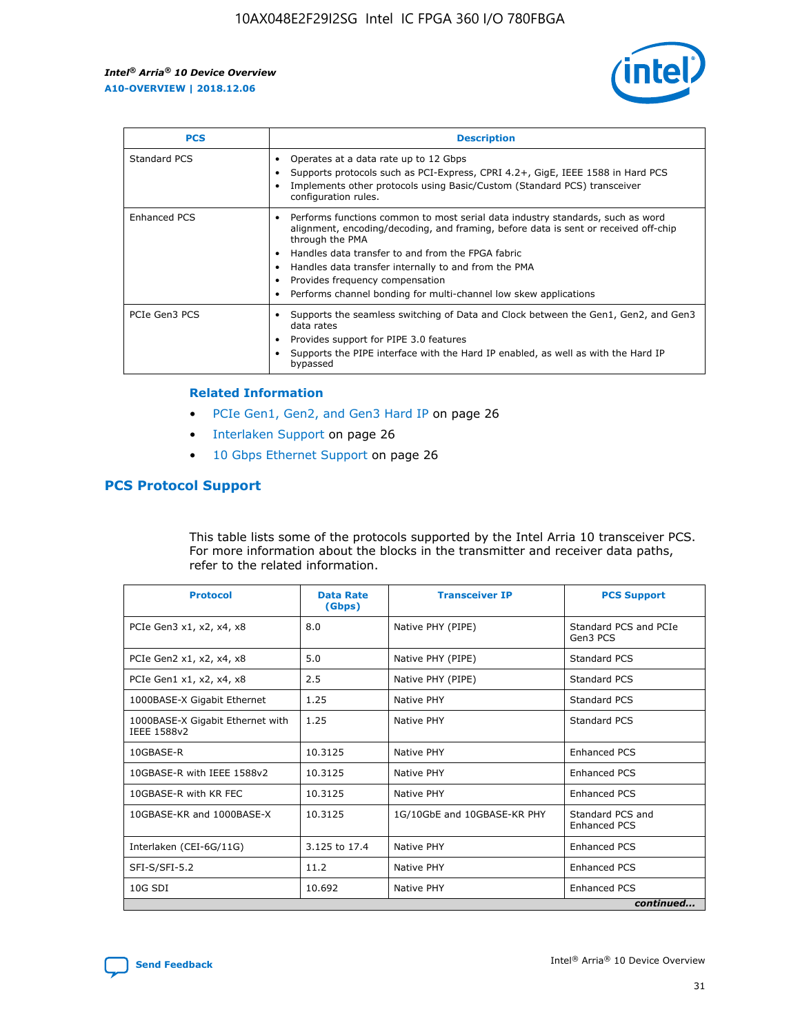| PCS | Description |
| --- | --- |
| Standard PCS | • Operates at a data rate up to 12 Gbps<br>• Supports protocols such as PCI-Express, CPRI 4.2+, GigE, IEEE 1588 in Hard PCS<br>• Implements other protocols using Basic/Custom (Standard PCS) transceiver configuration rules. |
| Enhanced PCS | • Performs functions common to most serial data industry standards, such as word alignment, encoding/decoding, and framing, before data is sent or received off-chip through the PMA<br>• Handles data transfer to and from the FPGA fabric<br>• Handles data transfer internally to and from the PMA<br>• Provides frequency compensation<br>• Performs channel bonding for multi-channel low skew applications |
| PCIe Gen3 PCS | • Supports the seamless switching of Data and Clock between the Gen1, Gen2, and Gen3 data rates<br>• Provides support for PIPE 3.0 features<br>• Supports the PIPE interface with the Hard IP enabled, as well as with the Hard IP bypassed |

**Related Information**

- PCIe Gen1, Gen2, and Gen3 Hard IP on page 26
- Interlaken Support on page 26
- 10 Gbps Ethernet Support on page 26

## PCS Protocol Support

This table lists some of the protocols supported by the Intel Arria 10 transceiver PCS. For more information about the blocks in the transmitter and receiver data paths, refer to the related information.

| Protocol | Data Rate (Gbps) | Transceiver IP | PCS Support |
| --- | --- | --- | --- |
| PCIe Gen3 x1, x2, x4, x8 | 8.0 | Native PHY (PIPE) | Standard PCS and PCIe Gen3 PCS |
| PCIe Gen2 x1, x2, x4, x8 | 5.0 | Native PHY (PIPE) | Standard PCS |
| PCIe Gen1 x1, x2, x4, x8 | 2.5 | Native PHY (PIPE) | Standard PCS |
| 1000BASE-X Gigabit Ethernet | 1.25 | Native PHY | Standard PCS |
| 1000BASE-X Gigabit Ethernet with IEEE 1588v2 | 1.25 | Native PHY | Standard PCS |
| 10GBASE-R | 10.3125 | Native PHY | Enhanced PCS |
| 10GBASE-R with IEEE 1588v2 | 10.3125 | Native PHY | Enhanced PCS |
| 10GBASE-R with KR FEC | 10.3125 | Native PHY | Enhanced PCS |
| 10GBASE-KR and 1000BASE-X | 10.3125 | 1G/10GbE and 10GBASE-KR PHY | Standard PCS and Enhanced PCS |
| Interlaken (CEI-6G/11G) | 3.125 to 17.4 | Native PHY | Enhanced PCS |
| SFI-S/SFI-5.2 | 11.2 | Native PHY | Enhanced PCS |
| 10G SDI | 10.692 | Native PHY | Enhanced PCS |

*continued...*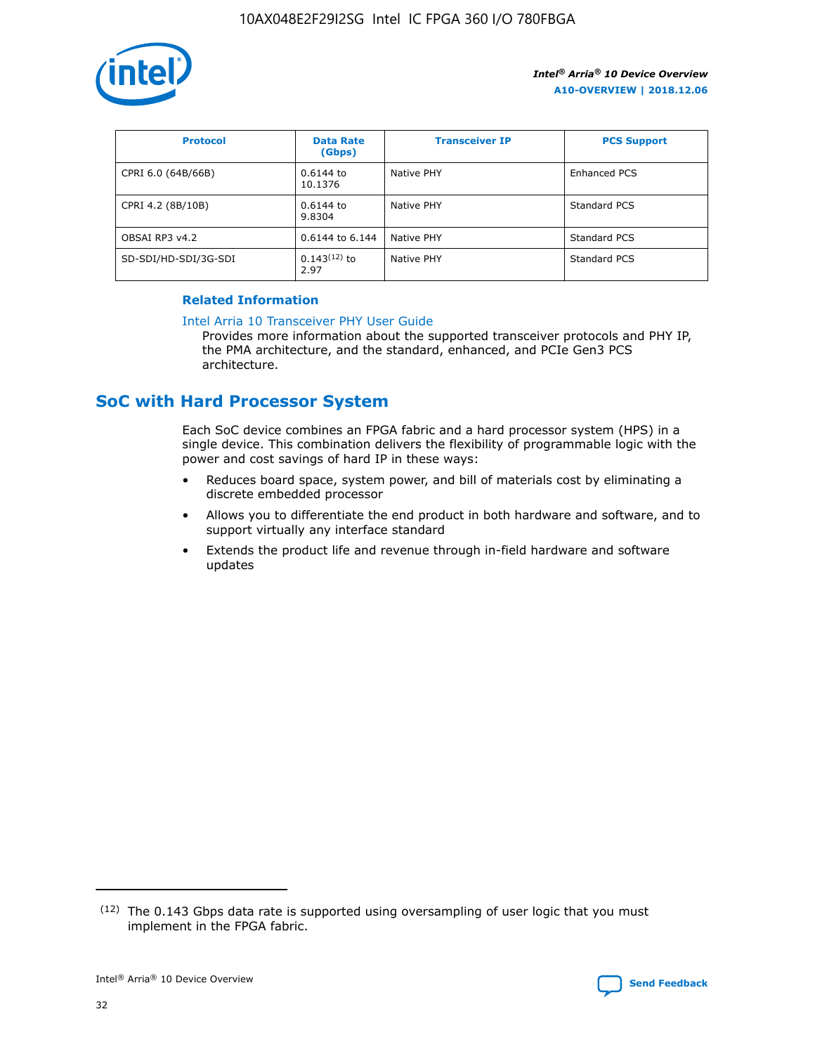| Protocol | Data Rate (Gbps) | Transceiver IP | PCS Support |
| --- | --- | --- | --- |
| CPRI 6.0 (64B/66B) | 0.6144 to 10.1376 | Native PHY | Enhanced PCS |
| CPRI 4.2 (8B/10B) | 0.6144 to 9.8304 | Native PHY | Standard PCS |
| OBSAI RP3 v4.2 | 0.6144 to 6.144 | Native PHY | Standard PCS |
| SD-SDI/HD-SDI/3G-SDI | 0.143[12] to 2.97 | Native PHY | Standard PCS |

**Related Information**

Intel Arria 10 Transceiver PHY User Guide

Provides more information about the supported transceiver protocols and PHY IP, the PMA architecture, and the standard, enhanced, and PCIe Gen3 PCS architecture.

## SoC with Hard Processor System

Each SoC device combines an FPGA fabric and a hard processor system (HPS) in a single device. This combination delivers the flexibility of programmable logic with the power and cost savings of hard IP in these ways:

- Reduces board space, system power, and bill of materials cost by eliminating a discrete embedded processor
- Allows you to differentiate the end product in both hardware and software, and to support virtually any interface standard
- Extends the product life and revenue through in-field hardware and software updates

[12] The 0.143 Gbps data rate is supported using oversampling of user logic that you must implement in the FPGA fabric.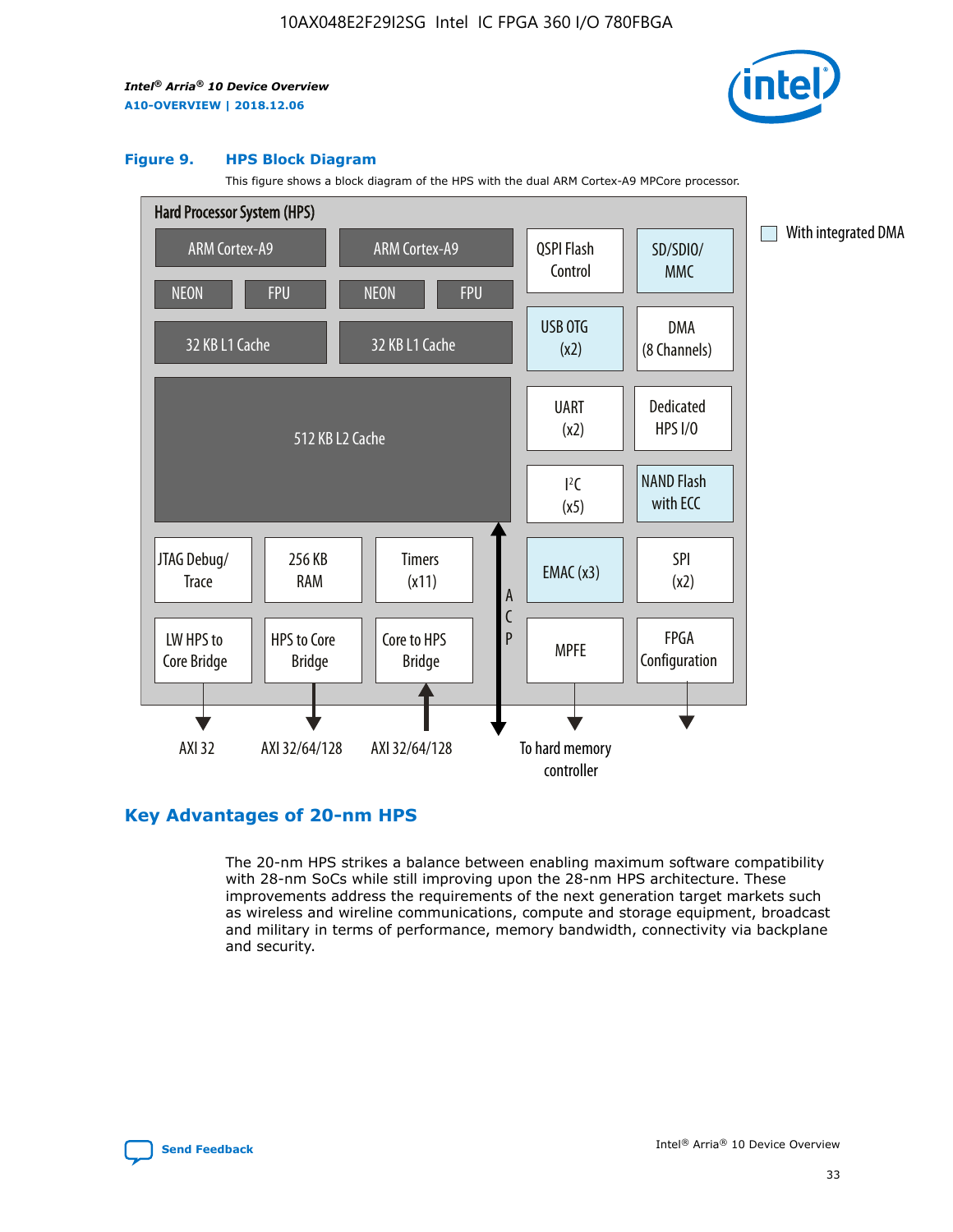**Figure 9. HPS Block Diagram**

This figure shows a block diagram of the HPS with the dual ARM Cortex-A9 MPCore processor.

Hard Processor System (HPS)

ARM Cortex-A9 | ARM Cortex-A9 | QSPI Flash Control | SD/SDIO/MMC

NEON | FPU | NEON | FPU

32 KB L1 Cache | 32 KB L1 Cache | USB OTG (x2) | DMA (8 Channels)

512 KB L2 Cache | UART (x2) | Dedicated HPS I/O | I²C (x5) | NAND Flash with ECC

JTAG Debug/Trace | 256 KB RAM | Timers (x11) | ACP | EMAC (x3) | SPI (x2)

LW HPS to Core Bridge | HPS to Core Bridge | Core to HPS Bridge | MPFE | FPGA Configuration

AXI 32 | AXI 32/64/128 | AXI 32/64/128 | To hard memory controller

With integrated DMA

## Key Advantages of 20-nm HPS

The 20-nm HPS strikes a balance between enabling maximum software compatibility with 28-nm SoCs while still improving upon the 28-nm HPS architecture. These improvements address the requirements of the next generation target markets such as wireless and wireline communications, compute and storage equipment, broadcast and military in terms of performance, memory bandwidth, connectivity via backplane and security.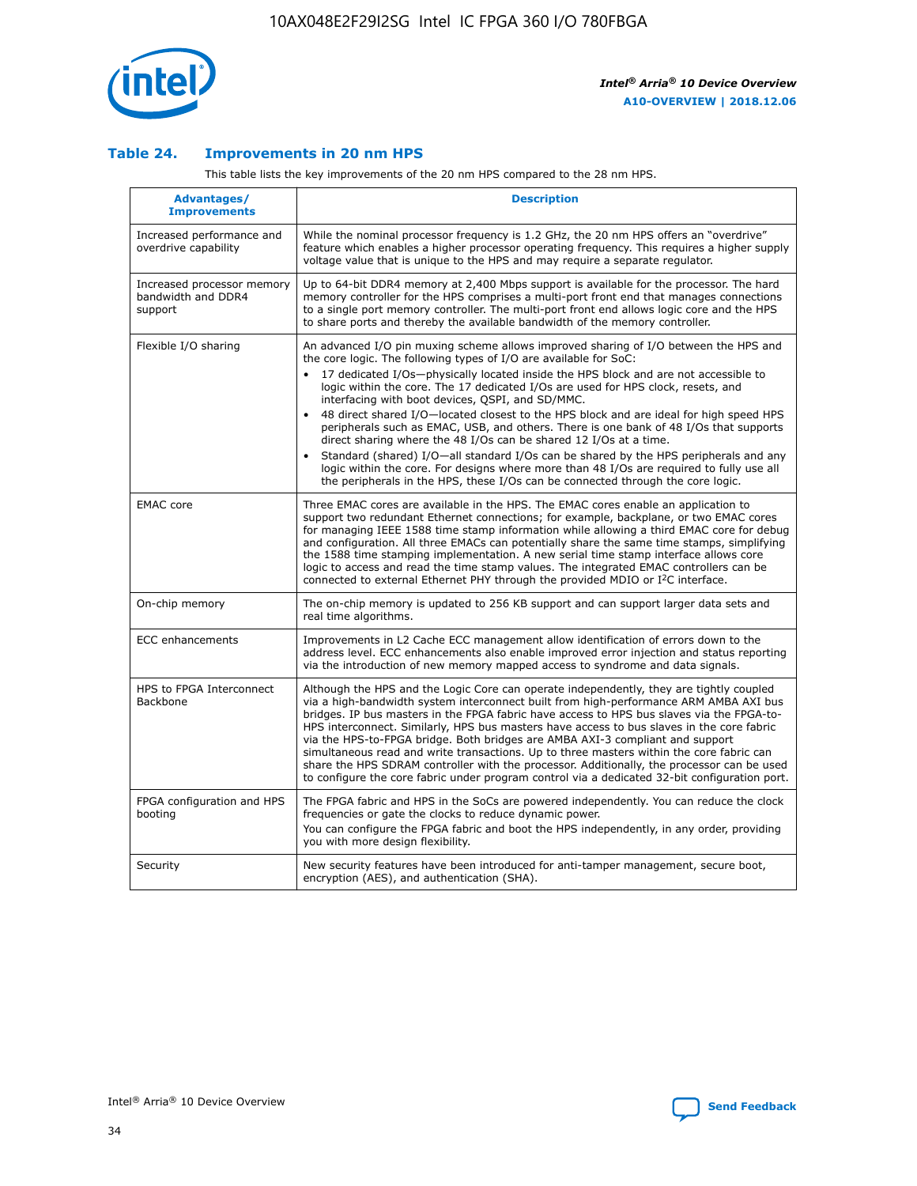## Table 24. Improvements in 20 nm HPS

This table lists the key improvements of the 20 nm HPS compared to the 28 nm HPS.

| Advantages/ Improvements | Description |
|---|---|
| Increased performance and overdrive capability | While the nominal processor frequency is 1.2 GHz, the 20 nm HPS offers an "overdrive" feature which enables a higher processor operating frequency. This requires a higher supply voltage value that is unique to the HPS and may require a separate regulator. |
| Increased processor memory bandwidth and DDR4 support | Up to 64-bit DDR4 memory at 2,400 Mbps support is available for the processor. The hard memory controller for the HPS comprises a multi-port front end that manages connections to a single port memory controller. The multi-port front end allows logic core and the HPS to share ports and thereby the available bandwidth of the memory controller. |
| Flexible I/O sharing | An advanced I/O pin muxing scheme allows improved sharing of I/O between the HPS and the core logic. The following types of I/O are available for SoC: • 17 dedicated I/Os—physically located inside the HPS block and are not accessible to logic within the core. The 17 dedicated I/Os are used for HPS clock, resets, and interfacing with boot devices, QSPI, and SD/MMC. • 48 direct shared I/O—located closest to the HPS block and are ideal for high speed HPS peripherals such as EMAC, USB, and others. There is one bank of 48 I/Os that supports direct sharing where the 48 I/Os can be shared 12 I/Os at a time. • Standard (shared) I/O—all standard I/Os can be shared by the HPS peripherals and any logic within the core. For designs where more than 48 I/Os are required to fully use all the peripherals in the HPS, these I/Os can be connected through the core logic. |
| EMAC core | Three EMAC cores are available in the HPS. The EMAC cores enable an application to support two redundant Ethernet connections; for example, backplane, or two EMAC cores for managing IEEE 1588 time stamp information while allowing a third EMAC core for debug and configuration. All three EMACs can potentially share the same time stamps, simplifying the 1588 time stamping implementation. A new serial time stamp interface allows core logic to access and read the time stamp values. The integrated EMAC controllers can be connected to external Ethernet PHY through the provided MDIO or I²C interface. |
| On-chip memory | The on-chip memory is updated to 256 KB support and can support larger data sets and real time algorithms. |
| ECC enhancements | Improvements in L2 Cache ECC management allow identification of errors down to the address level. ECC enhancements also enable improved error injection and status reporting via the introduction of new memory mapped access to syndrome and data signals. |
| HPS to FPGA Interconnect Backbone | Although the HPS and the Logic Core can operate independently, they are tightly coupled via a high-bandwidth system interconnect built from high-performance ARM AMBA AXI bus bridges. IP bus masters in the FPGA fabric have access to HPS bus slaves via the FPGA-to-HPS interconnect. Similarly, HPS bus masters have access to bus slaves in the core fabric via the HPS-to-FPGA bridge. Both bridges are AMBA AXI-3 compliant and support simultaneous read and write transactions. Up to three masters within the core fabric can share the HPS SDRAM controller with the processor. Additionally, the processor can be used to configure the core fabric under program control via a dedicated 32-bit configuration port. |
| FPGA configuration and HPS booting | The FPGA fabric and HPS in the SoCs are powered independently. You can reduce the clock frequencies or gate the clocks to reduce dynamic power. You can configure the FPGA fabric and boot the HPS independently, in any order, providing you with more design flexibility. |
| Security | New security features have been introduced for anti-tamper management, secure boot, encryption (AES), and authentication (SHA). |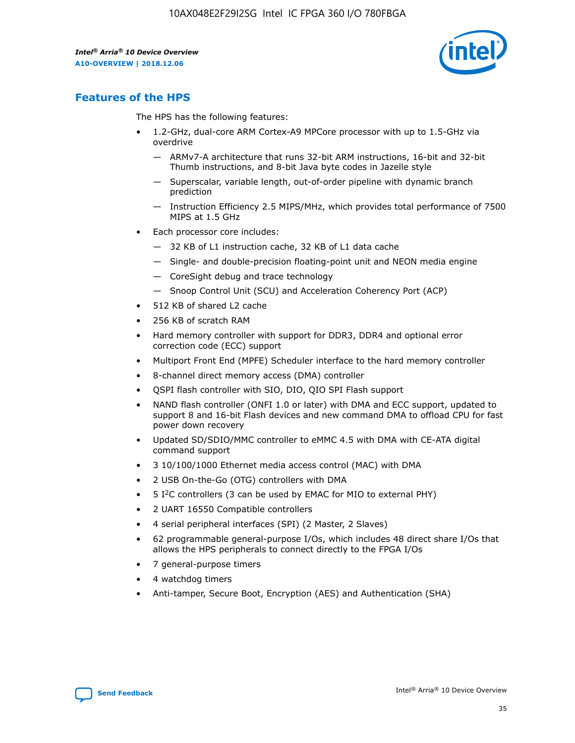## Features of the HPS

The HPS has the following features:

- 1.2-GHz, dual-core ARM Cortex-A9 MPCore processor with up to 1.5-GHz via overdrive
    - — ARMv7-A architecture that runs 32-bit ARM instructions, 16-bit and 32-bit Thumb instructions, and 8-bit Java byte codes in Jazelle style
    - — Superscalar, variable length, out-of-order pipeline with dynamic branch prediction
    - — Instruction Efficiency 2.5 MIPS/MHz, which provides total performance of 7500 MIPS at 1.5 GHz
- Each processor core includes:
    - — 32 KB of L1 instruction cache, 32 KB of L1 data cache
    - — Single- and double-precision floating-point unit and NEON media engine
    - — CoreSight debug and trace technology
    - — Snoop Control Unit (SCU) and Acceleration Coherency Port (ACP)
- 512 KB of shared L2 cache
- 256 KB of scratch RAM
- Hard memory controller with support for DDR3, DDR4 and optional error correction code (ECC) support
- Multiport Front End (MPFE) Scheduler interface to the hard memory controller
- 8-channel direct memory access (DMA) controller
- QSPI flash controller with SIO, DIO, QIO SPI Flash support
- NAND flash controller (ONFI 1.0 or later) with DMA and ECC support, updated to support 8 and 16-bit Flash devices and new command DMA to offload CPU for fast power down recovery
- Updated SD/SDIO/MMC controller to eMMC 4.5 with DMA with CE-ATA digital command support
- 3 10/100/1000 Ethernet media access control (MAC) with DMA
- 2 USB On-the-Go (OTG) controllers with DMA
- 5 I²C controllers (3 can be used by EMAC for MIO to external PHY)
- 2 UART 16550 Compatible controllers
- 4 serial peripheral interfaces (SPI) (2 Master, 2 Slaves)
- 62 programmable general-purpose I/Os, which includes 48 direct share I/Os that allows the HPS peripherals to connect directly to the FPGA I/Os
- 7 general-purpose timers
- 4 watchdog timers
- Anti-tamper, Secure Boot, Encryption (AES) and Authentication (SHA)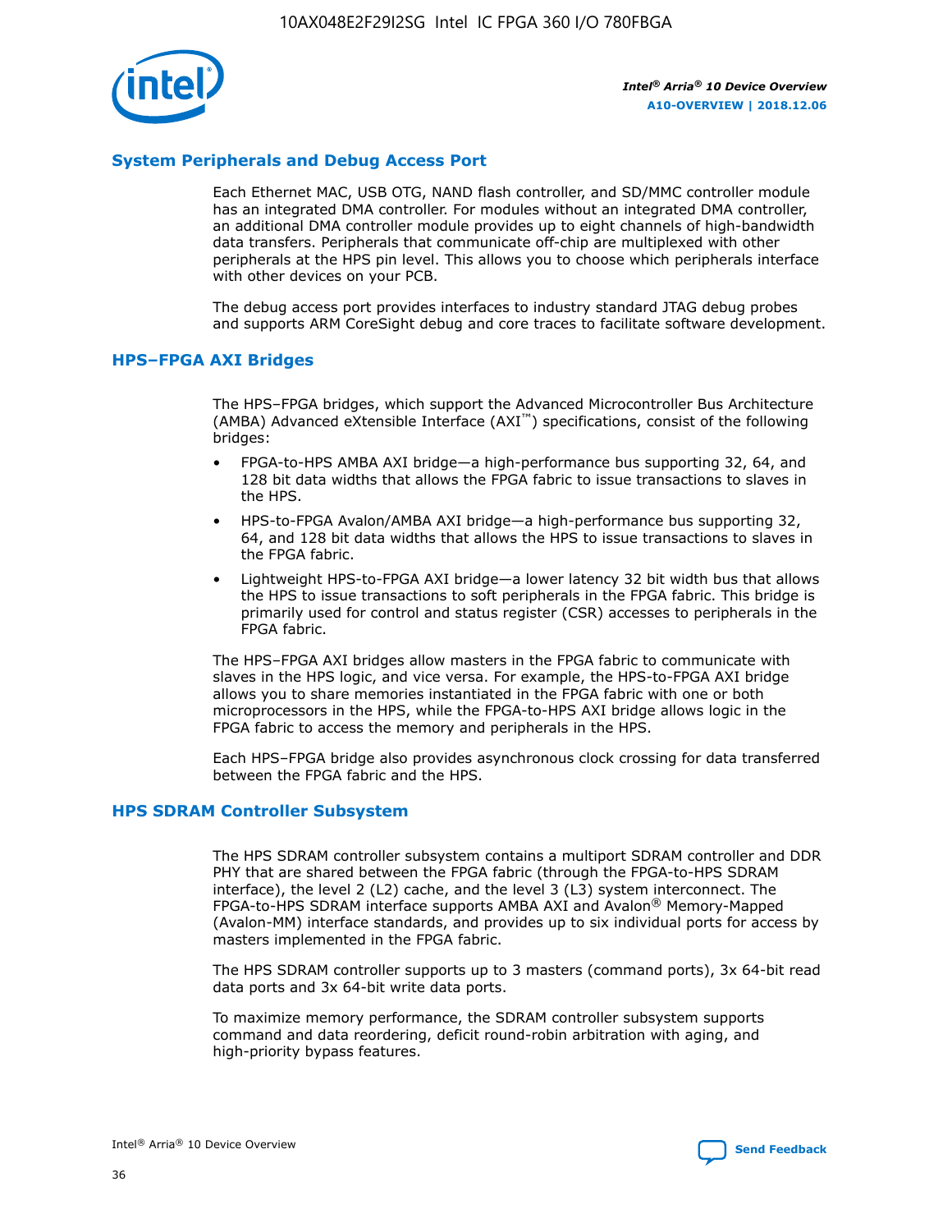## System Peripherals and Debug Access Port

Each Ethernet MAC, USB OTG, NAND flash controller, and SD/MMC controller module has an integrated DMA controller. For modules without an integrated DMA controller, an additional DMA controller module provides up to eight channels of high-bandwidth data transfers. Peripherals that communicate off-chip are multiplexed with other peripherals at the HPS pin level. This allows you to choose which peripherals interface with other devices on your PCB.

The debug access port provides interfaces to industry standard JTAG debug probes and supports ARM CoreSight debug and core traces to facilitate software development.

## HPS–FPGA AXI Bridges

The HPS–FPGA bridges, which support the Advanced Microcontroller Bus Architecture (AMBA) Advanced eXtensible Interface (AXI™) specifications, consist of the following bridges:

- FPGA-to-HPS AMBA AXI bridge—a high-performance bus supporting 32, 64, and 128 bit data widths that allows the FPGA fabric to issue transactions to slaves in the HPS.
- HPS-to-FPGA Avalon/AMBA AXI bridge—a high-performance bus supporting 32, 64, and 128 bit data widths that allows the HPS to issue transactions to slaves in the FPGA fabric.
- Lightweight HPS-to-FPGA AXI bridge—a lower latency 32 bit width bus that allows the HPS to issue transactions to soft peripherals in the FPGA fabric. This bridge is primarily used for control and status register (CSR) accesses to peripherals in the FPGA fabric.

The HPS–FPGA AXI bridges allow masters in the FPGA fabric to communicate with slaves in the HPS logic, and vice versa. For example, the HPS-to-FPGA AXI bridge allows you to share memories instantiated in the FPGA fabric with one or both microprocessors in the HPS, while the FPGA-to-HPS AXI bridge allows logic in the FPGA fabric to access the memory and peripherals in the HPS.

Each HPS–FPGA bridge also provides asynchronous clock crossing for data transferred between the FPGA fabric and the HPS.

## HPS SDRAM Controller Subsystem

The HPS SDRAM controller subsystem contains a multiport SDRAM controller and DDR PHY that are shared between the FPGA fabric (through the FPGA-to-HPS SDRAM interface), the level 2 (L2) cache, and the level 3 (L3) system interconnect. The FPGA-to-HPS SDRAM interface supports AMBA AXI and Avalon® Memory-Mapped (Avalon-MM) interface standards, and provides up to six individual ports for access by masters implemented in the FPGA fabric.

The HPS SDRAM controller supports up to 3 masters (command ports), 3x 64-bit read data ports and 3x 64-bit write data ports.

To maximize memory performance, the SDRAM controller subsystem supports command and data reordering, deficit round-robin arbitration with aging, and high-priority bypass features.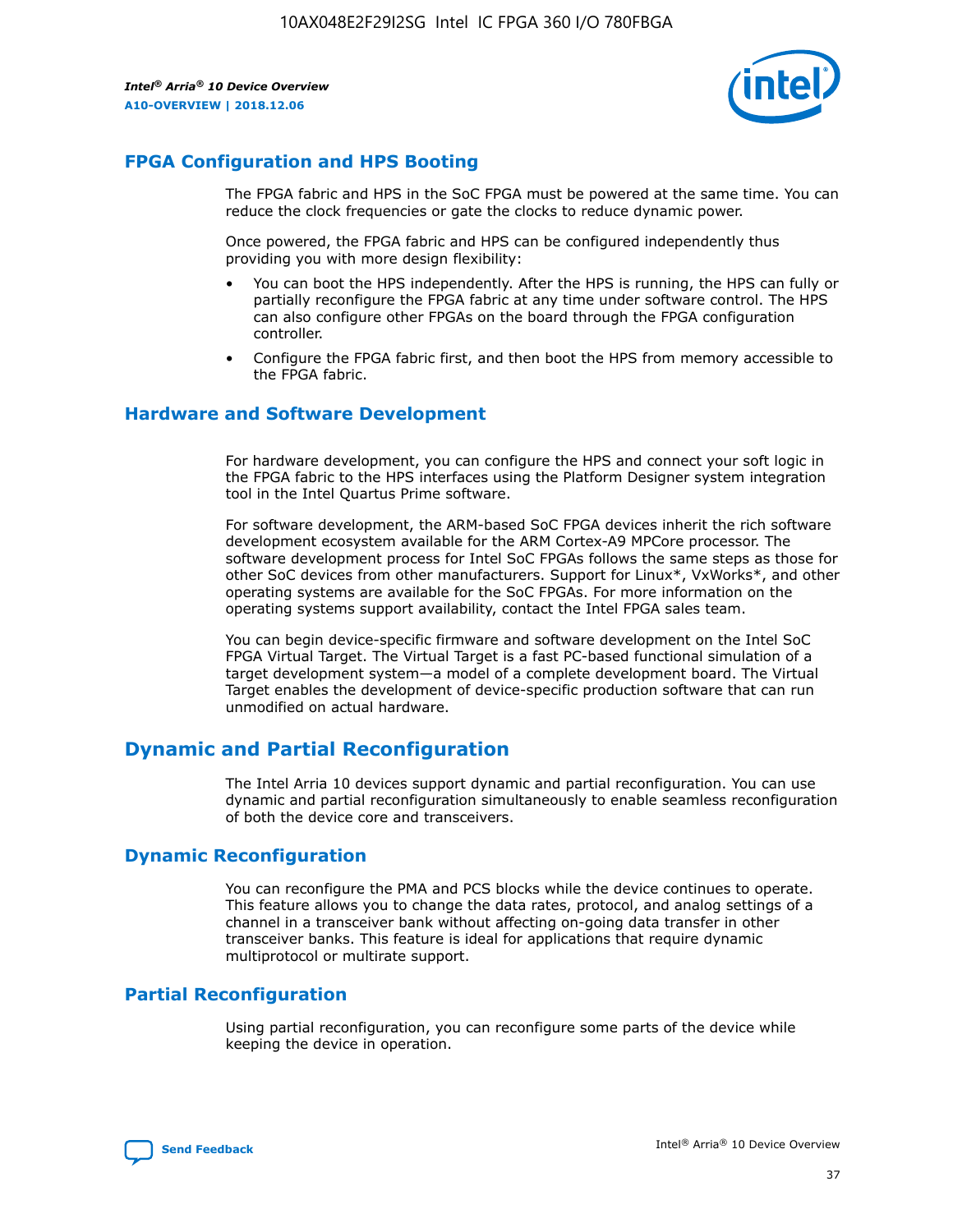## FPGA Configuration and HPS Booting

The FPGA fabric and HPS in the SoC FPGA must be powered at the same time. You can reduce the clock frequencies or gate the clocks to reduce dynamic power.

Once powered, the FPGA fabric and HPS can be configured independently thus providing you with more design flexibility:

- You can boot the HPS independently. After the HPS is running, the HPS can fully or partially reconfigure the FPGA fabric at any time under software control. The HPS can also configure other FPGAs on the board through the FPGA configuration controller.
- Configure the FPGA fabric first, and then boot the HPS from memory accessible to the FPGA fabric.

## Hardware and Software Development

For hardware development, you can configure the HPS and connect your soft logic in the FPGA fabric to the HPS interfaces using the Platform Designer system integration tool in the Intel Quartus Prime software.

For software development, the ARM-based SoC FPGA devices inherit the rich software development ecosystem available for the ARM Cortex-A9 MPCore processor. The software development process for Intel SoC FPGAs follows the same steps as those for other SoC devices from other manufacturers. Support for Linux*, VxWorks*, and other operating systems are available for the SoC FPGAs. For more information on the operating systems support availability, contact the Intel FPGA sales team.

You can begin device-specific firmware and software development on the Intel SoC FPGA Virtual Target. The Virtual Target is a fast PC-based functional simulation of a target development system—a model of a complete development board. The Virtual Target enables the development of device-specific production software that can run unmodified on actual hardware.

# Dynamic and Partial Reconfiguration

The Intel Arria 10 devices support dynamic and partial reconfiguration. You can use dynamic and partial reconfiguration simultaneously to enable seamless reconfiguration of both the device core and transceivers.

## Dynamic Reconfiguration

You can reconfigure the PMA and PCS blocks while the device continues to operate. This feature allows you to change the data rates, protocol, and analog settings of a channel in a transceiver bank without affecting on-going data transfer in other transceiver banks. This feature is ideal for applications that require dynamic multiprotocol or multirate support.

## Partial Reconfiguration

Using partial reconfiguration, you can reconfigure some parts of the device while keeping the device in operation.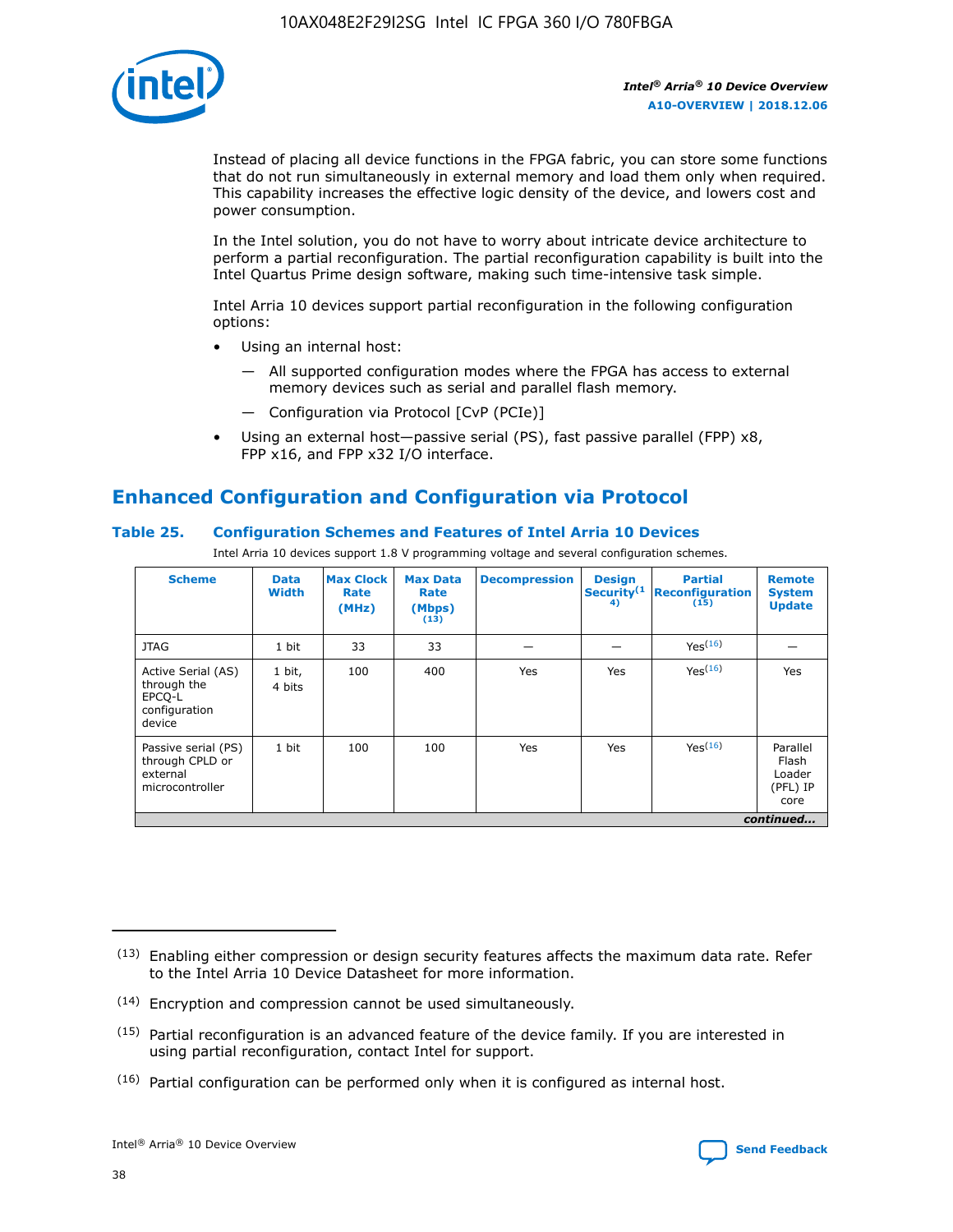Instead of placing all device functions in the FPGA fabric, you can store some functions that do not run simultaneously in external memory and load them only when required. This capability increases the effective logic density of the device, and lowers cost and power consumption.

In the Intel solution, you do not have to worry about intricate device architecture to perform a partial reconfiguration. The partial reconfiguration capability is built into the Intel Quartus Prime design software, making such time-intensive task simple.

Intel Arria 10 devices support partial reconfiguration in the following configuration options:

- Using an internal host:
  - — All supported configuration modes where the FPGA has access to external memory devices such as serial and parallel flash memory.
  - — Configuration via Protocol [CvP (PCIe)]
- Using an external host—passive serial (PS), fast passive parallel (FPP) x8, FPP x16, and FPP x32 I/O interface.

## Enhanced Configuration and Configuration via Protocol

### Table 25. Configuration Schemes and Features of Intel Arria 10 Devices

Intel Arria 10 devices support 1.8 V programming voltage and several configuration schemes.

| Scheme | Data Width | Max Clock Rate (MHz) | Max Data Rate (Mbps) (13) | Decompression | Design Security(14) | Partial Reconfiguration (15) | Remote System Update |
|---|---|---|---|---|---|---|---|
| JTAG | 1 bit | 33 | 33 | — | — | Yes(16) | — |
| Active Serial (AS) through the EPCQ-L configuration device | 1 bit, 4 bits | 100 | 400 | Yes | Yes | Yes(16) | Yes |
| Passive serial (PS) through CPLD or external microcontroller | 1 bit | 100 | 100 | Yes | Yes | Yes(16) | Parallel Flash Loader (PFL) IP core |
| *continued...* | | | | | | | |

(13) Enabling either compression or design security features affects the maximum data rate. Refer to the Intel Arria 10 Device Datasheet for more information.

(14) Encryption and compression cannot be used simultaneously.

(15) Partial reconfiguration is an advanced feature of the device family. If you are interested in using partial reconfiguration, contact Intel for support.

(16) Partial configuration can be performed only when it is configured as internal host.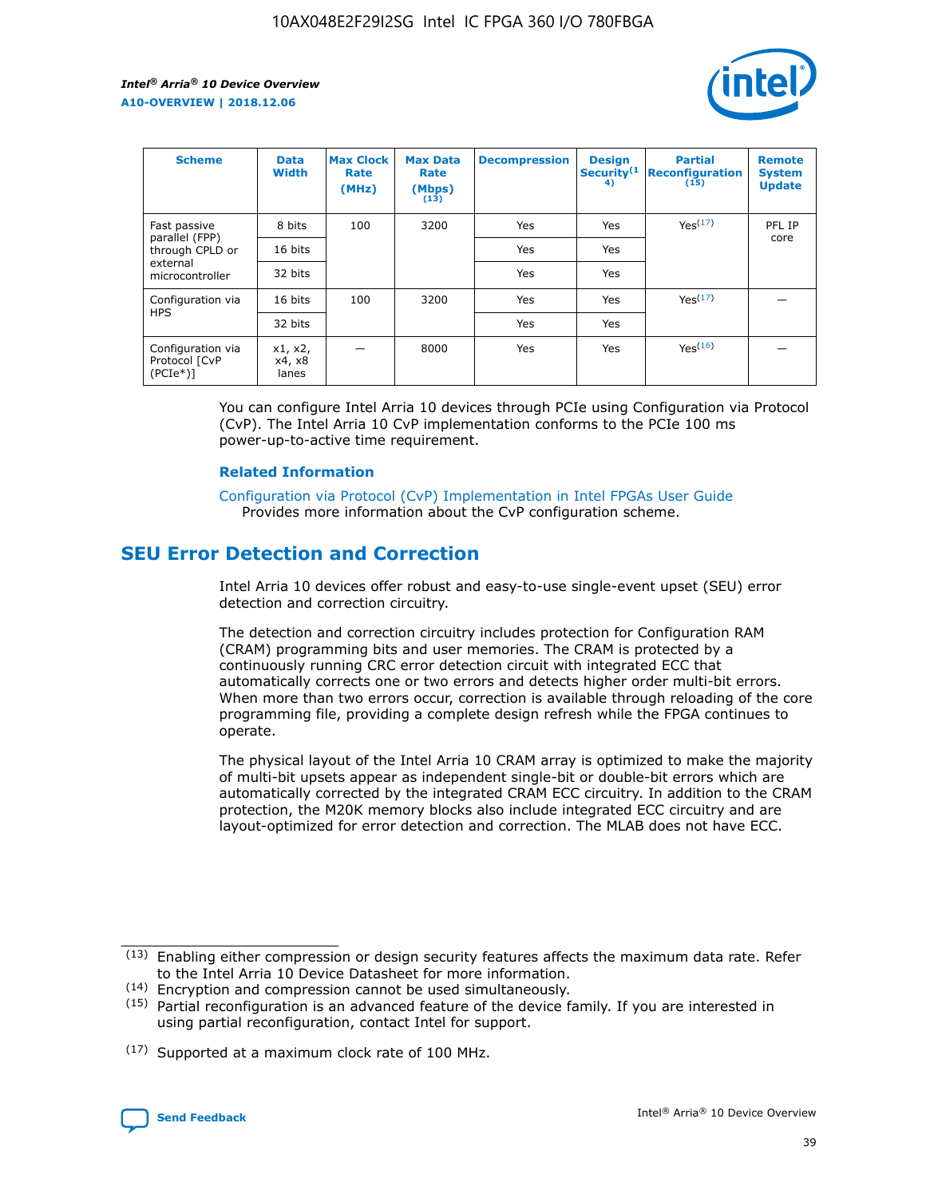| Scheme | Data Width | Max Clock Rate (MHz) | Max Data Rate (Mbps) (13) | Decompression | Design Security(14) | Partial Reconfiguration (15) | Remote System Update |
| --- | --- | --- | --- | --- | --- | --- | --- |
| Fast passive parallel (FPP) through CPLD or external microcontroller | 8 bits | 100 | 3200 | Yes | Yes | Yes(17) | PFL IP core |
| | 16 bits | | | Yes | Yes | | |
| | 32 bits | | | Yes | Yes | | |
| Configuration via HPS | 16 bits | 100 | 3200 | Yes | Yes | Yes(17) | — |
| | 32 bits | | | Yes | Yes | | |
| Configuration via Protocol [CvP (PCIe*)] | x1, x2, x4, x8 lanes | — | 8000 | Yes | Yes | Yes(16) | — |

You can configure Intel Arria 10 devices through PCIe using Configuration via Protocol (CvP). The Intel Arria 10 CvP implementation conforms to the PCIe 100 ms power-up-to-active time requirement.

**Related Information**

Configuration via Protocol (CvP) Implementation in Intel FPGAs User Guide
Provides more information about the CvP configuration scheme.

## SEU Error Detection and Correction

Intel Arria 10 devices offer robust and easy-to-use single-event upset (SEU) error detection and correction circuitry.

The detection and correction circuitry includes protection for Configuration RAM (CRAM) programming bits and user memories. The CRAM is protected by a continuously running CRC error detection circuit with integrated ECC that automatically corrects one or two errors and detects higher order multi-bit errors. When more than two errors occur, correction is available through reloading of the core programming file, providing a complete design refresh while the FPGA continues to operate.

The physical layout of the Intel Arria 10 CRAM array is optimized to make the majority of multi-bit upsets appear as independent single-bit or double-bit errors which are automatically corrected by the integrated CRAM ECC circuitry. In addition to the CRAM protection, the M20K memory blocks also include integrated ECC circuitry and are layout-optimized for error detection and correction. The MLAB does not have ECC.

(13) Enabling either compression or design security features affects the maximum data rate. Refer to the Intel Arria 10 Device Datasheet for more information.

(14) Encryption and compression cannot be used simultaneously.

(15) Partial reconfiguration is an advanced feature of the device family. If you are interested in using partial reconfiguration, contact Intel for support.

(17) Supported at a maximum clock rate of 100 MHz.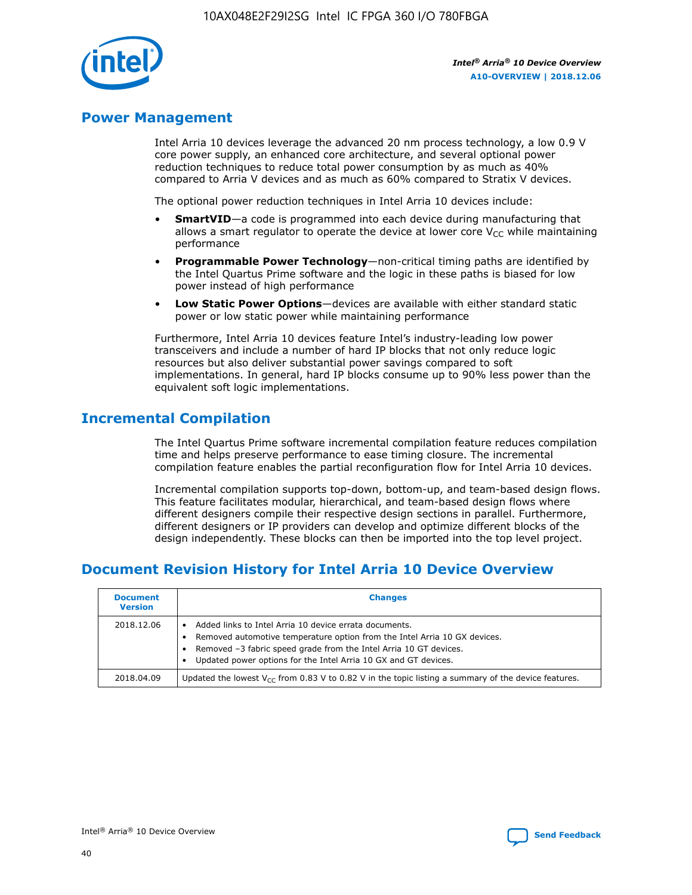## Power Management

Intel Arria 10 devices leverage the advanced 20 nm process technology, a low 0.9 V core power supply, an enhanced core architecture, and several optional power reduction techniques to reduce total power consumption by as much as 40% compared to Arria V devices and as much as 60% compared to Stratix V devices.

The optional power reduction techniques in Intel Arria 10 devices include:

- **SmartVID**—a code is programmed into each device during manufacturing that allows a smart regulator to operate the device at lower core $V_{CC}$ while maintaining performance
- **Programmable Power Technology**—non-critical timing paths are identified by the Intel Quartus Prime software and the logic in these paths is biased for low power instead of high performance
- **Low Static Power Options**—devices are available with either standard static power or low static power while maintaining performance

Furthermore, Intel Arria 10 devices feature Intel's industry-leading low power transceivers and include a number of hard IP blocks that not only reduce logic resources but also deliver substantial power savings compared to soft implementations. In general, hard IP blocks consume up to 90% less power than the equivalent soft logic implementations.

## Incremental Compilation

The Intel Quartus Prime software incremental compilation feature reduces compilation time and helps preserve performance to ease timing closure. The incremental compilation feature enables the partial reconfiguration flow for Intel Arria 10 devices.

Incremental compilation supports top-down, bottom-up, and team-based design flows. This feature facilitates modular, hierarchical, and team-based design flows where different designers compile their respective design sections in parallel. Furthermore, different designers or IP providers can develop and optimize different blocks of the design independently. These blocks can then be imported into the top level project.

## Document Revision History for Intel Arria 10 Device Overview

| Document Version | Changes |
| --- | --- |
| 2018.12.06 | • Added links to Intel Arria 10 device errata documents.<br>• Removed automotive temperature option from the Intel Arria 10 GX devices.<br>• Removed –3 fabric speed grade from the Intel Arria 10 GT devices.<br>• Updated power options for the Intel Arria 10 GX and GT devices. |
| 2018.04.09 | Updated the lowest $V_{CC}$ from 0.83 V to 0.82 V in the topic listing a summary of the device features. |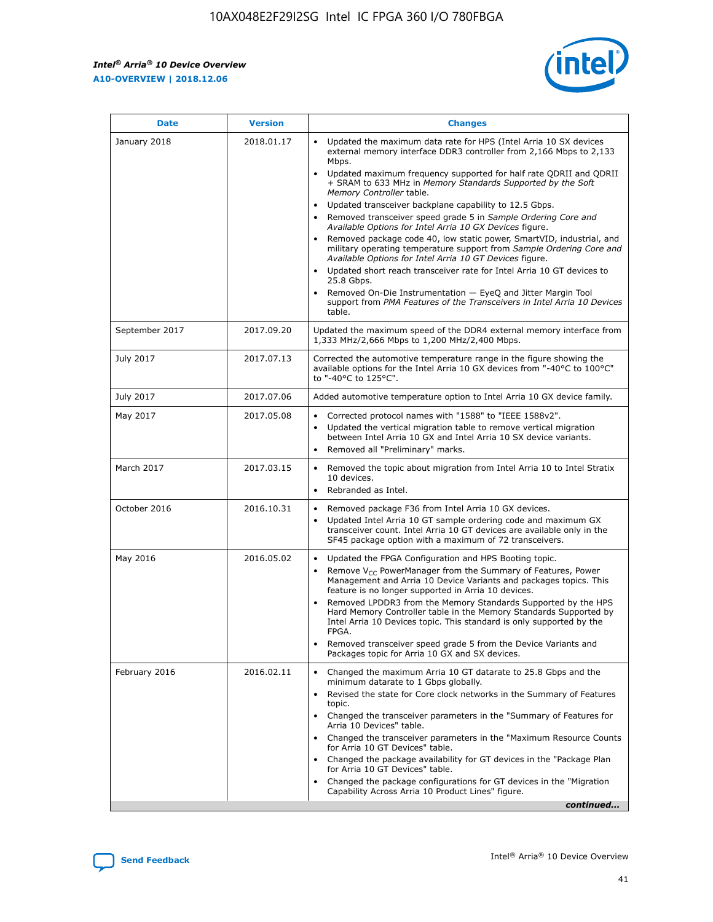| Date | Version | Changes |
| --- | --- | --- |
| January 2018 | 2018.01.17 | • Updated the maximum data rate for HPS (Intel Arria 10 SX devices external memory interface DDR3 controller from 2,166 Mbps to 2,133 Mbps.<br>• Updated maximum frequency supported for half rate QDRII and QDRII + SRAM to 633 MHz in *Memory Standards Supported by the Soft Memory Controller* table.<br>• Updated transceiver backplane capability to 12.5 Gbps.<br>• Removed transceiver speed grade 5 in *Sample Ordering Core and Available Options for Intel Arria 10 GX Devices* figure.<br>• Removed package code 40, low static power, SmartVID, industrial, and military operating temperature support from *Sample Ordering Core and Available Options for Intel Arria 10 GT Devices* figure.<br>• Updated short reach transceiver rate for Intel Arria 10 GT devices to 25.8 Gbps.<br>• Removed On-Die Instrumentation — EyeQ and Jitter Margin Tool support from *PMA Features of the Transceivers in Intel Arria 10 Devices* table. |
| September 2017 | 2017.09.20 | Updated the maximum speed of the DDR4 external memory interface from 1,333 MHz/2,666 Mbps to 1,200 MHz/2,400 Mbps. |
| July 2017 | 2017.07.13 | Corrected the automotive temperature range in the figure showing the available options for the Intel Arria 10 GX devices from "-40°C to 100°C" to "-40°C to 125°C". |
| July 2017 | 2017.07.06 | Added automotive temperature option to Intel Arria 10 GX device family. |
| May 2017 | 2017.05.08 | • Corrected protocol names with "1588" to "IEEE 1588v2".<br>• Updated the vertical migration table to remove vertical migration between Intel Arria 10 GX and Intel Arria 10 SX device variants.<br>• Removed all "Preliminary" marks. |
| March 2017 | 2017.03.15 | • Removed the topic about migration from Intel Arria 10 to Intel Stratix 10 devices.<br>• Rebranded as Intel. |
| October 2016 | 2016.10.31 | • Removed package F36 from Intel Arria 10 GX devices.<br>• Updated Intel Arria 10 GT sample ordering code and maximum GX transceiver count. Intel Arria 10 GT devices are available only in the SF45 package option with a maximum of 72 transceivers. |
| May 2016 | 2016.05.02 | • Updated the FPGA Configuration and HPS Booting topic.<br>• Remove $V_{CC}$ PowerManager from the Summary of Features, Power Management and Arria 10 Device Variants and packages topics. This feature is no longer supported in Arria 10 devices.<br>• Removed LPDDR3 from the Memory Standards Supported by the HPS Hard Memory Controller table in the Memory Standards Supported by Intel Arria 10 Devices topic. This standard is only supported by the FPGA.<br>• Removed transceiver speed grade 5 from the Device Variants and Packages topic for Arria 10 GX and SX devices. |
| February 2016 | 2016.02.11 | • Changed the maximum Arria 10 GT datarate to 25.8 Gbps and the minimum datarate to 1 Gbps globally.<br>• Revised the state for Core clock networks in the Summary of Features topic.<br>• Changed the transceiver parameters in the "Summary of Features for Arria 10 Devices" table.<br>• Changed the transceiver parameters in the "Maximum Resource Counts for Arria 10 GT Devices" table.<br>• Changed the package availability for GT devices in the "Package Plan for Arria 10 GT Devices" table.<br>• Changed the package configurations for GT devices in the "Migration Capability Across Arria 10 Product Lines" figure. |

*continued...*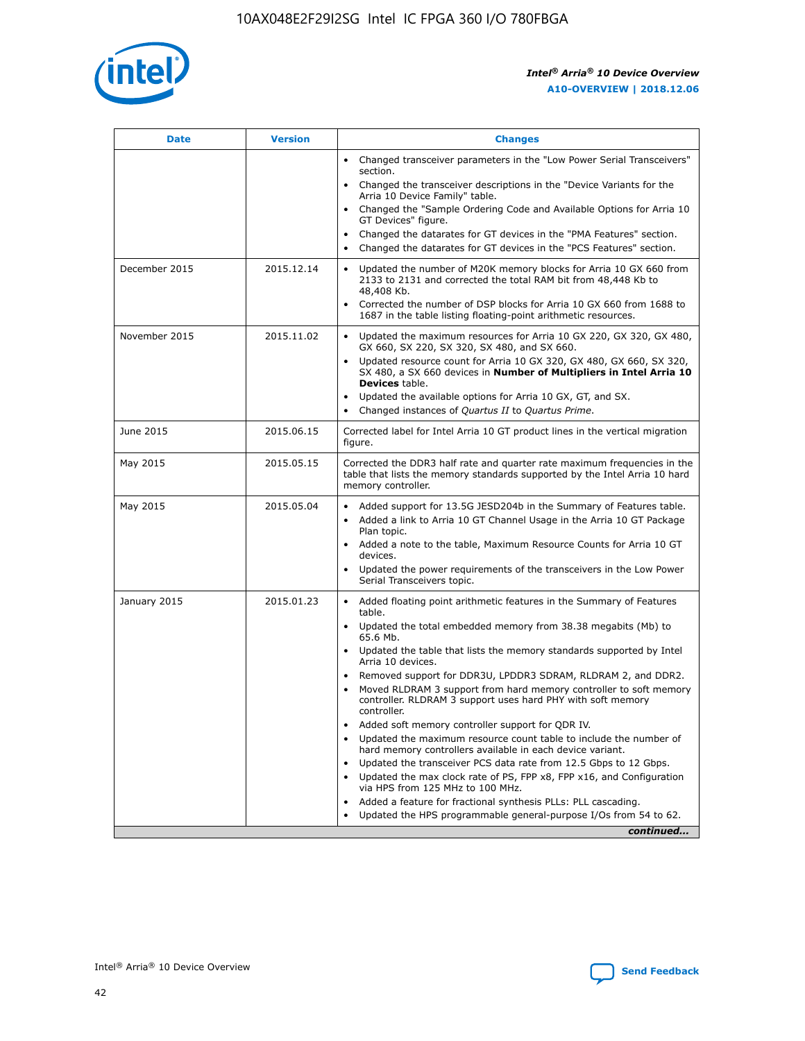| Date | Version | Changes |
| --- | --- | --- |
| | | • Changed transceiver parameters in the "Low Power Serial Transceivers" section.<br>• Changed the transceiver descriptions in the "Device Variants for the Arria 10 Device Family" table.<br>• Changed the "Sample Ordering Code and Available Options for Arria 10 GT Devices" figure.<br>• Changed the datarates for GT devices in the "PMA Features" section.<br>• Changed the datarates for GT devices in the "PCS Features" section. |
| December 2015 | 2015.12.14 | • Updated the number of M20K memory blocks for Arria 10 GX 660 from 2133 to 2131 and corrected the total RAM bit from 48,448 Kb to 48,408 Kb.<br>• Corrected the number of DSP blocks for Arria 10 GX 660 from 1688 to 1687 in the table listing floating-point arithmetic resources. |
| November 2015 | 2015.11.02 | • Updated the maximum resources for Arria 10 GX 220, GX 320, GX 480, GX 660, SX 220, SX 320, SX 480, and SX 660.<br>• Updated resource count for Arria 10 GX 320, GX 480, GX 660, SX 320, SX 480, a SX 660 devices in **Number of Multipliers in Intel Arria 10 Devices** table.<br>• Updated the available options for Arria 10 GX, GT, and SX.<br>• Changed instances of *Quartus II* to *Quartus Prime*. |
| June 2015 | 2015.06.15 | Corrected label for Intel Arria 10 GT product lines in the vertical migration figure. |
| May 2015 | 2015.05.15 | Corrected the DDR3 half rate and quarter rate maximum frequencies in the table that lists the memory standards supported by the Intel Arria 10 hard memory controller. |
| May 2015 | 2015.05.04 | • Added support for 13.5G JESD204b in the Summary of Features table.<br>• Added a link to Arria 10 GT Channel Usage in the Arria 10 GT Package Plan topic.<br>• Added a note to the table, Maximum Resource Counts for Arria 10 GT devices.<br>• Updated the power requirements of the transceivers in the Low Power Serial Transceivers topic. |
| January 2015 | 2015.01.23 | • Added floating point arithmetic features in the Summary of Features table.<br>• Updated the total embedded memory from 38.38 megabits (Mb) to 65.6 Mb.<br>• Updated the table that lists the memory standards supported by Intel Arria 10 devices.<br>• Removed support for DDR3U, LPDDR3 SDRAM, RLDRAM 2, and DDR2.<br>• Moved RLDRAM 3 support from hard memory controller to soft memory controller. RLDRAM 3 support uses hard PHY with soft memory controller.<br>• Added soft memory controller support for QDR IV.<br>• Updated the maximum resource count table to include the number of hard memory controllers available in each device variant.<br>• Updated the transceiver PCS data rate from 12.5 Gbps to 12 Gbps.<br>• Updated the max clock rate of PS, FPP x8, FPP x16, and Configuration via HPS from 125 MHz to 100 MHz.<br>• Added a feature for fractional synthesis PLLs: PLL cascading.<br>• Updated the HPS programmable general-purpose I/Os from 54 to 62. |

*continued...*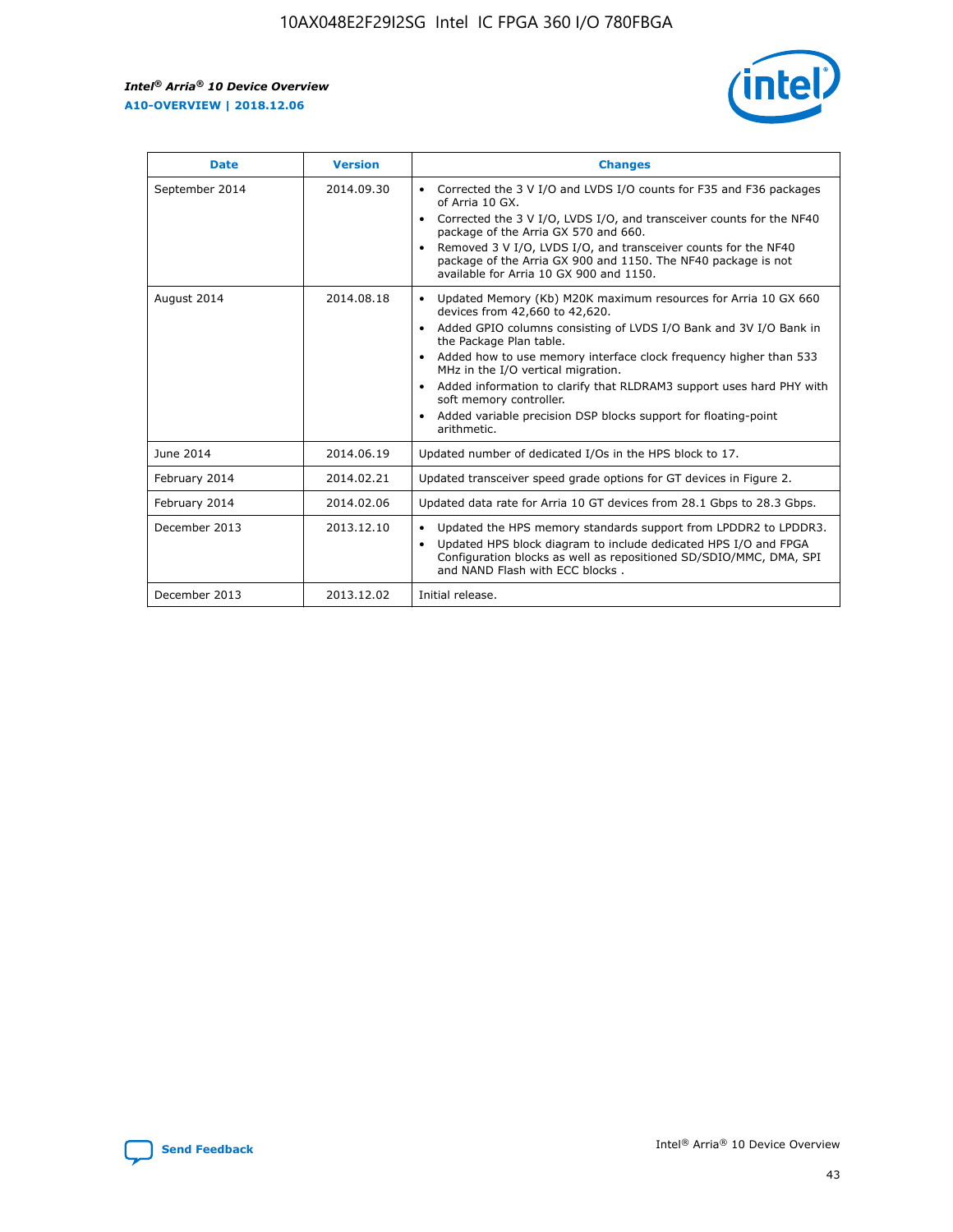| Date | Version | Changes |
| --- | --- | --- |
| September 2014 | 2014.09.30 | • Corrected the 3 V I/O and LVDS I/O counts for F35 and F36 packages of Arria 10 GX.<br>• Corrected the 3 V I/O, LVDS I/O, and transceiver counts for the NF40 package of the Arria GX 570 and 660.<br>• Removed 3 V I/O, LVDS I/O, and transceiver counts for the NF40 package of the Arria GX 900 and 1150. The NF40 package is not available for Arria 10 GX 900 and 1150. |
| August 2014 | 2014.08.18 | • Updated Memory (Kb) M20K maximum resources for Arria 10 GX 660 devices from 42,660 to 42,620.<br>• Added GPIO columns consisting of LVDS I/O Bank and 3V I/O Bank in the Package Plan table.<br>• Added how to use memory interface clock frequency higher than 533 MHz in the I/O vertical migration.<br>• Added information to clarify that RLDRAM3 support uses hard PHY with soft memory controller.<br>• Added variable precision DSP blocks support for floating-point arithmetic. |
| June 2014 | 2014.06.19 | Updated number of dedicated I/Os in the HPS block to 17. |
| February 2014 | 2014.02.21 | Updated transceiver speed grade options for GT devices in Figure 2. |
| February 2014 | 2014.02.06 | Updated data rate for Arria 10 GT devices from 28.1 Gbps to 28.3 Gbps. |
| December 2013 | 2013.12.10 | • Updated the HPS memory standards support from LPDDR2 to LPDDR3.<br>• Updated HPS block diagram to include dedicated HPS I/O and FPGA Configuration blocks as well as repositioned SD/SDIO/MMC, DMA, SPI and NAND Flash with ECC blocks . |
| December 2013 | 2013.12.02 | Initial release. |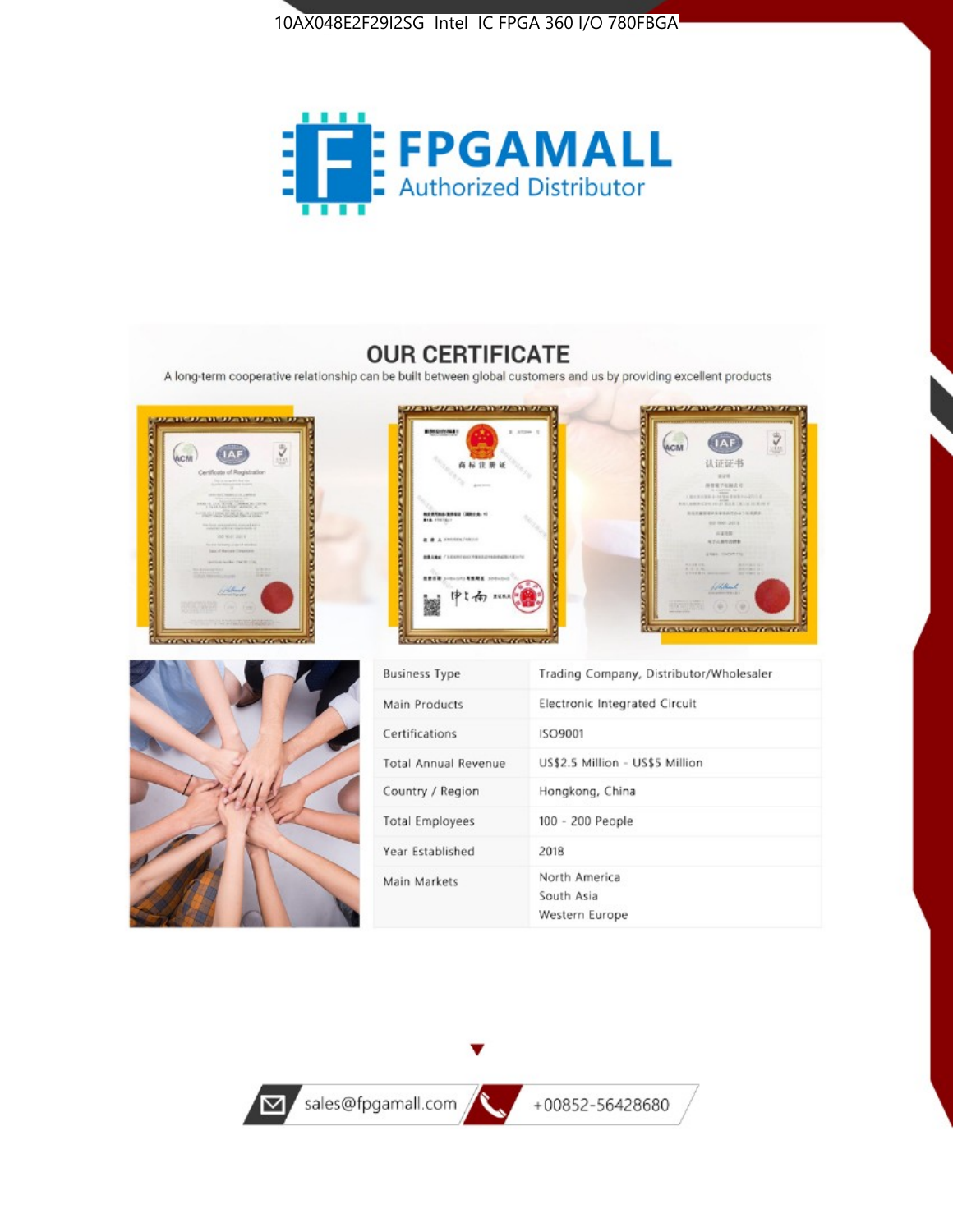# FPGAMALL

Authorized Distributor

## OUR CERTIFICATE

A long-term cooperative relationship can be built between global customers and us by providing excellent products

| | |
|---|---|
| Business Type | Trading Company, Distributor/Wholesaler |
| Main Products | Electronic Integrated Circuit |
| Certifications | ISO9001 |
| Total Annual Revenue | US$2.5 Million - US$5 Million |
| Country / Region | Hongkong, China |
| Total Employees | 100 - 200 People |
| Year Established | 2018 |
| Main Markets | North America<br>South Asia<br>Western Europe |

sales@fpgamall.com

+00852-56428680